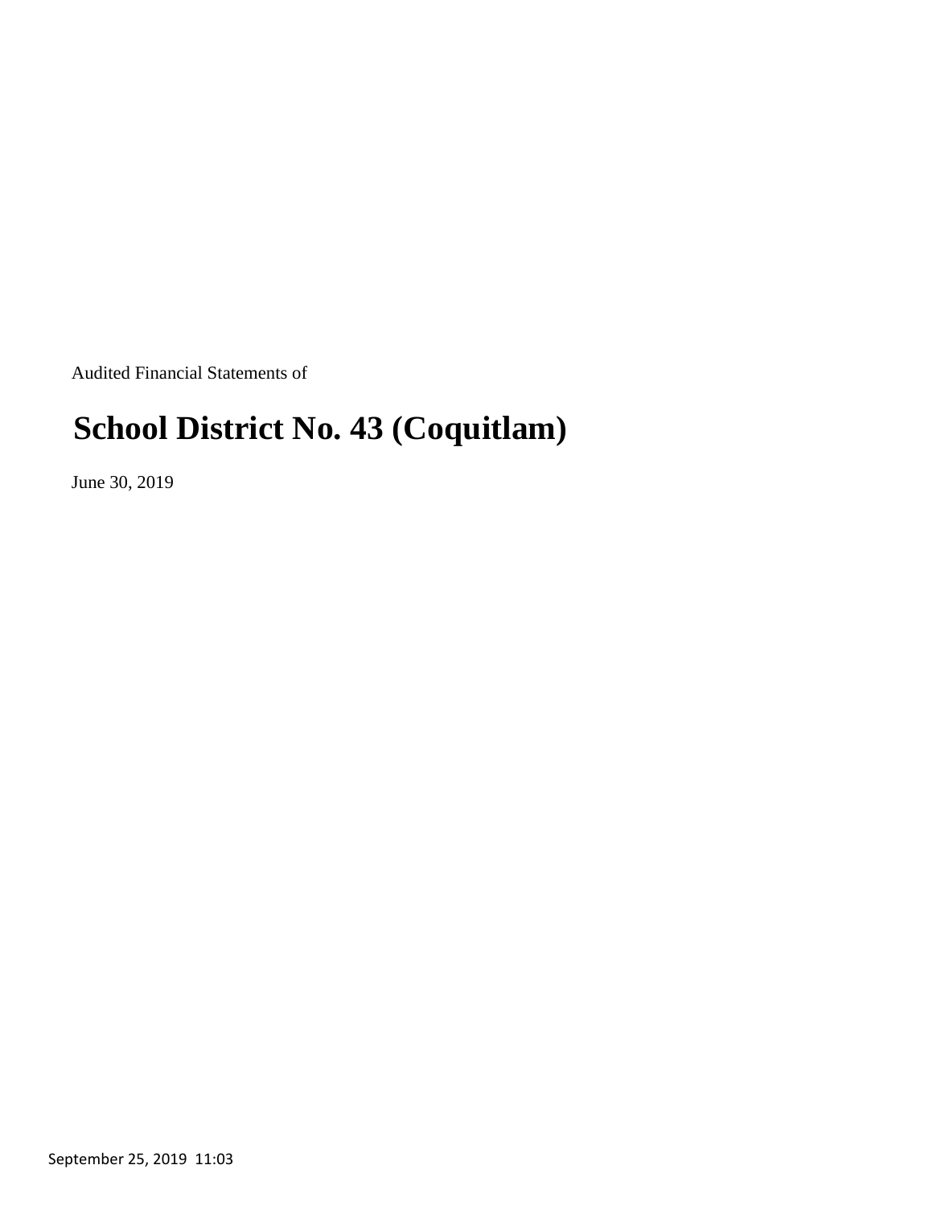Audited Financial Statements of

# School District No. 43 (Coquitlam)

June 30, 2019

September 25, 2019 11:03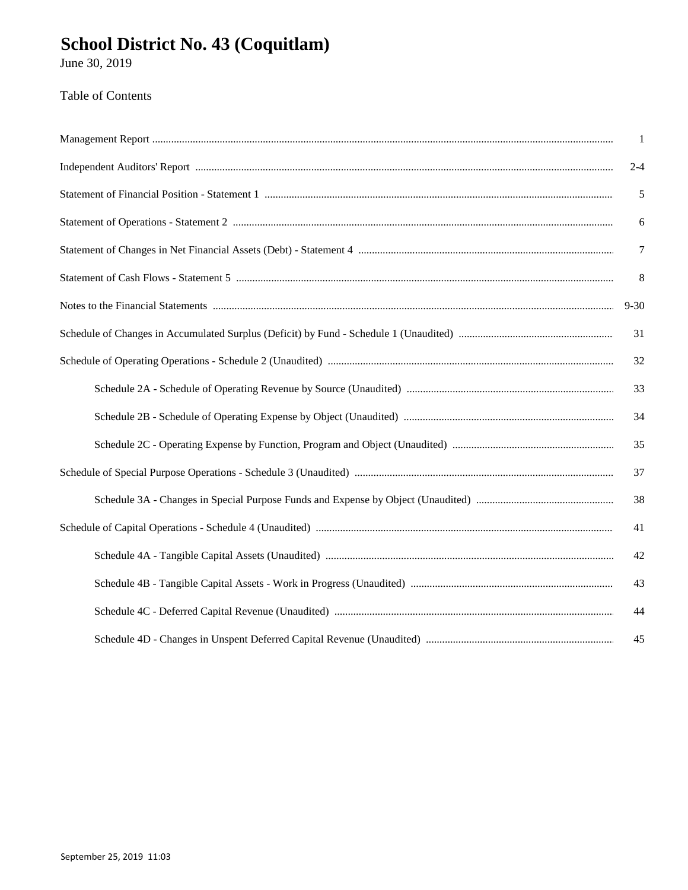# School District No. 43 (Coquitlam)

June 30, 2019

Table of Contents

| | |
|---|---|
| Management Report | 1 |
| Independent Auditors' Report | 2-4 |
| Statement of Financial Position - Statement 1 | 5 |
| Statement of Operations - Statement 2 | 6 |
| Statement of Changes in Net Financial Assets (Debt) - Statement 4 | 7 |
| Statement of Cash Flows - Statement 5 | 8 |
| Notes to the Financial Statements | 9-30 |
| Schedule of Changes in Accumulated Surplus (Deficit) by Fund - Schedule 1 (Unaudited) | 31 |
| Schedule of Operating Operations - Schedule 2 (Unaudited) | 32 |
| Schedule 2A - Schedule of Operating Revenue by Source (Unaudited) | 33 |
| Schedule 2B - Schedule of Operating Expense by Object (Unaudited) | 34 |
| Schedule 2C - Operating Expense by Function, Program and Object (Unaudited) | 35 |
| Schedule of Special Purpose Operations - Schedule 3 (Unaudited) | 37 |
| Schedule 3A - Changes in Special Purpose Funds and Expense by Object (Unaudited) | 38 |
| Schedule of Capital Operations - Schedule 4 (Unaudited) | 41 |
| Schedule 4A - Tangible Capital Assets (Unaudited) | 42 |
| Schedule 4B - Tangible Capital Assets - Work in Progress (Unaudited) | 43 |
| Schedule 4C - Deferred Capital Revenue (Unaudited) | 44 |
| Schedule 4D - Changes in Unspent Deferred Capital Revenue (Unaudited) | 45 |

September 25, 2019 11:03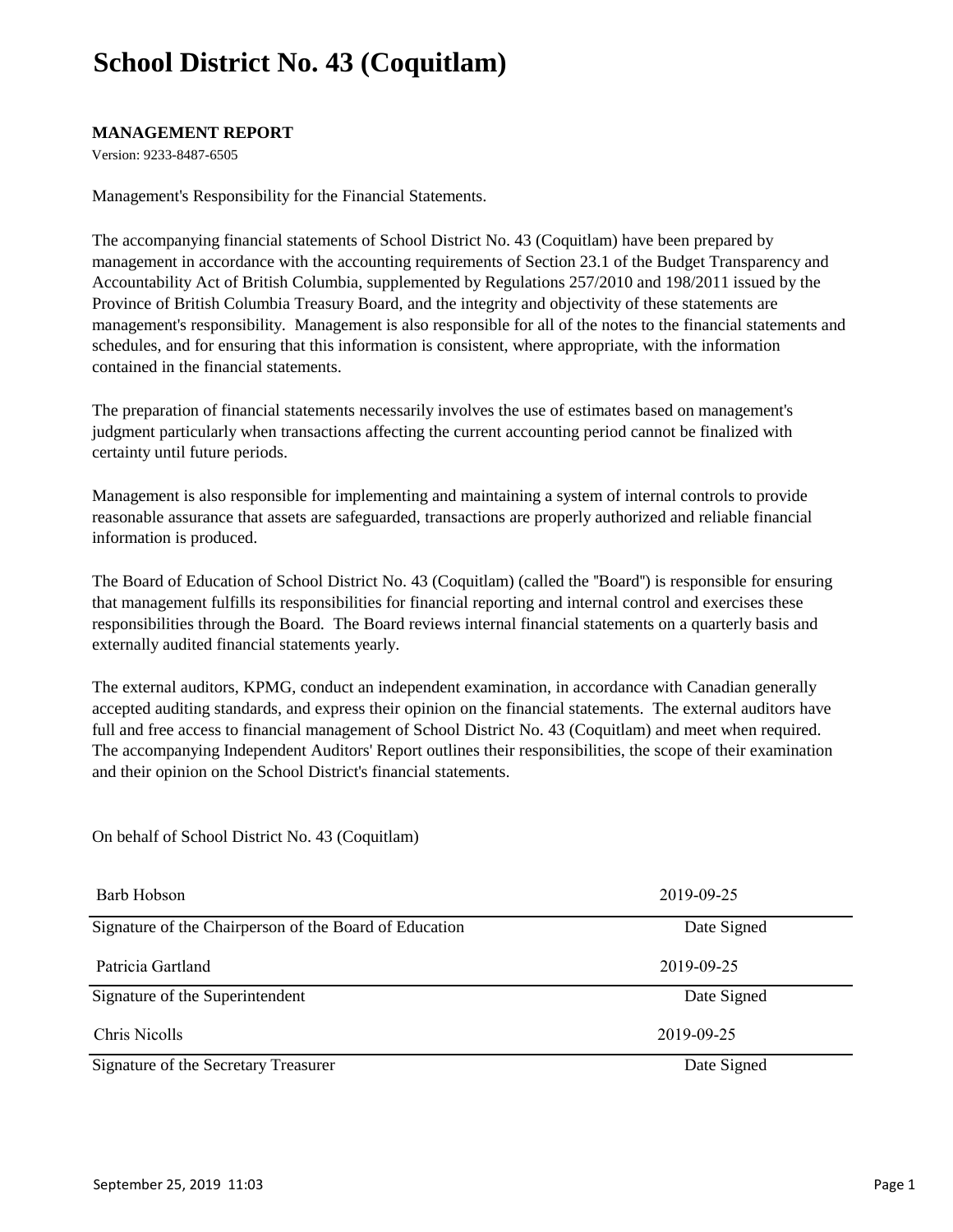# School District No. 43 (Coquitlam)

**MANAGEMENT REPORT**

Version: 9233-8487-6505

Management's Responsibility for the Financial Statements.

The accompanying financial statements of School District No. 43 (Coquitlam) have been prepared by management in accordance with the accounting requirements of Section 23.1 of the Budget Transparency and Accountability Act of British Columbia, supplemented by Regulations 257/2010 and 198/2011 issued by the Province of British Columbia Treasury Board, and the integrity and objectivity of these statements are management's responsibility. Management is also responsible for all of the notes to the financial statements and schedules, and for ensuring that this information is consistent, where appropriate, with the information contained in the financial statements.

The preparation of financial statements necessarily involves the use of estimates based on management's judgment particularly when transactions affecting the current accounting period cannot be finalized with certainty until future periods.

Management is also responsible for implementing and maintaining a system of internal controls to provide reasonable assurance that assets are safeguarded, transactions are properly authorized and reliable financial information is produced.

The Board of Education of School District No. 43 (Coquitlam) (called the "Board") is responsible for ensuring that management fulfills its responsibilities for financial reporting and internal control and exercises these responsibilities through the Board. The Board reviews internal financial statements on a quarterly basis and externally audited financial statements yearly.

The external auditors, KPMG, conduct an independent examination, in accordance with Canadian generally accepted auditing standards, and express their opinion on the financial statements. The external auditors have full and free access to financial management of School District No. 43 (Coquitlam) and meet when required. The accompanying Independent Auditors' Report outlines their responsibilities, the scope of their examination and their opinion on the School District's financial statements.

On behalf of School District No. 43 (Coquitlam)

| | |
|---|---|
| Barb Hobson | 2019-09-25 |
| Signature of the Chairperson of the Board of Education | Date Signed |
| Patricia Gartland | 2019-09-25 |
| Signature of the Superintendent | Date Signed |
| Chris Nicolls | 2019-09-25 |
| Signature of the Secretary Treasurer | Date Signed |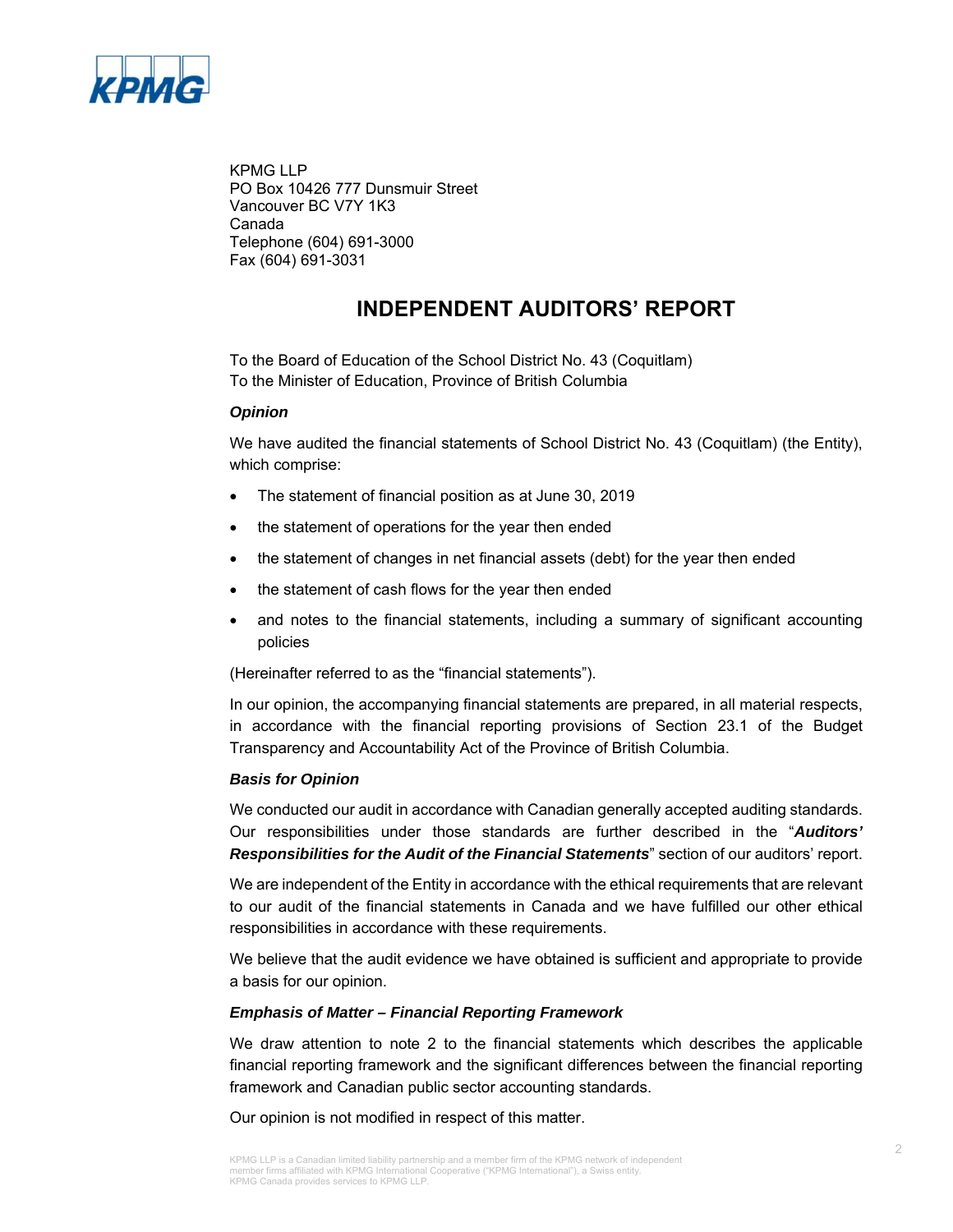KPMG LLP
PO Box 10426 777 Dunsmuir Street
Vancouver BC V7Y 1K3
Canada
Telephone (604) 691-3000
Fax (604) 691-3031

# INDEPENDENT AUDITORS' REPORT

To the Board of Education of the School District No. 43 (Coquitlam)
To the Minister of Education, Province of British Columbia

### *Opinion*

We have audited the financial statements of School District No. 43 (Coquitlam) (the Entity), which comprise:

- The statement of financial position as at June 30, 2019
- the statement of operations for the year then ended
- the statement of changes in net financial assets (debt) for the year then ended
- the statement of cash flows for the year then ended
- and notes to the financial statements, including a summary of significant accounting policies

(Hereinafter referred to as the "financial statements").

In our opinion, the accompanying financial statements are prepared, in all material respects, in accordance with the financial reporting provisions of Section 23.1 of the Budget Transparency and Accountability Act of the Province of British Columbia.

### *Basis for Opinion*

We conducted our audit in accordance with Canadian generally accepted auditing standards. Our responsibilities under those standards are further described in the "***Auditors' Responsibilities for the Audit of the Financial Statements***" section of our auditors' report.

We are independent of the Entity in accordance with the ethical requirements that are relevant to our audit of the financial statements in Canada and we have fulfilled our other ethical responsibilities in accordance with these requirements.

We believe that the audit evidence we have obtained is sufficient and appropriate to provide a basis for our opinion.

### *Emphasis of Matter – Financial Reporting Framework*

We draw attention to note 2 to the financial statements which describes the applicable financial reporting framework and the significant differences between the financial reporting framework and Canadian public sector accounting standards.

Our opinion is not modified in respect of this matter.

KPMG LLP is a Canadian limited liability partnership and a member firm of the KPMG network of independent member firms affiliated with KPMG International Cooperative ("KPMG International"), a Swiss entity. KPMG Canada provides services to KPMG LLP.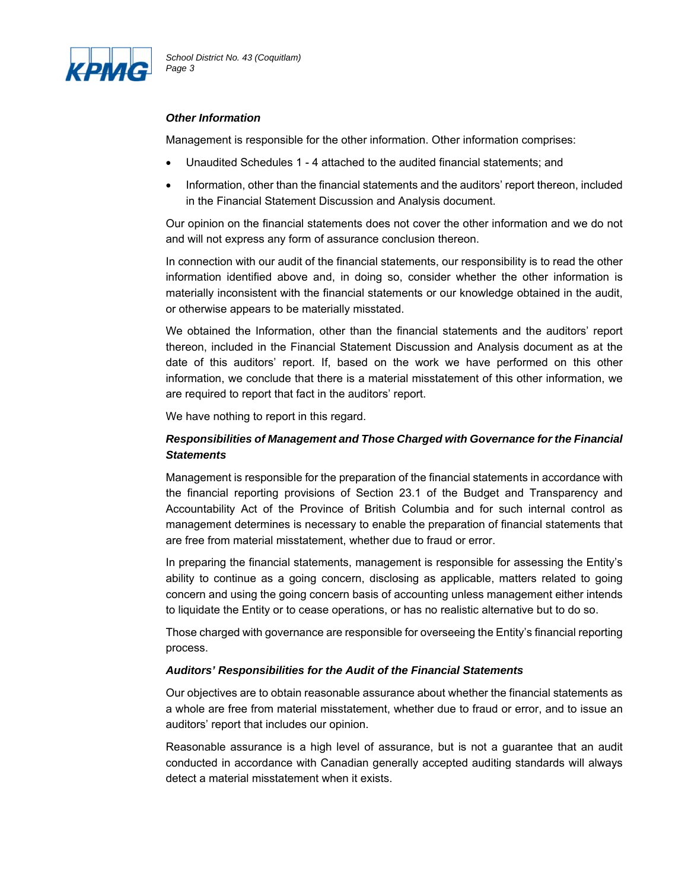### *Other Information*

Management is responsible for the other information. Other information comprises:

- Unaudited Schedules 1 - 4 attached to the audited financial statements; and
- Information, other than the financial statements and the auditors' report thereon, included in the Financial Statement Discussion and Analysis document.

Our opinion on the financial statements does not cover the other information and we do not and will not express any form of assurance conclusion thereon.

In connection with our audit of the financial statements, our responsibility is to read the other information identified above and, in doing so, consider whether the other information is materially inconsistent with the financial statements or our knowledge obtained in the audit, or otherwise appears to be materially misstated.

We obtained the Information, other than the financial statements and the auditors' report thereon, included in the Financial Statement Discussion and Analysis document as at the date of this auditors' report. If, based on the work we have performed on this other information, we conclude that there is a material misstatement of this other information, we are required to report that fact in the auditors' report.

We have nothing to report in this regard.

### *Responsibilities of Management and Those Charged with Governance for the Financial Statements*

Management is responsible for the preparation of the financial statements in accordance with the financial reporting provisions of Section 23.1 of the Budget and Transparency and Accountability Act of the Province of British Columbia and for such internal control as management determines is necessary to enable the preparation of financial statements that are free from material misstatement, whether due to fraud or error.

In preparing the financial statements, management is responsible for assessing the Entity's ability to continue as a going concern, disclosing as applicable, matters related to going concern and using the going concern basis of accounting unless management either intends to liquidate the Entity or to cease operations, or has no realistic alternative but to do so.

Those charged with governance are responsible for overseeing the Entity's financial reporting process.

### *Auditors' Responsibilities for the Audit of the Financial Statements*

Our objectives are to obtain reasonable assurance about whether the financial statements as a whole are free from material misstatement, whether due to fraud or error, and to issue an auditors' report that includes our opinion.

Reasonable assurance is a high level of assurance, but is not a guarantee that an audit conducted in accordance with Canadian generally accepted auditing standards will always detect a material misstatement when it exists.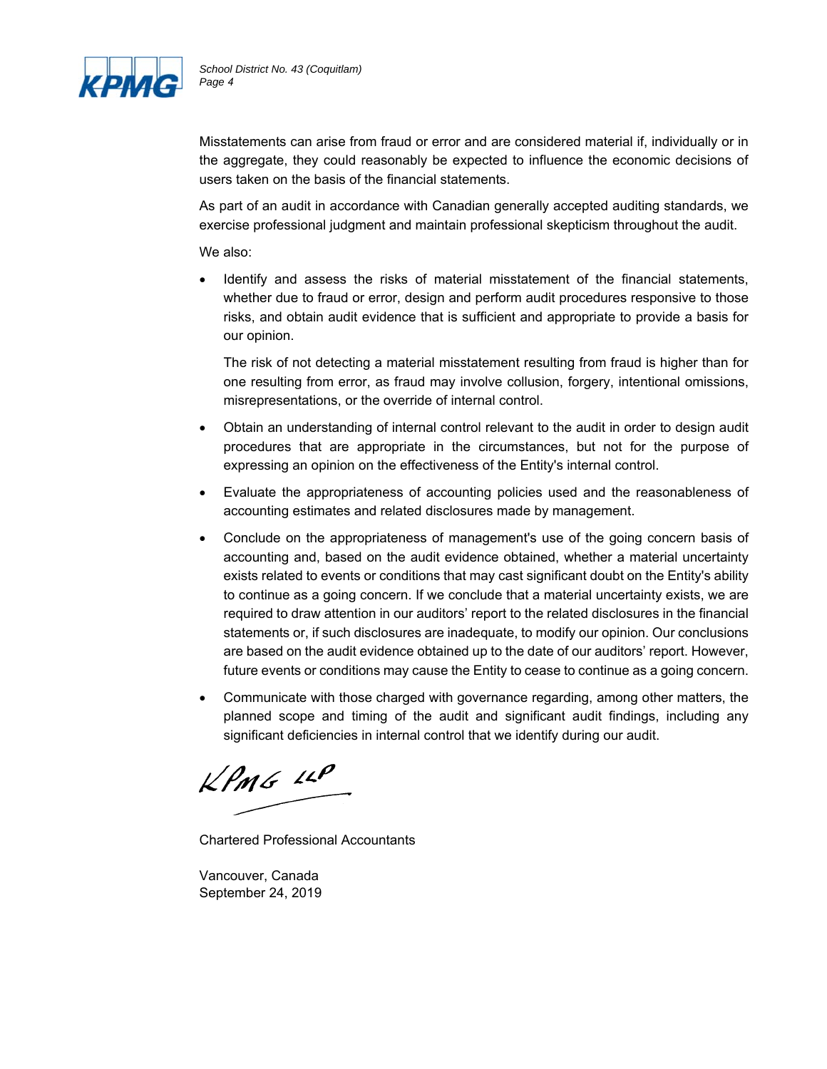Misstatements can arise from fraud or error and are considered material if, individually or in the aggregate, they could reasonably be expected to influence the economic decisions of users taken on the basis of the financial statements.

As part of an audit in accordance with Canadian generally accepted auditing standards, we exercise professional judgment and maintain professional skepticism throughout the audit.

We also:

- Identify and assess the risks of material misstatement of the financial statements, whether due to fraud or error, design and perform audit procedures responsive to those risks, and obtain audit evidence that is sufficient and appropriate to provide a basis for our opinion.

  The risk of not detecting a material misstatement resulting from fraud is higher than for one resulting from error, as fraud may involve collusion, forgery, intentional omissions, misrepresentations, or the override of internal control.

- Obtain an understanding of internal control relevant to the audit in order to design audit procedures that are appropriate in the circumstances, but not for the purpose of expressing an opinion on the effectiveness of the Entity's internal control.

- Evaluate the appropriateness of accounting policies used and the reasonableness of accounting estimates and related disclosures made by management.

- Conclude on the appropriateness of management's use of the going concern basis of accounting and, based on the audit evidence obtained, whether a material uncertainty exists related to events or conditions that may cast significant doubt on the Entity's ability to continue as a going concern. If we conclude that a material uncertainty exists, we are required to draw attention in our auditors' report to the related disclosures in the financial statements or, if such disclosures are inadequate, to modify our opinion. Our conclusions are based on the audit evidence obtained up to the date of our auditors' report. However, future events or conditions may cause the Entity to cease to continue as a going concern.

- Communicate with those charged with governance regarding, among other matters, the planned scope and timing of the audit and significant audit findings, including any significant deficiencies in internal control that we identify during our audit.

KPMG LLP

Chartered Professional Accountants

Vancouver, Canada
September 24, 2019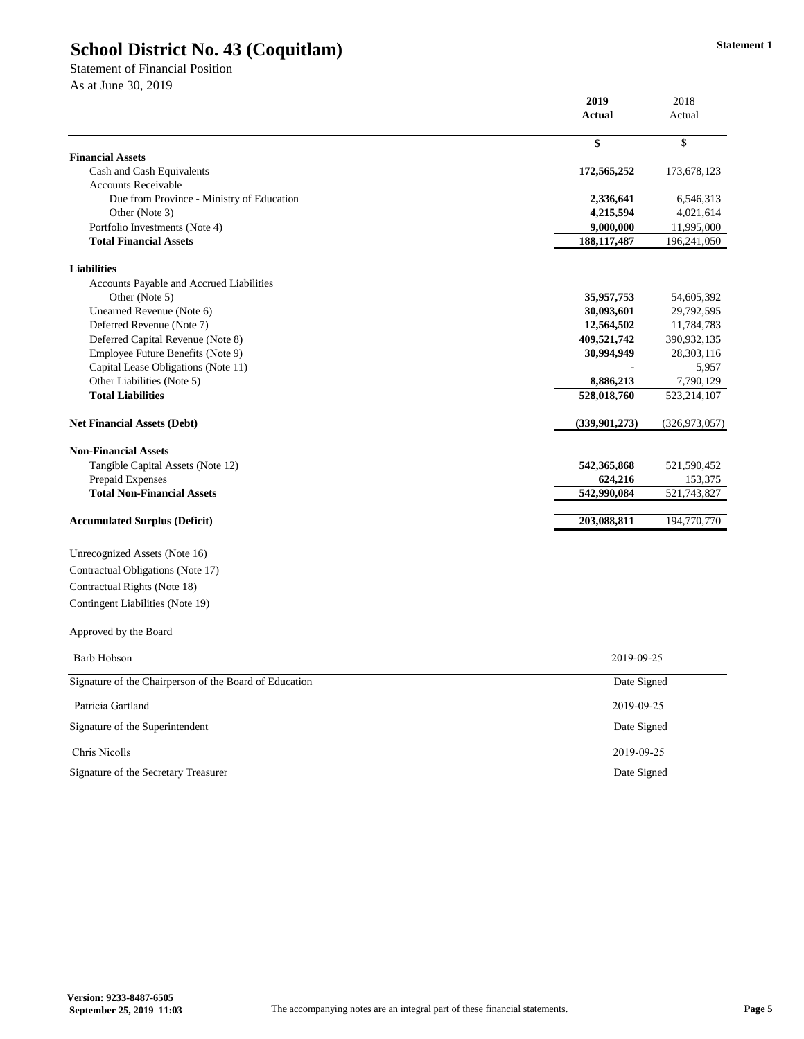# School District No. 43 (Coquitlam)

**Statement 1**

Statement of Financial Position

As at June 30, 2019

| | 2019 Actual | 2018 Actual |
|---|---|---|
| | $ | $ |
| **Financial Assets** | | |
| Cash and Cash Equivalents | **172,565,252** | 173,678,123 |
| Accounts Receivable | | |
| Due from Province - Ministry of Education | **2,336,641** | 6,546,313 |
| Other (Note 3) | **4,215,594** | 4,021,614 |
| Portfolio Investments (Note 4) | **9,000,000** | 11,995,000 |
| **Total Financial Assets** | **188,117,487** | 196,241,050 |
| **Liabilities** | | |
| Accounts Payable and Accrued Liabilities | | |
| Other (Note 5) | **35,957,753** | 54,605,392 |
| Unearned Revenue (Note 6) | **30,093,601** | 29,792,595 |
| Deferred Revenue (Note 7) | **12,564,502** | 11,784,783 |
| Deferred Capital Revenue (Note 8) | **409,521,742** | 390,932,135 |
| Employee Future Benefits (Note 9) | **30,994,949** | 28,303,116 |
| Capital Lease Obligations (Note 11) | **-** | 5,957 |
| Other Liabilities (Note 5) | **8,886,213** | 7,790,129 |
| **Total Liabilities** | **528,018,760** | 523,214,107 |
| **Net Financial Assets (Debt)** | **(339,901,273)** | (326,973,057) |
| **Non-Financial Assets** | | |
| Tangible Capital Assets (Note 12) | **542,365,868** | 521,590,452 |
| Prepaid Expenses | **624,216** | 153,375 |
| **Total Non-Financial Assets** | **542,990,084** | 521,743,827 |
| **Accumulated Surplus (Deficit)** | **203,088,811** | 194,770,770 |

Unrecognized Assets (Note 16)

Contractual Obligations (Note 17)

Contractual Rights (Note 18)

Contingent Liabilities (Note 19)

Approved by the Board

| | |
|---|---|
| Barb Hobson | 2019-09-25 |
| Signature of the Chairperson of the Board of Education | Date Signed |
| Patricia Gartland | 2019-09-25 |
| Signature of the Superintendent | Date Signed |
| Chris Nicolls | 2019-09-25 |
| Signature of the Secretary Treasurer | Date Signed |

Version: 9233-8487-6505
September 25, 2019 11:03

The accompanying notes are an integral part of these financial statements.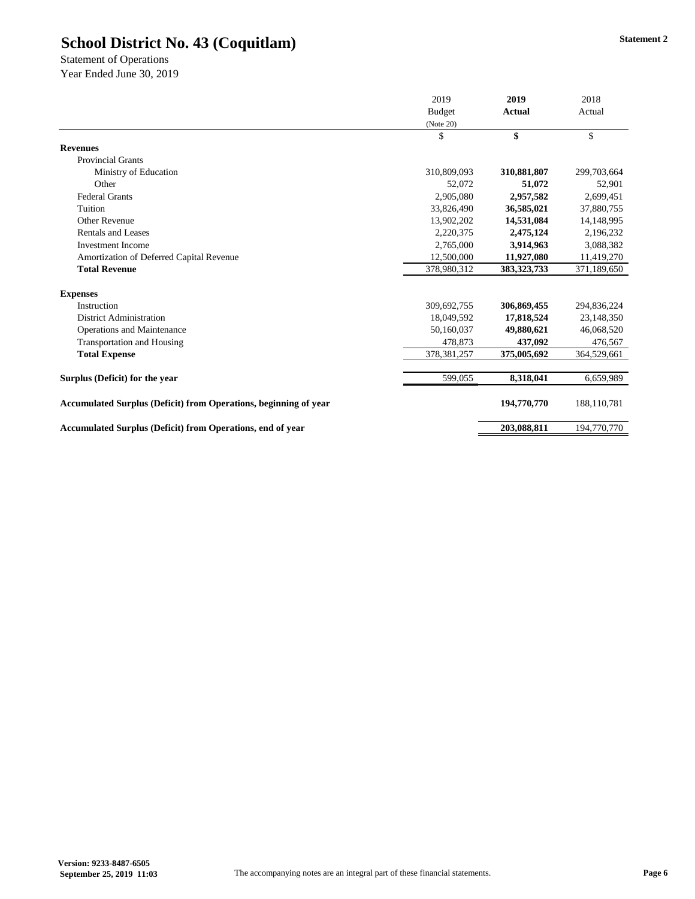# School District No. 43 (Coquitlam)

**Statement 2**

Statement of Operations

Year Ended June 30, 2019

| | 2019 Budget (Note 20) | **2019 Actual** | 2018 Actual |
|---|---|---|---|
| | $ | **$** | $ |
| **Revenues** | | | |
| Provincial Grants | | | |
| Ministry of Education | 310,809,093 | **310,881,807** | 299,703,664 |
| Other | 52,072 | **51,072** | 52,901 |
| Federal Grants | 2,905,080 | **2,957,582** | 2,699,451 |
| Tuition | 33,826,490 | **36,585,021** | 37,880,755 |
| Other Revenue | 13,902,202 | **14,531,084** | 14,148,995 |
| Rentals and Leases | 2,220,375 | **2,475,124** | 2,196,232 |
| Investment Income | 2,765,000 | **3,914,963** | 3,088,382 |
| Amortization of Deferred Capital Revenue | 12,500,000 | **11,927,080** | 11,419,270 |
| **Total Revenue** | 378,980,312 | **383,323,733** | 371,189,650 |
| **Expenses** | | | |
| Instruction | 309,692,755 | **306,869,455** | 294,836,224 |
| District Administration | 18,049,592 | **17,818,524** | 23,148,350 |
| Operations and Maintenance | 50,160,037 | **49,880,621** | 46,068,520 |
| Transportation and Housing | 478,873 | **437,092** | 476,567 |
| **Total Expense** | 378,381,257 | **375,005,692** | 364,529,661 |
| **Surplus (Deficit) for the year** | 599,055 | **8,318,041** | 6,659,989 |
| **Accumulated Surplus (Deficit) from Operations, beginning of year** | | **194,770,770** | 188,110,781 |
| **Accumulated Surplus (Deficit) from Operations, end of year** | | **203,088,811** | 194,770,770 |

**Version: 9233-8487-6505**
**September 25, 2019 11:03**

The accompanying notes are an integral part of these financial statements.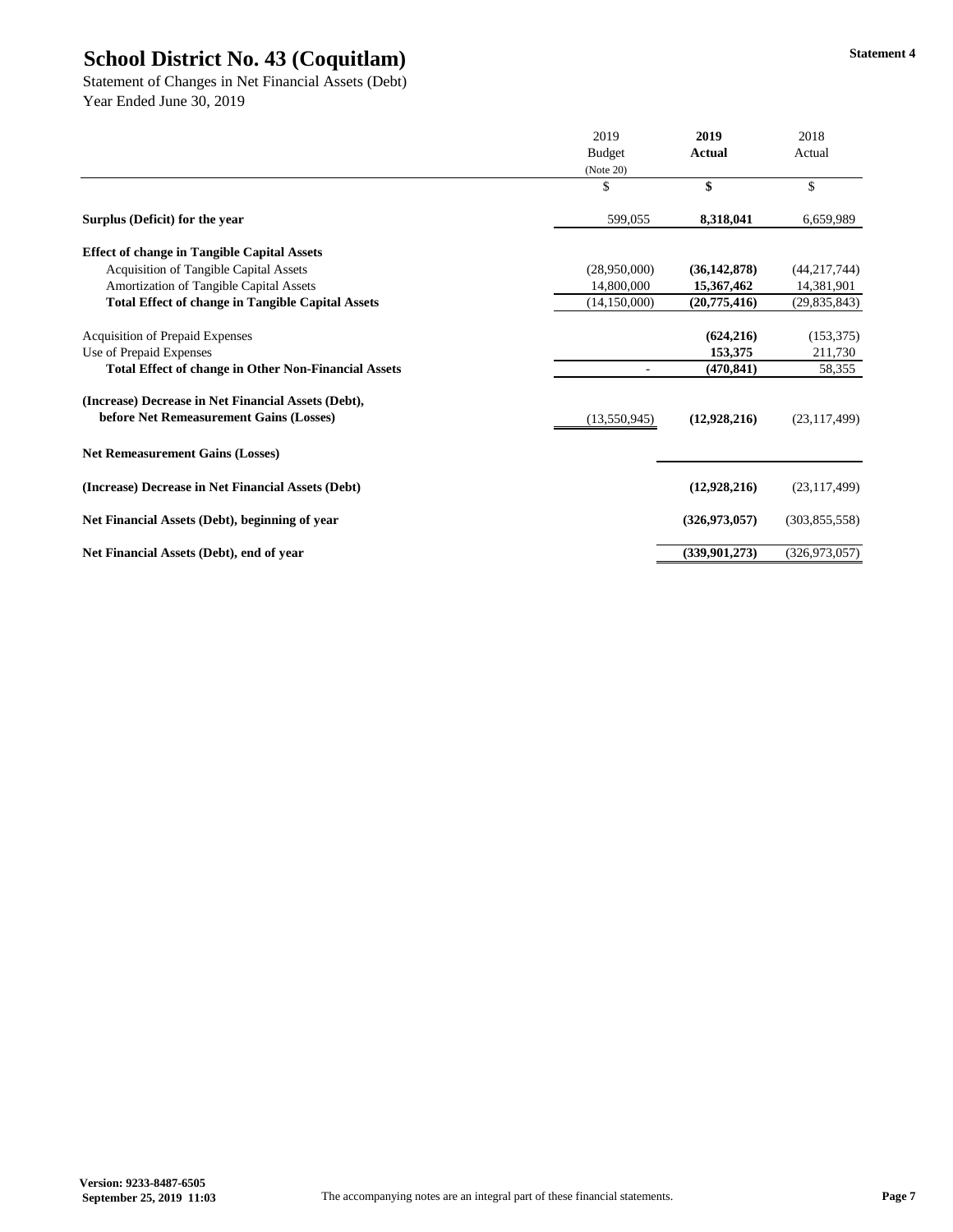# School District No. 43 (Coquitlam)

Statement 4

Statement of Changes in Net Financial Assets (Debt)
Year Ended June 30, 2019

| | 2019 Budget (Note 20) | **2019 Actual** | 2018 Actual |
|---|---|---|---|
| | $ | **$** | $ |
| **Surplus (Deficit) for the year** | 599,055 | **8,318,041** | 6,659,989 |
| **Effect of change in Tangible Capital Assets** | | | |
| Acquisition of Tangible Capital Assets | (28,950,000) | **(36,142,878)** | (44,217,744) |
| Amortization of Tangible Capital Assets | 14,800,000 | **15,367,462** | 14,381,901 |
| **Total Effect of change in Tangible Capital Assets** | (14,150,000) | **(20,775,416)** | (29,835,843) |
| Acquisition of Prepaid Expenses | | **(624,216)** | (153,375) |
| Use of Prepaid Expenses | | **153,375** | 211,730 |
| **Total Effect of change in Other Non-Financial Assets** | - | **(470,841)** | 58,355 |
| **(Increase) Decrease in Net Financial Assets (Debt), before Net Remeasurement Gains (Losses)** | (13,550,945) | **(12,928,216)** | (23,117,499) |
| **Net Remeasurement Gains (Losses)** | | | |
| **(Increase) Decrease in Net Financial Assets (Debt)** | | **(12,928,216)** | (23,117,499) |
| **Net Financial Assets (Debt), beginning of year** | | **(326,973,057)** | (303,855,558) |
| **Net Financial Assets (Debt), end of year** | | **(339,901,273)** | (326,973,057) |

**Version: 9233-8487-6505**
**September 25, 2019 11:03**

The accompanying notes are an integral part of these financial statements.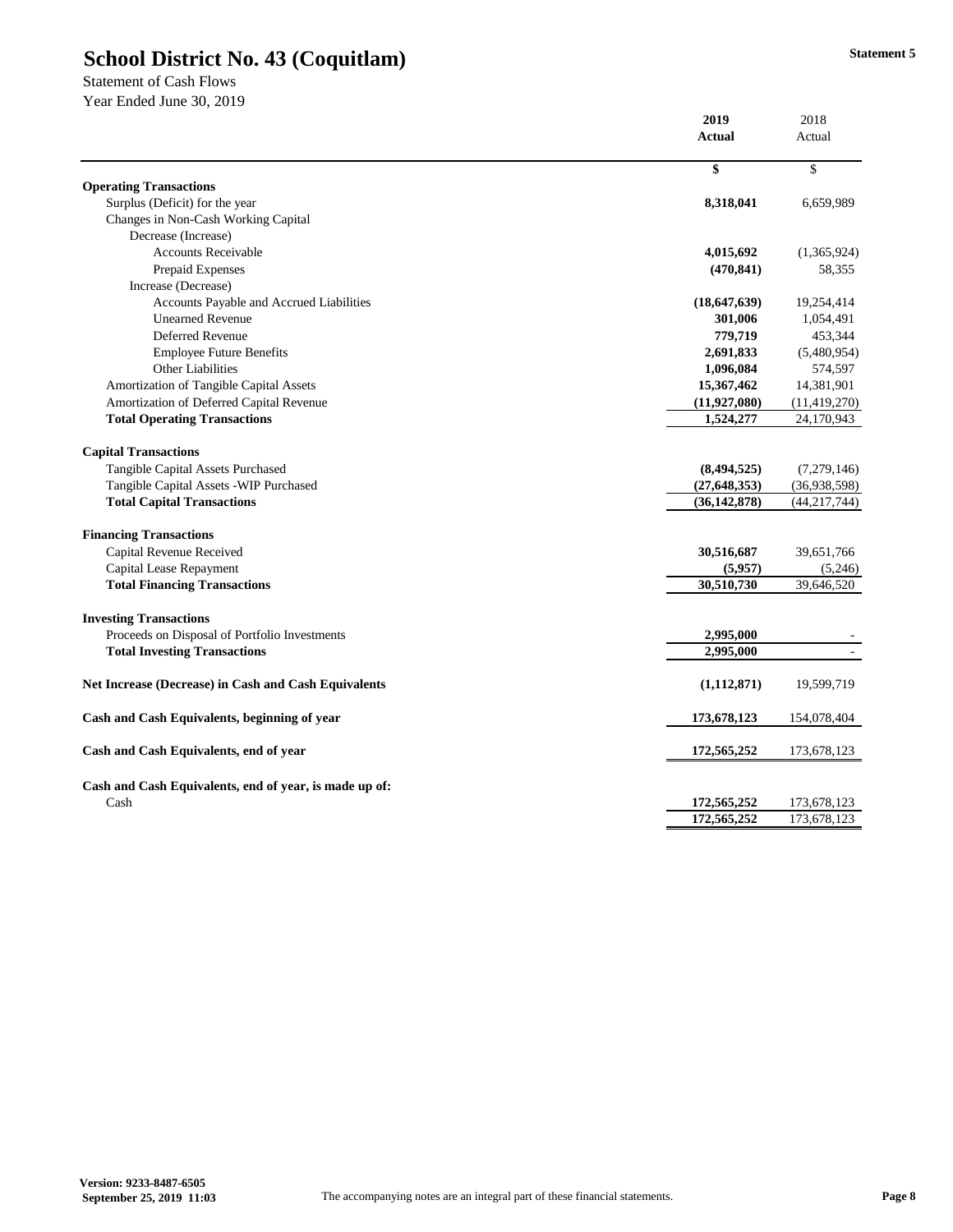# School District No. 43 (Coquitlam)

Statement 5

Statement of Cash Flows
Year Ended June 30, 2019

| | 2019 Actual | 2018 Actual |
|---|---|---|
| | $ | $ |
| **Operating Transactions** | | |
| Surplus (Deficit) for the year | **8,318,041** | 6,659,989 |
| Changes in Non-Cash Working Capital | | |
| Decrease (Increase) | | |
| Accounts Receivable | **4,015,692** | (1,365,924) |
| Prepaid Expenses | **(470,841)** | 58,355 |
| Increase (Decrease) | | |
| Accounts Payable and Accrued Liabilities | **(18,647,639)** | 19,254,414 |
| Unearned Revenue | **301,006** | 1,054,491 |
| Deferred Revenue | **779,719** | 453,344 |
| Employee Future Benefits | **2,691,833** | (5,480,954) |
| Other Liabilities | **1,096,084** | 574,597 |
| Amortization of Tangible Capital Assets | **15,367,462** | 14,381,901 |
| Amortization of Deferred Capital Revenue | **(11,927,080)** | (11,419,270) |
| **Total Operating Transactions** | **1,524,277** | 24,170,943 |
| | | |
| **Capital Transactions** | | |
| Tangible Capital Assets Purchased | **(8,494,525)** | (7,279,146) |
| Tangible Capital Assets -WIP Purchased | **(27,648,353)** | (36,938,598) |
| **Total Capital Transactions** | **(36,142,878)** | (44,217,744) |
| | | |
| **Financing Transactions** | | |
| Capital Revenue Received | **30,516,687** | 39,651,766 |
| Capital Lease Repayment | **(5,957)** | (5,246) |
| **Total Financing Transactions** | **30,510,730** | 39,646,520 |
| | | |
| **Investing Transactions** | | |
| Proceeds on Disposal of Portfolio Investments | **2,995,000** | - |
| **Total Investing Transactions** | **2,995,000** | - |
| | | |
| **Net Increase (Decrease) in Cash and Cash Equivalents** | **(1,112,871)** | 19,599,719 |
| | | |
| **Cash and Cash Equivalents, beginning of year** | **173,678,123** | 154,078,404 |
| | | |
| **Cash and Cash Equivalents, end of year** | **172,565,252** | 173,678,123 |
| | | |
| **Cash and Cash Equivalents, end of year, is made up of:** | | |
| Cash | **172,565,252** | 173,678,123 |
| | **172,565,252** | 173,678,123 |

Version: 9233-8487-6505
September 25, 2019 11:03

The accompanying notes are an integral part of these financial statements.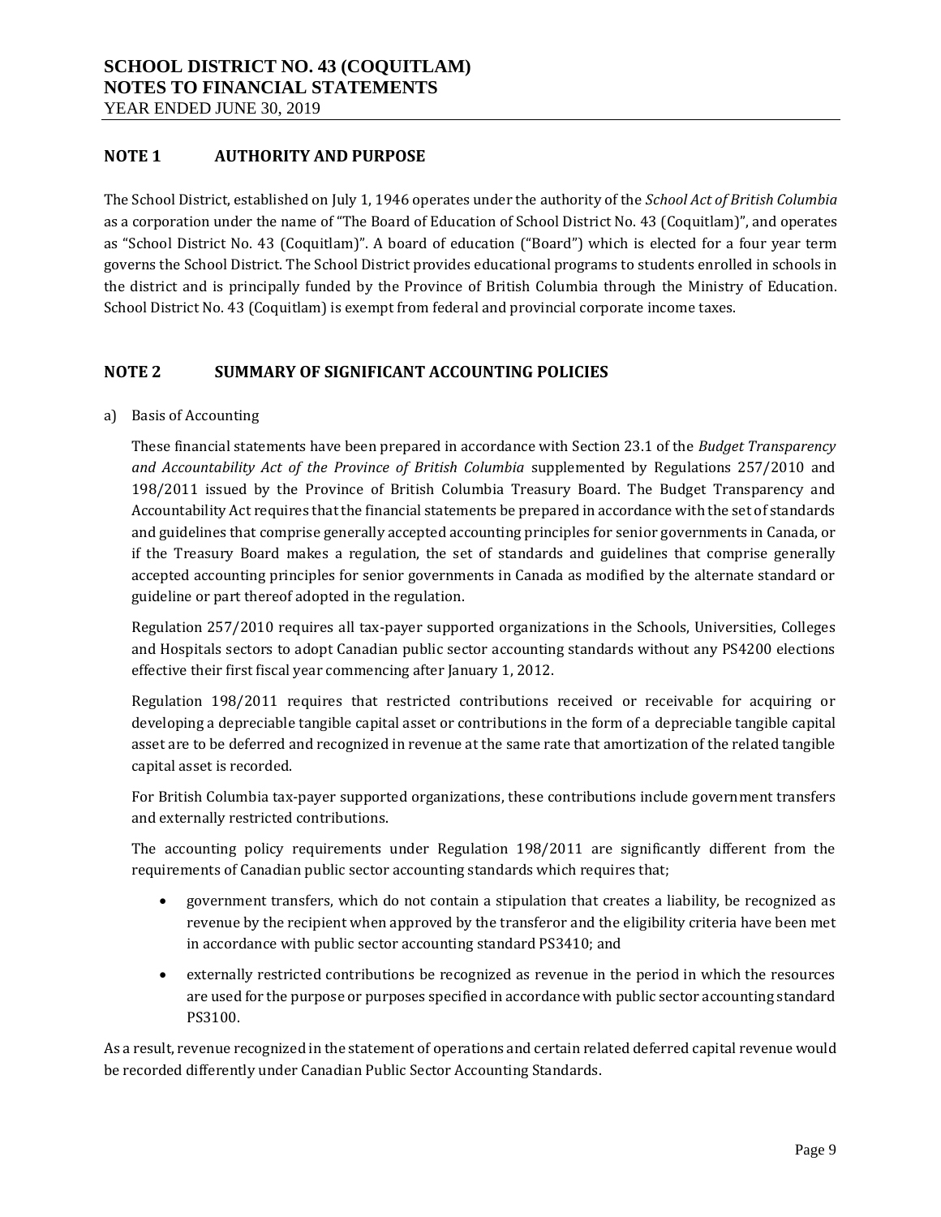# SCHOOL DISTRICT NO. 43 (COQUITLAM)
# NOTES TO FINANCIAL STATEMENTS
YEAR ENDED JUNE 30, 2019

## NOTE 1 AUTHORITY AND PURPOSE

The School District, established on July 1, 1946 operates under the authority of the *School Act of British Columbia* as a corporation under the name of "The Board of Education of School District No. 43 (Coquitlam)", and operates as "School District No. 43 (Coquitlam)". A board of education ("Board") which is elected for a four year term governs the School District. The School District provides educational programs to students enrolled in schools in the district and is principally funded by the Province of British Columbia through the Ministry of Education. School District No. 43 (Coquitlam) is exempt from federal and provincial corporate income taxes.

## NOTE 2 SUMMARY OF SIGNIFICANT ACCOUNTING POLICIES

a) Basis of Accounting

These financial statements have been prepared in accordance with Section 23.1 of the *Budget Transparency and Accountability Act of the Province of British Columbia* supplemented by Regulations 257/2010 and 198/2011 issued by the Province of British Columbia Treasury Board. The Budget Transparency and Accountability Act requires that the financial statements be prepared in accordance with the set of standards and guidelines that comprise generally accepted accounting principles for senior governments in Canada, or if the Treasury Board makes a regulation, the set of standards and guidelines that comprise generally accepted accounting principles for senior governments in Canada as modified by the alternate standard or guideline or part thereof adopted in the regulation.

Regulation 257/2010 requires all tax-payer supported organizations in the Schools, Universities, Colleges and Hospitals sectors to adopt Canadian public sector accounting standards without any PS4200 elections effective their first fiscal year commencing after January 1, 2012.

Regulation 198/2011 requires that restricted contributions received or receivable for acquiring or developing a depreciable tangible capital asset or contributions in the form of a depreciable tangible capital asset are to be deferred and recognized in revenue at the same rate that amortization of the related tangible capital asset is recorded.

For British Columbia tax-payer supported organizations, these contributions include government transfers and externally restricted contributions.

The accounting policy requirements under Regulation 198/2011 are significantly different from the requirements of Canadian public sector accounting standards which requires that;

- government transfers, which do not contain a stipulation that creates a liability, be recognized as revenue by the recipient when approved by the transferor and the eligibility criteria have been met in accordance with public sector accounting standard PS3410; and
- externally restricted contributions be recognized as revenue in the period in which the resources are used for the purpose or purposes specified in accordance with public sector accounting standard PS3100.

As a result, revenue recognized in the statement of operations and certain related deferred capital revenue would be recorded differently under Canadian Public Sector Accounting Standards.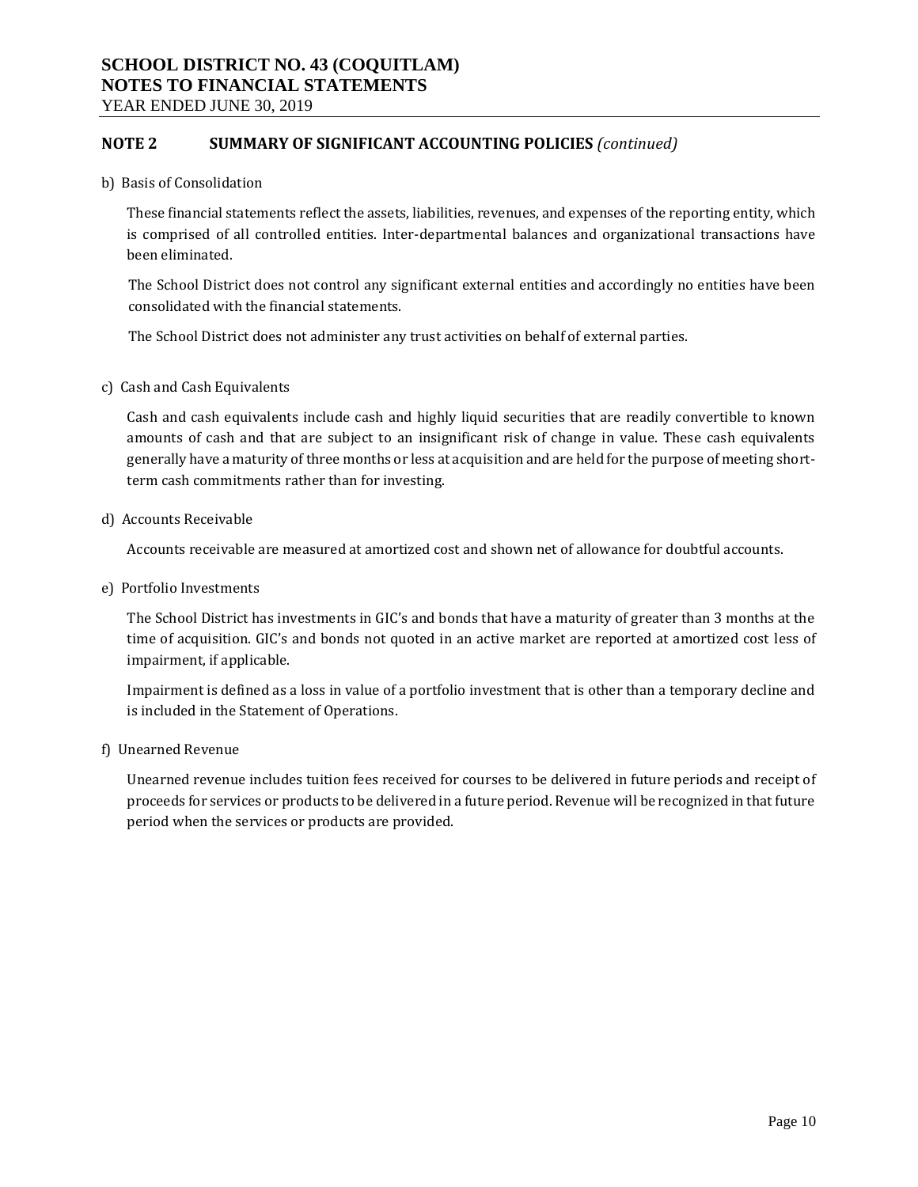## NOTE 2 SUMMARY OF SIGNIFICANT ACCOUNTING POLICIES *(continued)*

b) Basis of Consolidation

These financial statements reflect the assets, liabilities, revenues, and expenses of the reporting entity, which is comprised of all controlled entities. Inter-departmental balances and organizational transactions have been eliminated.

The School District does not control any significant external entities and accordingly no entities have been consolidated with the financial statements.

The School District does not administer any trust activities on behalf of external parties.

c) Cash and Cash Equivalents

Cash and cash equivalents include cash and highly liquid securities that are readily convertible to known amounts of cash and that are subject to an insignificant risk of change in value. These cash equivalents generally have a maturity of three months or less at acquisition and are held for the purpose of meeting short-term cash commitments rather than for investing.

d) Accounts Receivable

Accounts receivable are measured at amortized cost and shown net of allowance for doubtful accounts.

e) Portfolio Investments

The School District has investments in GIC's and bonds that have a maturity of greater than 3 months at the time of acquisition. GIC's and bonds not quoted in an active market are reported at amortized cost less of impairment, if applicable.

Impairment is defined as a loss in value of a portfolio investment that is other than a temporary decline and is included in the Statement of Operations.

f) Unearned Revenue

Unearned revenue includes tuition fees received for courses to be delivered in future periods and receipt of proceeds for services or products to be delivered in a future period. Revenue will be recognized in that future period when the services or products are provided.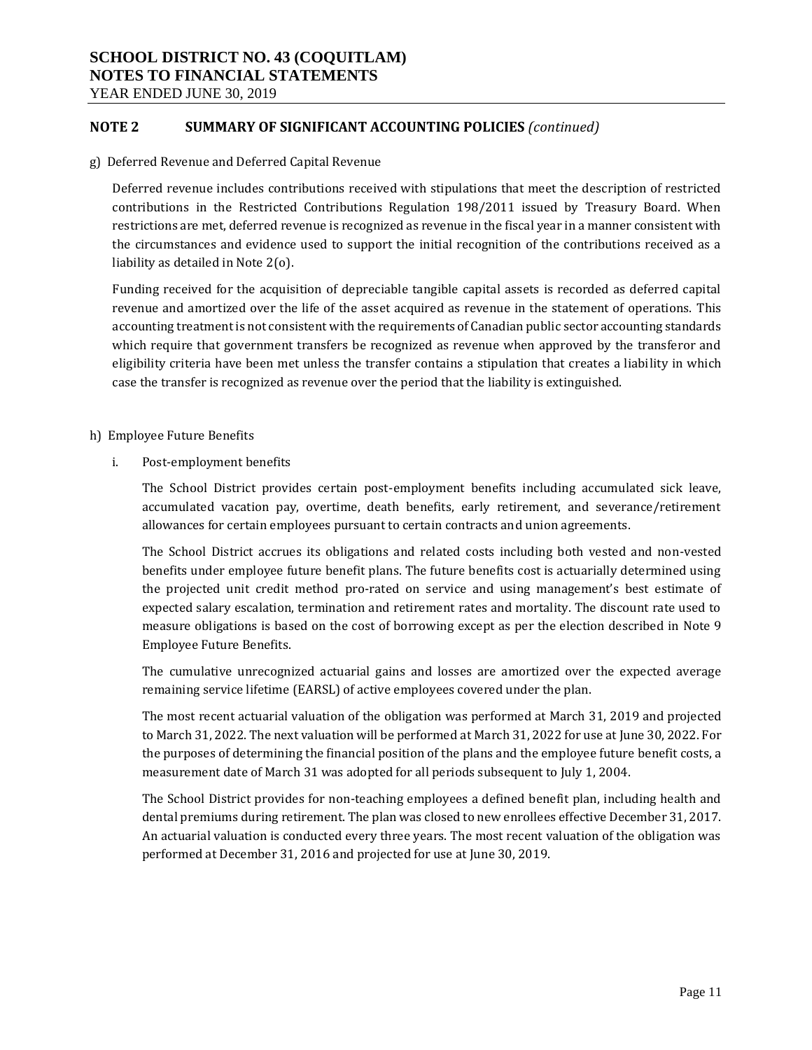## NOTE 2 SUMMARY OF SIGNIFICANT ACCOUNTING POLICIES *(continued)*

g) Deferred Revenue and Deferred Capital Revenue

Deferred revenue includes contributions received with stipulations that meet the description of restricted contributions in the Restricted Contributions Regulation 198/2011 issued by Treasury Board. When restrictions are met, deferred revenue is recognized as revenue in the fiscal year in a manner consistent with the circumstances and evidence used to support the initial recognition of the contributions received as a liability as detailed in Note 2(o).

Funding received for the acquisition of depreciable tangible capital assets is recorded as deferred capital revenue and amortized over the life of the asset acquired as revenue in the statement of operations. This accounting treatment is not consistent with the requirements of Canadian public sector accounting standards which require that government transfers be recognized as revenue when approved by the transferor and eligibility criteria have been met unless the transfer contains a stipulation that creates a liability in which case the transfer is recognized as revenue over the period that the liability is extinguished.

h) Employee Future Benefits

i. Post-employment benefits

The School District provides certain post-employment benefits including accumulated sick leave, accumulated vacation pay, overtime, death benefits, early retirement, and severance/retirement allowances for certain employees pursuant to certain contracts and union agreements.

The School District accrues its obligations and related costs including both vested and non-vested benefits under employee future benefit plans. The future benefits cost is actuarially determined using the projected unit credit method pro-rated on service and using management's best estimate of expected salary escalation, termination and retirement rates and mortality. The discount rate used to measure obligations is based on the cost of borrowing except as per the election described in Note 9 Employee Future Benefits.

The cumulative unrecognized actuarial gains and losses are amortized over the expected average remaining service lifetime (EARSL) of active employees covered under the plan.

The most recent actuarial valuation of the obligation was performed at March 31, 2019 and projected to March 31, 2022. The next valuation will be performed at March 31, 2022 for use at June 30, 2022. For the purposes of determining the financial position of the plans and the employee future benefit costs, a measurement date of March 31 was adopted for all periods subsequent to July 1, 2004.

The School District provides for non-teaching employees a defined benefit plan, including health and dental premiums during retirement. The plan was closed to new enrollees effective December 31, 2017. An actuarial valuation is conducted every three years. The most recent valuation of the obligation was performed at December 31, 2016 and projected for use at June 30, 2019.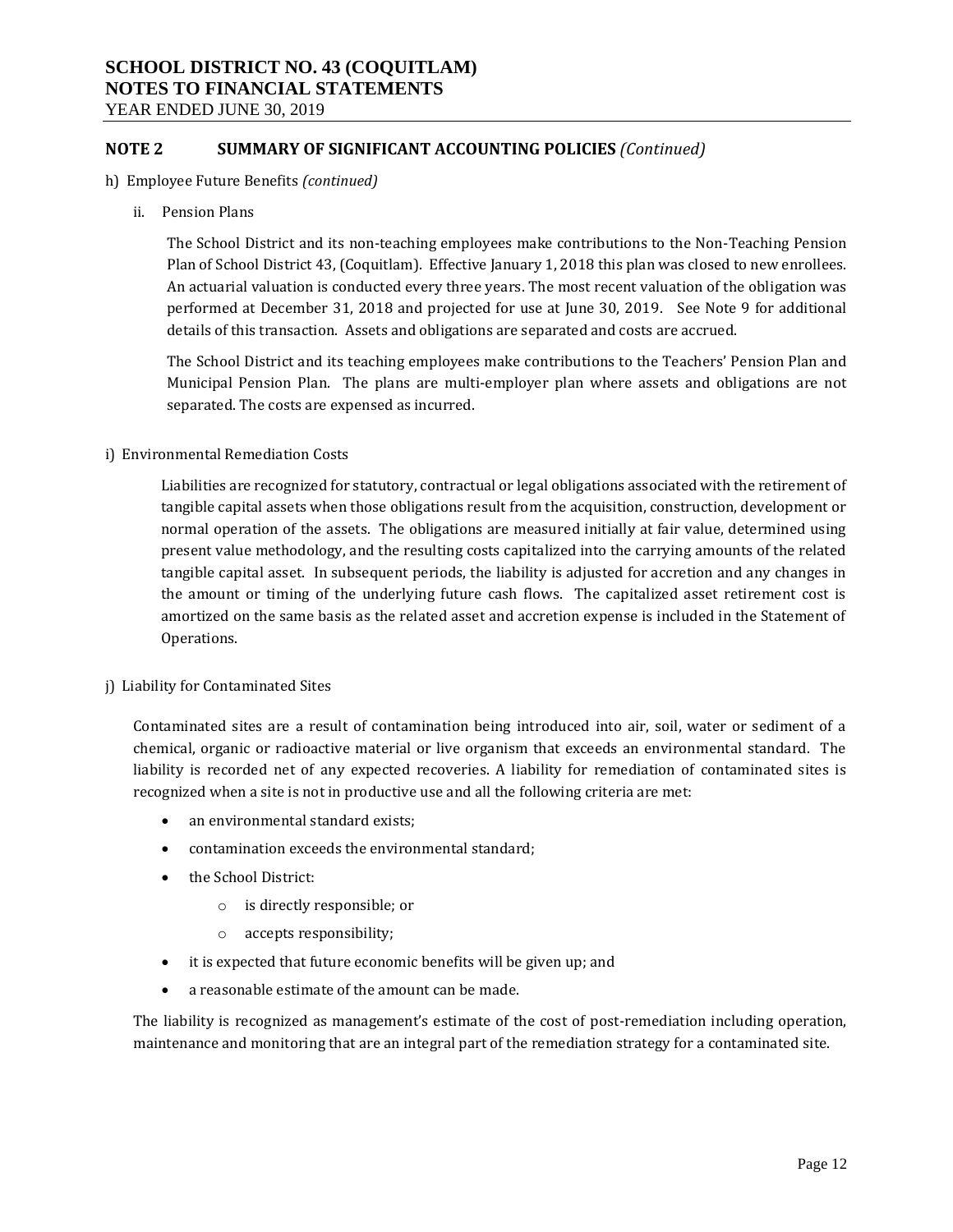# SCHOOL DISTRICT NO. 43 (COQUITLAM)
# NOTES TO FINANCIAL STATEMENTS
YEAR ENDED JUNE 30, 2019

## NOTE 2 SUMMARY OF SIGNIFICANT ACCOUNTING POLICIES *(Continued)*

h) Employee Future Benefits *(continued)*

ii. Pension Plans

The School District and its non-teaching employees make contributions to the Non-Teaching Pension Plan of School District 43, (Coquitlam). Effective January 1, 2018 this plan was closed to new enrollees. An actuarial valuation is conducted every three years. The most recent valuation of the obligation was performed at December 31, 2018 and projected for use at June 30, 2019. See Note 9 for additional details of this transaction. Assets and obligations are separated and costs are accrued.

The School District and its teaching employees make contributions to the Teachers' Pension Plan and Municipal Pension Plan. The plans are multi-employer plan where assets and obligations are not separated. The costs are expensed as incurred.

i) Environmental Remediation Costs

Liabilities are recognized for statutory, contractual or legal obligations associated with the retirement of tangible capital assets when those obligations result from the acquisition, construction, development or normal operation of the assets. The obligations are measured initially at fair value, determined using present value methodology, and the resulting costs capitalized into the carrying amounts of the related tangible capital asset. In subsequent periods, the liability is adjusted for accretion and any changes in the amount or timing of the underlying future cash flows. The capitalized asset retirement cost is amortized on the same basis as the related asset and accretion expense is included in the Statement of Operations.

j) Liability for Contaminated Sites

Contaminated sites are a result of contamination being introduced into air, soil, water or sediment of a chemical, organic or radioactive material or live organism that exceeds an environmental standard. The liability is recorded net of any expected recoveries. A liability for remediation of contaminated sites is recognized when a site is not in productive use and all the following criteria are met:

- an environmental standard exists;
- contamination exceeds the environmental standard;
- the School District:
  - is directly responsible; or
  - accepts responsibility;
- it is expected that future economic benefits will be given up; and
- a reasonable estimate of the amount can be made.

The liability is recognized as management's estimate of the cost of post-remediation including operation, maintenance and monitoring that are an integral part of the remediation strategy for a contaminated site.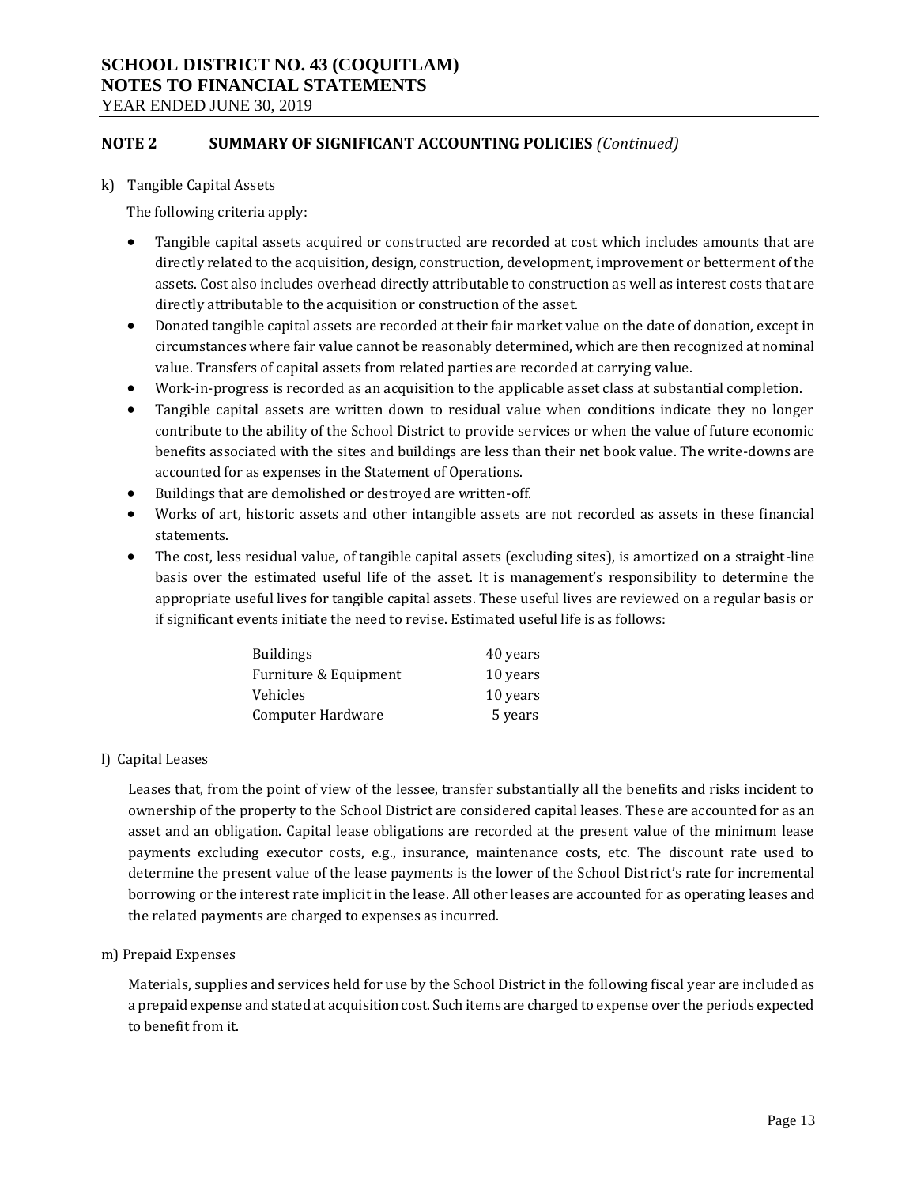## NOTE 2 SUMMARY OF SIGNIFICANT ACCOUNTING POLICIES *(Continued)*

k) Tangible Capital Assets

The following criteria apply:

- Tangible capital assets acquired or constructed are recorded at cost which includes amounts that are directly related to the acquisition, design, construction, development, improvement or betterment of the assets. Cost also includes overhead directly attributable to construction as well as interest costs that are directly attributable to the acquisition or construction of the asset.
- Donated tangible capital assets are recorded at their fair market value on the date of donation, except in circumstances where fair value cannot be reasonably determined, which are then recognized at nominal value. Transfers of capital assets from related parties are recorded at carrying value.
- Work-in-progress is recorded as an acquisition to the applicable asset class at substantial completion.
- Tangible capital assets are written down to residual value when conditions indicate they no longer contribute to the ability of the School District to provide services or when the value of future economic benefits associated with the sites and buildings are less than their net book value. The write-downs are accounted for as expenses in the Statement of Operations.
- Buildings that are demolished or destroyed are written-off.
- Works of art, historic assets and other intangible assets are not recorded as assets in these financial statements.
- The cost, less residual value, of tangible capital assets (excluding sites), is amortized on a straight-line basis over the estimated useful life of the asset. It is management's responsibility to determine the appropriate useful lives for tangible capital assets. These useful lives are reviewed on a regular basis or if significant events initiate the need to revise. Estimated useful life is as follows:

| | |
|---|---|
| Buildings | 40 years |
| Furniture & Equipment | 10 years |
| Vehicles | 10 years |
| Computer Hardware | 5 years |

l) Capital Leases

Leases that, from the point of view of the lessee, transfer substantially all the benefits and risks incident to ownership of the property to the School District are considered capital leases. These are accounted for as an asset and an obligation. Capital lease obligations are recorded at the present value of the minimum lease payments excluding executor costs, e.g., insurance, maintenance costs, etc. The discount rate used to determine the present value of the lease payments is the lower of the School District's rate for incremental borrowing or the interest rate implicit in the lease. All other leases are accounted for as operating leases and the related payments are charged to expenses as incurred.

m) Prepaid Expenses

Materials, supplies and services held for use by the School District in the following fiscal year are included as a prepaid expense and stated at acquisition cost. Such items are charged to expense over the periods expected to benefit from it.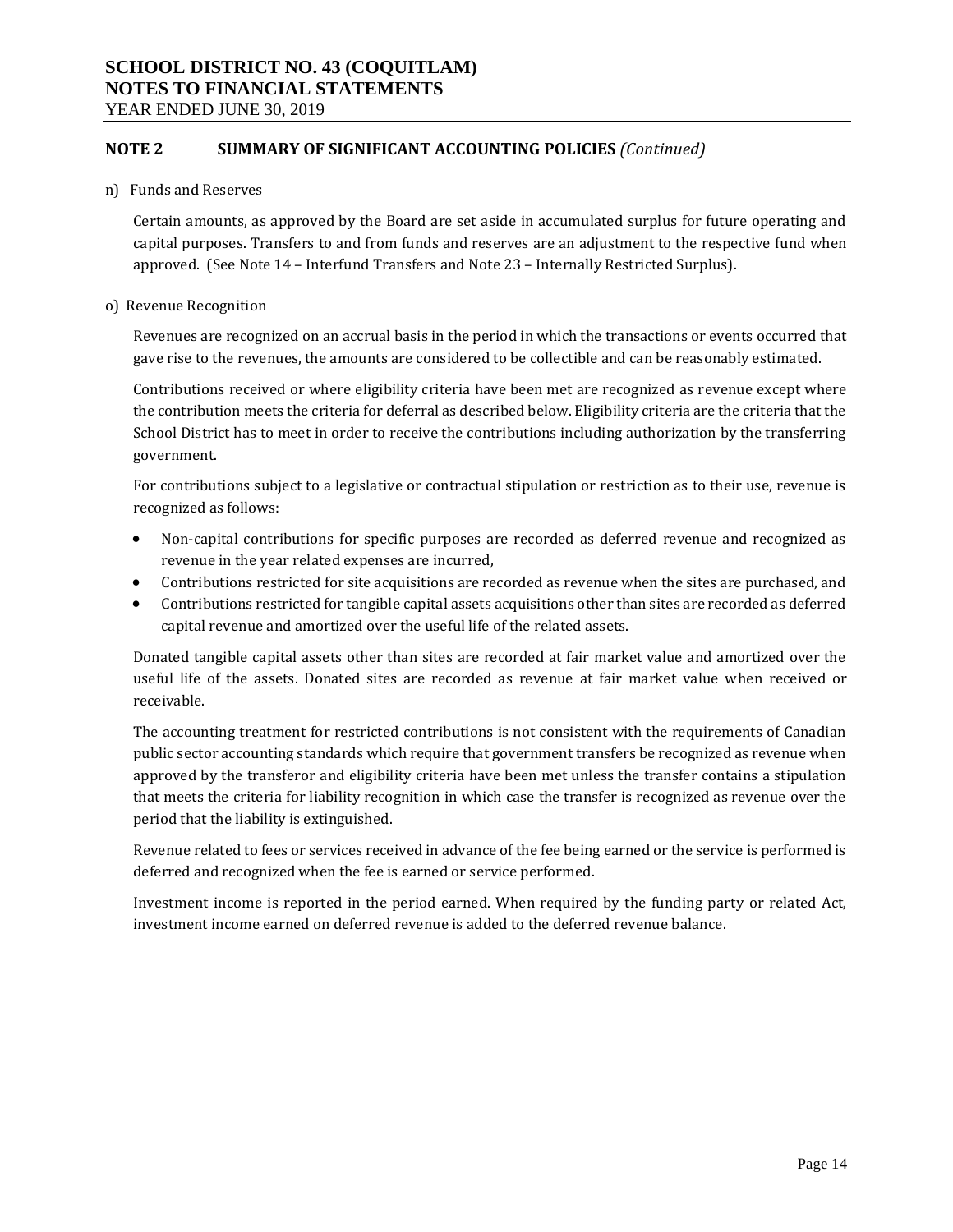## NOTE 2 SUMMARY OF SIGNIFICANT ACCOUNTING POLICIES *(Continued)*

n) Funds and Reserves

Certain amounts, as approved by the Board are set aside in accumulated surplus for future operating and capital purposes. Transfers to and from funds and reserves are an adjustment to the respective fund when approved. (See Note 14 – Interfund Transfers and Note 23 – Internally Restricted Surplus).

o) Revenue Recognition

Revenues are recognized on an accrual basis in the period in which the transactions or events occurred that gave rise to the revenues, the amounts are considered to be collectible and can be reasonably estimated.

Contributions received or where eligibility criteria have been met are recognized as revenue except where the contribution meets the criteria for deferral as described below. Eligibility criteria are the criteria that the School District has to meet in order to receive the contributions including authorization by the transferring government.

For contributions subject to a legislative or contractual stipulation or restriction as to their use, revenue is recognized as follows:

- Non-capital contributions for specific purposes are recorded as deferred revenue and recognized as revenue in the year related expenses are incurred,
- Contributions restricted for site acquisitions are recorded as revenue when the sites are purchased, and
- Contributions restricted for tangible capital assets acquisitions other than sites are recorded as deferred capital revenue and amortized over the useful life of the related assets.

Donated tangible capital assets other than sites are recorded at fair market value and amortized over the useful life of the assets. Donated sites are recorded as revenue at fair market value when received or receivable.

The accounting treatment for restricted contributions is not consistent with the requirements of Canadian public sector accounting standards which require that government transfers be recognized as revenue when approved by the transferor and eligibility criteria have been met unless the transfer contains a stipulation that meets the criteria for liability recognition in which case the transfer is recognized as revenue over the period that the liability is extinguished.

Revenue related to fees or services received in advance of the fee being earned or the service is performed is deferred and recognized when the fee is earned or service performed.

Investment income is reported in the period earned. When required by the funding party or related Act, investment income earned on deferred revenue is added to the deferred revenue balance.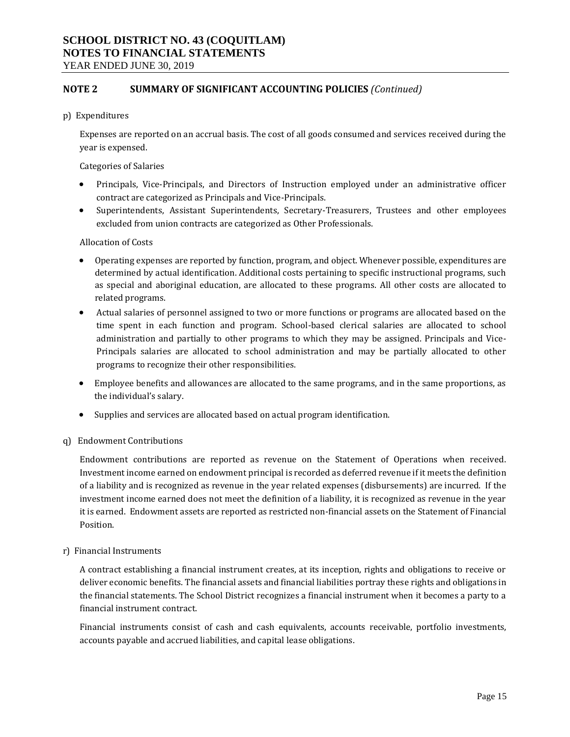## NOTE 2 SUMMARY OF SIGNIFICANT ACCOUNTING POLICIES *(Continued)*

p) Expenditures

Expenses are reported on an accrual basis. The cost of all goods consumed and services received during the year is expensed.

Categories of Salaries

- Principals, Vice-Principals, and Directors of Instruction employed under an administrative officer contract are categorized as Principals and Vice-Principals.
- Superintendents, Assistant Superintendents, Secretary-Treasurers, Trustees and other employees excluded from union contracts are categorized as Other Professionals.

Allocation of Costs

- Operating expenses are reported by function, program, and object. Whenever possible, expenditures are determined by actual identification. Additional costs pertaining to specific instructional programs, such as special and aboriginal education, are allocated to these programs. All other costs are allocated to related programs.
- Actual salaries of personnel assigned to two or more functions or programs are allocated based on the time spent in each function and program. School-based clerical salaries are allocated to school administration and partially to other programs to which they may be assigned. Principals and Vice-Principals salaries are allocated to school administration and may be partially allocated to other programs to recognize their other responsibilities.
- Employee benefits and allowances are allocated to the same programs, and in the same proportions, as the individual's salary.
- Supplies and services are allocated based on actual program identification.

q) Endowment Contributions

Endowment contributions are reported as revenue on the Statement of Operations when received. Investment income earned on endowment principal is recorded as deferred revenue if it meets the definition of a liability and is recognized as revenue in the year related expenses (disbursements) are incurred. If the investment income earned does not meet the definition of a liability, it is recognized as revenue in the year it is earned. Endowment assets are reported as restricted non-financial assets on the Statement of Financial Position.

r) Financial Instruments

A contract establishing a financial instrument creates, at its inception, rights and obligations to receive or deliver economic benefits. The financial assets and financial liabilities portray these rights and obligations in the financial statements. The School District recognizes a financial instrument when it becomes a party to a financial instrument contract.

Financial instruments consist of cash and cash equivalents, accounts receivable, portfolio investments, accounts payable and accrued liabilities, and capital lease obligations.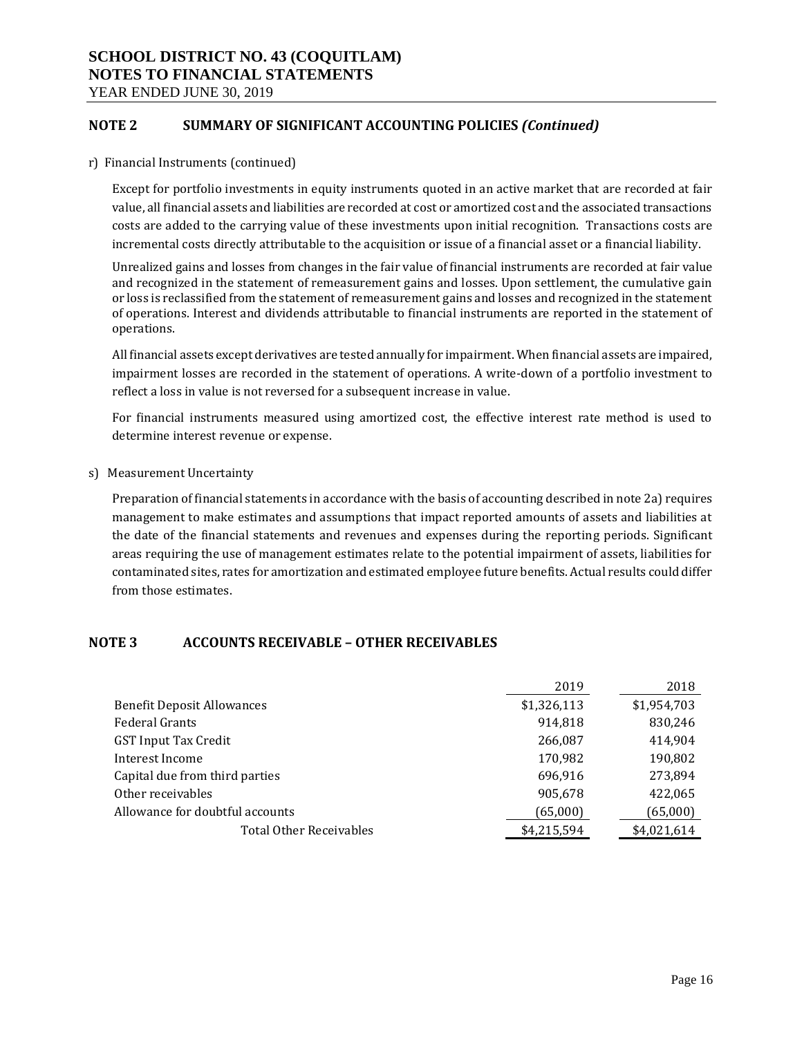# SCHOOL DISTRICT NO. 43 (COQUITLAM)
# NOTES TO FINANCIAL STATEMENTS
YEAR ENDED JUNE 30, 2019

## NOTE 2 SUMMARY OF SIGNIFICANT ACCOUNTING POLICIES *(Continued)*

r) Financial Instruments (continued)

Except for portfolio investments in equity instruments quoted in an active market that are recorded at fair value, all financial assets and liabilities are recorded at cost or amortized cost and the associated transactions costs are added to the carrying value of these investments upon initial recognition. Transactions costs are incremental costs directly attributable to the acquisition or issue of a financial asset or a financial liability.

Unrealized gains and losses from changes in the fair value of financial instruments are recorded at fair value and recognized in the statement of remeasurement gains and losses. Upon settlement, the cumulative gain or loss is reclassified from the statement of remeasurement gains and losses and recognized in the statement of operations. Interest and dividends attributable to financial instruments are reported in the statement of operations.

All financial assets except derivatives are tested annually for impairment. When financial assets are impaired, impairment losses are recorded in the statement of operations. A write-down of a portfolio investment to reflect a loss in value is not reversed for a subsequent increase in value.

For financial instruments measured using amortized cost, the effective interest rate method is used to determine interest revenue or expense.

s) Measurement Uncertainty

Preparation of financial statements in accordance with the basis of accounting described in note 2a) requires management to make estimates and assumptions that impact reported amounts of assets and liabilities at the date of the financial statements and revenues and expenses during the reporting periods. Significant areas requiring the use of management estimates relate to the potential impairment of assets, liabilities for contaminated sites, rates for amortization and estimated employee future benefits. Actual results could differ from those estimates.

## NOTE 3 ACCOUNTS RECEIVABLE – OTHER RECEIVABLES

| | 2019 | 2018 |
|---|---|---|
| Benefit Deposit Allowances | $1,326,113 | $1,954,703 |
| Federal Grants | 914,818 | 830,246 |
| GST Input Tax Credit | 266,087 | 414,904 |
| Interest Income | 170,982 | 190,802 |
| Capital due from third parties | 696,916 | 273,894 |
| Other receivables | 905,678 | 422,065 |
| Allowance for doubtful accounts | (65,000) | (65,000) |
| Total Other Receivables | $4,215,594 | $4,021,614 |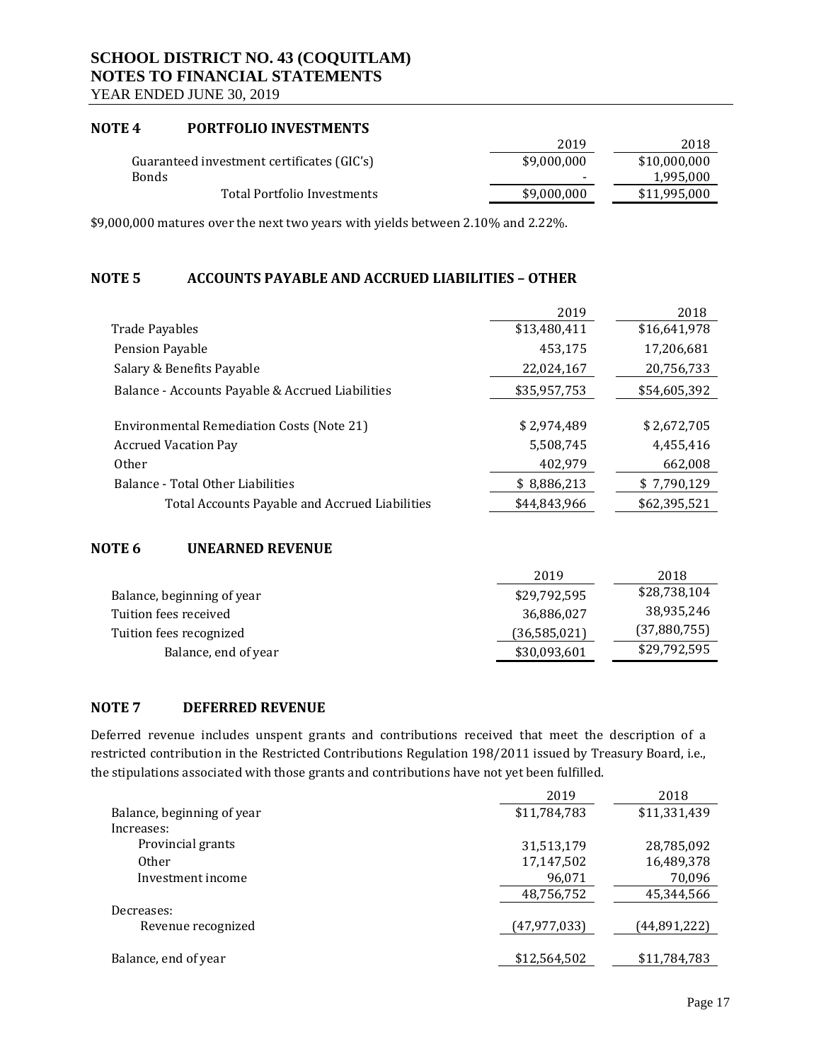# SCHOOL DISTRICT NO. 43 (COQUITLAM)
# NOTES TO FINANCIAL STATEMENTS
YEAR ENDED JUNE 30, 2019

## NOTE 4 PORTFOLIO INVESTMENTS

| | 2019 | 2018 |
|---|---|---|
| Guaranteed investment certificates (GIC's) | $9,000,000 | $10,000,000 |
| Bonds | - | 1,995,000 |
| Total Portfolio Investments | $9,000,000 | $11,995,000 |

$9,000,000 matures over the next two years with yields between 2.10% and 2.22%.

## NOTE 5 ACCOUNTS PAYABLE AND ACCRUED LIABILITIES – OTHER

| | 2019 | 2018 |
|---|---|---|
| Trade Payables | $13,480,411 | $16,641,978 |
| Pension Payable | 453,175 | 17,206,681 |
| Salary & Benefits Payable | 22,024,167 | 20,756,733 |
| Balance - Accounts Payable & Accrued Liabilities | $35,957,753 | $54,605,392 |
| | | |
| Environmental Remediation Costs (Note 21) | $ 2,974,489 | $ 2,672,705 |
| Accrued Vacation Pay | 5,508,745 | 4,455,416 |
| Other | 402,979 | 662,008 |
| Balance - Total Other Liabilities | $ 8,886,213 | $ 7,790,129 |
| Total Accounts Payable and Accrued Liabilities | $44,843,966 | $62,395,521 |

## NOTE 6 UNEARNED REVENUE

| | 2019 | 2018 |
|---|---|---|
| Balance, beginning of year | $29,792,595 | $28,738,104 |
| Tuition fees received | 36,886,027 | 38,935,246 |
| Tuition fees recognized | (36,585,021) | (37,880,755) |
| Balance, end of year | $30,093,601 | $29,792,595 |

## NOTE 7 DEFERRED REVENUE

Deferred revenue includes unspent grants and contributions received that meet the description of a restricted contribution in the Restricted Contributions Regulation 198/2011 issued by Treasury Board, i.e., the stipulations associated with those grants and contributions have not yet been fulfilled.

| | 2019 | 2018 |
|---|---|---|
| Balance, beginning of year | $11,784,783 | $11,331,439 |
| Increases: | | |
| Provincial grants | 31,513,179 | 28,785,092 |
| Other | 17,147,502 | 16,489,378 |
| Investment income | 96,071 | 70,096 |
| | 48,756,752 | 45,344,566 |
| Decreases: | | |
| Revenue recognized | (47,977,033) | (44,891,222) |
| | | |
| Balance, end of year | $12,564,502 | $11,784,783 |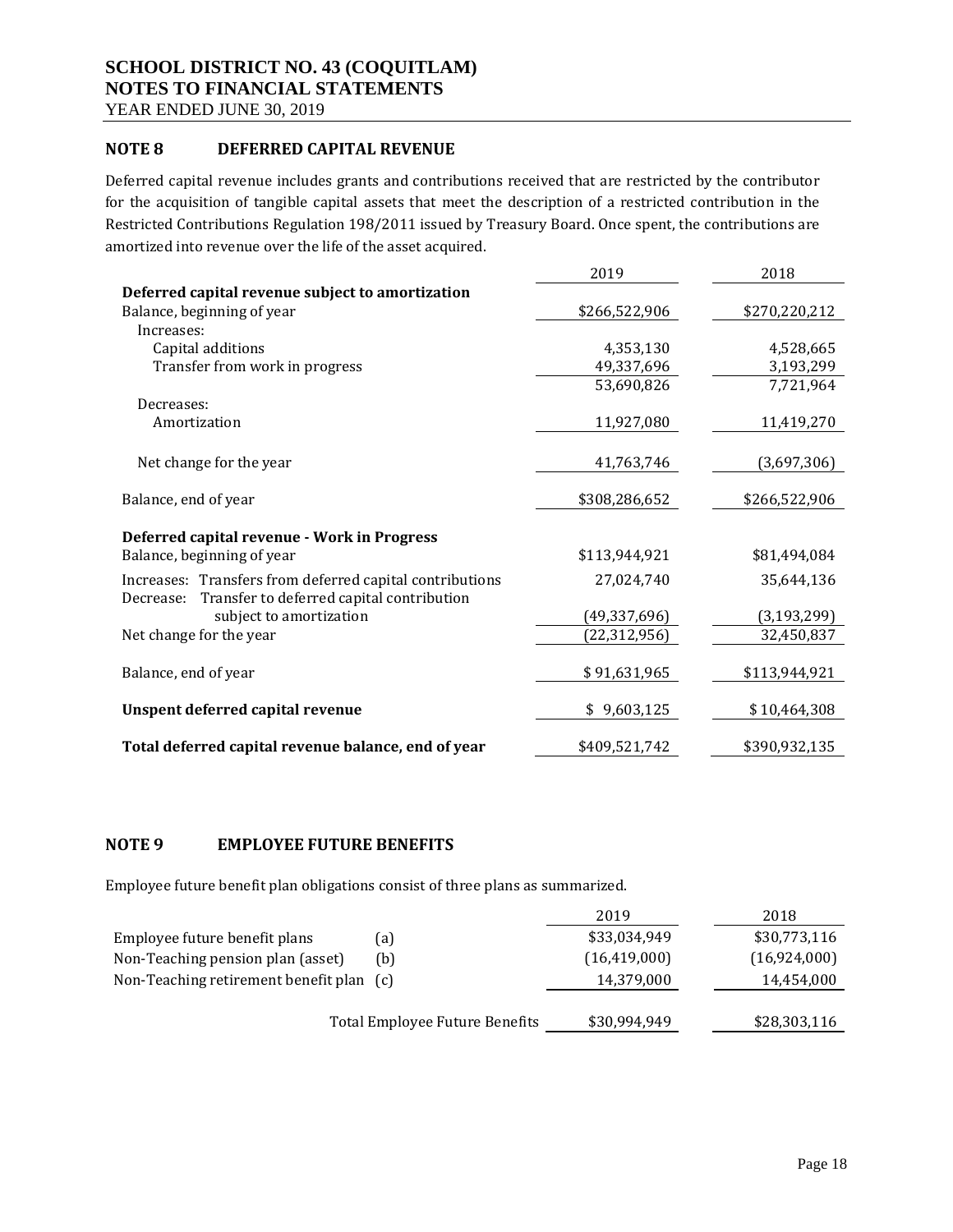# SCHOOL DISTRICT NO. 43 (COQUITLAM)
## NOTES TO FINANCIAL STATEMENTS
YEAR ENDED JUNE 30, 2019

### NOTE 8 DEFERRED CAPITAL REVENUE

Deferred capital revenue includes grants and contributions received that are restricted by the contributor for the acquisition of tangible capital assets that meet the description of a restricted contribution in the Restricted Contributions Regulation 198/2011 issued by Treasury Board. Once spent, the contributions are amortized into revenue over the life of the asset acquired.

| | 2019 | 2018 |
|---|---|---|
| **Deferred capital revenue subject to amortization** | | |
| Balance, beginning of year | $266,522,906 | $270,220,212 |
| Increases: | | |
| Capital additions | 4,353,130 | 4,528,665 |
| Transfer from work in progress | 49,337,696 | 3,193,299 |
| | 53,690,826 | 7,721,964 |
| Decreases: | | |
| Amortization | 11,927,080 | 11,419,270 |
| Net change for the year | 41,763,746 | (3,697,306) |
| Balance, end of year | $308,286,652 | $266,522,906 |
| **Deferred capital revenue - Work in Progress** | | |
| Balance, beginning of year | $113,944,921 | $81,494,084 |
| Increases: Transfers from deferred capital contributions | 27,024,740 | 35,644,136 |
| Decrease: Transfer to deferred capital contribution subject to amortization | (49,337,696) | (3,193,299) |
| Net change for the year | (22,312,956) | 32,450,837 |
| Balance, end of year | $ 91,631,965 | $113,944,921 |
| **Unspent deferred capital revenue** | $ 9,603,125 | $ 10,464,308 |
| **Total deferred capital revenue balance, end of year** | $409,521,742 | $390,932,135 |

### NOTE 9 EMPLOYEE FUTURE BENEFITS

Employee future benefit plan obligations consist of three plans as summarized.

| | | 2019 | 2018 |
|---|---|---|---|
| Employee future benefit plans | (a) | $33,034,949 | $30,773,116 |
| Non-Teaching pension plan (asset) | (b) | (16,419,000) | (16,924,000) |
| Non-Teaching retirement benefit plan | (c) | 14,379,000 | 14,454,000 |
| Total Employee Future Benefits | | $30,994,949 | $28,303,116 |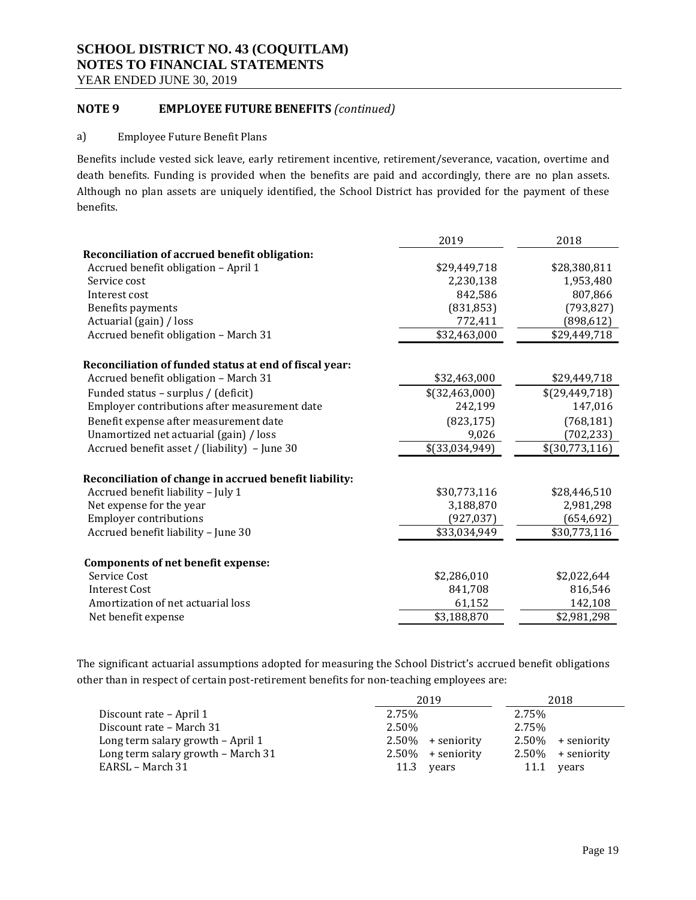# SCHOOL DISTRICT NO. 43 (COQUITLAM)
# NOTES TO FINANCIAL STATEMENTS
YEAR ENDED JUNE 30, 2019

## NOTE 9 EMPLOYEE FUTURE BENEFITS *(continued)*

a) Employee Future Benefit Plans

Benefits include vested sick leave, early retirement incentive, retirement/severance, vacation, overtime and death benefits. Funding is provided when the benefits are paid and accordingly, there are no plan assets. Although no plan assets are uniquely identified, the School District has provided for the payment of these benefits.

| | 2019 | 2018 |
|---|---|---|
| **Reconciliation of accrued benefit obligation:** | | |
| Accrued benefit obligation – April 1 | $29,449,718 | $28,380,811 |
| Service cost | 2,230,138 | 1,953,480 |
| Interest cost | 842,586 | 807,866 |
| Benefits payments | (831,853) | (793,827) |
| Actuarial (gain) / loss | 772,411 | (898,612) |
| Accrued benefit obligation – March 31 | $32,463,000 | $29,449,718 |
| **Reconciliation of funded status at end of fiscal year:** | | |
| Accrued benefit obligation – March 31 | $32,463,000 | $29,449,718 |
| Funded status – surplus / (deficit) | $(32,463,000) | $(29,449,718) |
| Employer contributions after measurement date | 242,199 | 147,016 |
| Benefit expense after measurement date | (823,175) | (768,181) |
| Unamortized net actuarial (gain) / loss | 9,026 | (702,233) |
| Accrued benefit asset / (liability) – June 30 | $(33,034,949) | $(30,773,116) |
| **Reconciliation of change in accrued benefit liability:** | | |
| Accrued benefit liability – July 1 | $30,773,116 | $28,446,510 |
| Net expense for the year | 3,188,870 | 2,981,298 |
| Employer contributions | (927,037) | (654,692) |
| Accrued benefit liability – June 30 | $33,034,949 | $30,773,116 |
| **Components of net benefit expense:** | | |
| Service Cost | $2,286,010 | $2,022,644 |
| Interest Cost | 841,708 | 816,546 |
| Amortization of net actuarial loss | 61,152 | 142,108 |
| Net benefit expense | $3,188,870 | $2,981,298 |

The significant actuarial assumptions adopted for measuring the School District's accrued benefit obligations other than in respect of certain post-retirement benefits for non-teaching employees are:

| | 2019 | 2018 |
|---|---|---|
| Discount rate – April 1 | 2.75% | 2.75% |
| Discount rate – March 31 | 2.50% | 2.75% |
| Long term salary growth – April 1 | 2.50% + seniority | 2.50% + seniority |
| Long term salary growth – March 31 | 2.50% + seniority | 2.50% + seniority |
| EARSL – March 31 | 11.3 years | 11.1 years |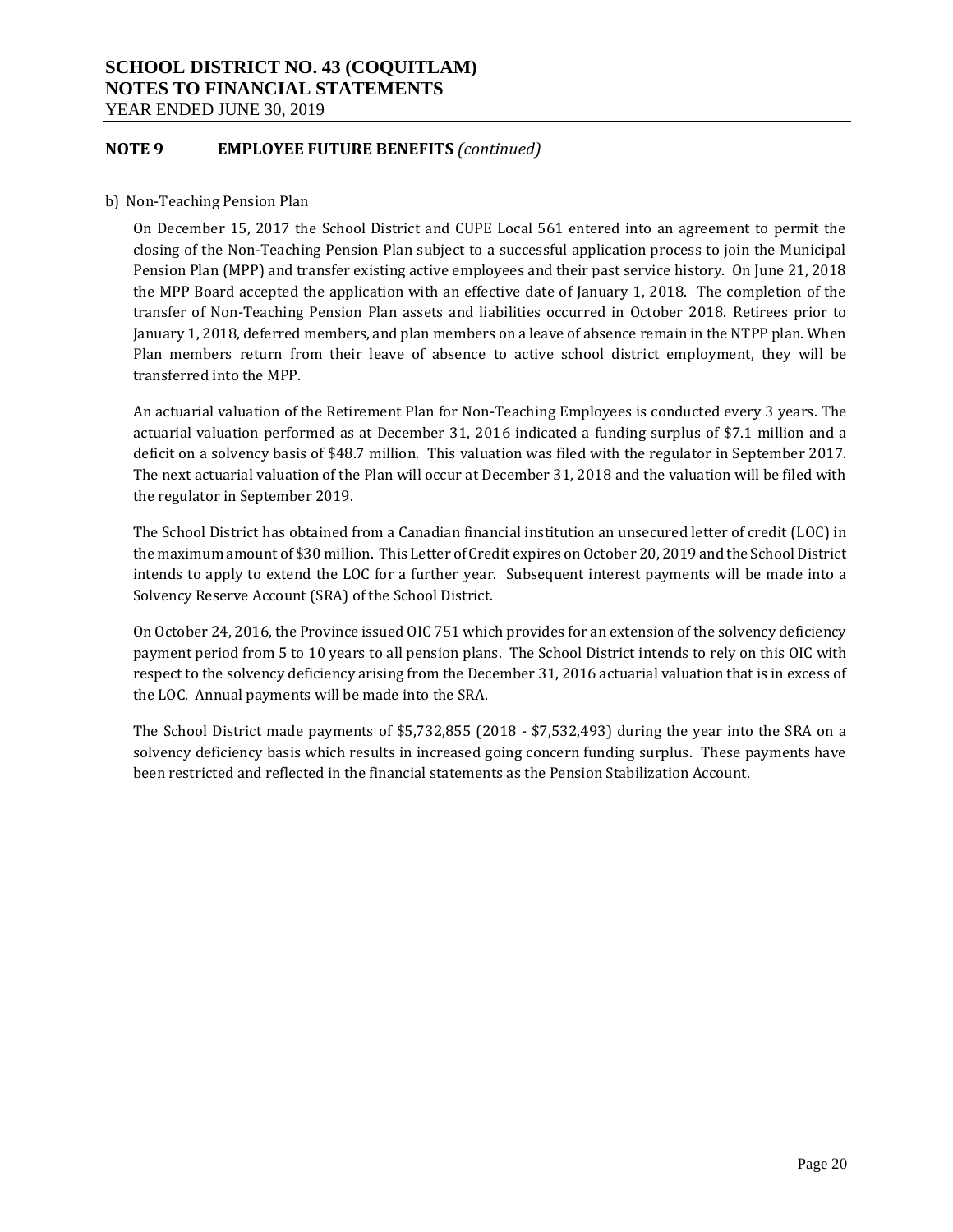## NOTE 9 EMPLOYEE FUTURE BENEFITS *(continued)*

b) Non-Teaching Pension Plan

On December 15, 2017 the School District and CUPE Local 561 entered into an agreement to permit the closing of the Non-Teaching Pension Plan subject to a successful application process to join the Municipal Pension Plan (MPP) and transfer existing active employees and their past service history. On June 21, 2018 the MPP Board accepted the application with an effective date of January 1, 2018. The completion of the transfer of Non-Teaching Pension Plan assets and liabilities occurred in October 2018. Retirees prior to January 1, 2018, deferred members, and plan members on a leave of absence remain in the NTPP plan. When Plan members return from their leave of absence to active school district employment, they will be transferred into the MPP.

An actuarial valuation of the Retirement Plan for Non-Teaching Employees is conducted every 3 years. The actuarial valuation performed as at December 31, 2016 indicated a funding surplus of $7.1 million and a deficit on a solvency basis of $48.7 million. This valuation was filed with the regulator in September 2017. The next actuarial valuation of the Plan will occur at December 31, 2018 and the valuation will be filed with the regulator in September 2019.

The School District has obtained from a Canadian financial institution an unsecured letter of credit (LOC) in the maximum amount of $30 million. This Letter of Credit expires on October 20, 2019 and the School District intends to apply to extend the LOC for a further year. Subsequent interest payments will be made into a Solvency Reserve Account (SRA) of the School District.

On October 24, 2016, the Province issued OIC 751 which provides for an extension of the solvency deficiency payment period from 5 to 10 years to all pension plans. The School District intends to rely on this OIC with respect to the solvency deficiency arising from the December 31, 2016 actuarial valuation that is in excess of the LOC. Annual payments will be made into the SRA.

The School District made payments of $5,732,855 (2018 - $7,532,493) during the year into the SRA on a solvency deficiency basis which results in increased going concern funding surplus. These payments have been restricted and reflected in the financial statements as the Pension Stabilization Account.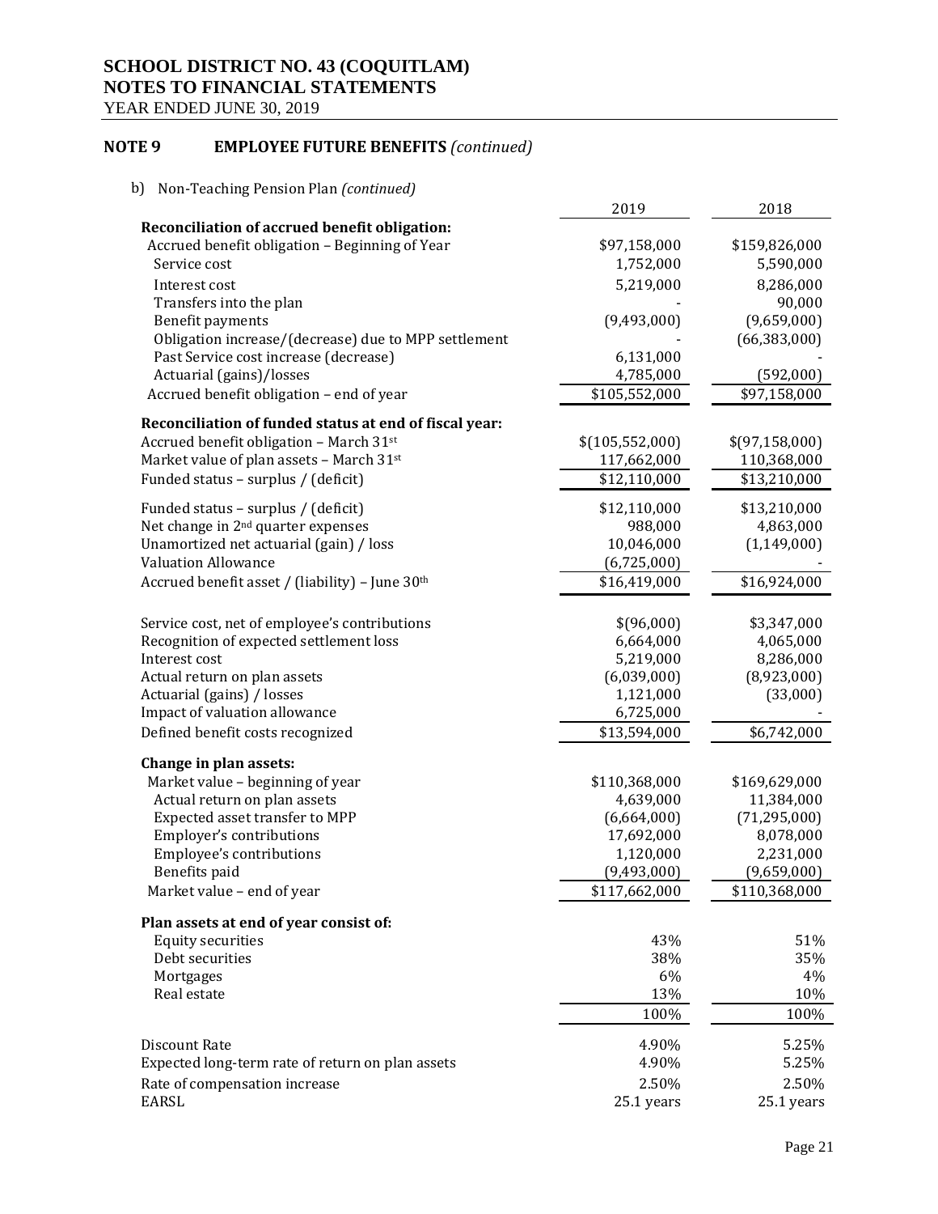# SCHOOL DISTRICT NO. 43 (COQUITLAM)
## NOTES TO FINANCIAL STATEMENTS
YEAR ENDED JUNE 30, 2019

### NOTE 9 EMPLOYEE FUTURE BENEFITS *(continued)*

b) Non-Teaching Pension Plan *(continued)*

| | 2019 | 2018 |
|---|---|---|
| **Reconciliation of accrued benefit obligation:** | | |
| Accrued benefit obligation – Beginning of Year | \$97,158,000 | \$159,826,000 |
| Service cost | 1,752,000 | 5,590,000 |
| Interest cost | 5,219,000 | 8,286,000 |
| Transfers into the plan | - | 90,000 |
| Benefit payments | (9,493,000) | (9,659,000) |
| Obligation increase/(decrease) due to MPP settlement | - | (66,383,000) |
| Past Service cost increase (decrease) | 6,131,000 | - |
| Actuarial (gains)/losses | 4,785,000 | (592,000) |
| Accrued benefit obligation – end of year | \$105,552,000 | \$97,158,000 |
| **Reconciliation of funded status at end of fiscal year:** | | |
| Accrued benefit obligation – March 31st | \$(105,552,000) | \$(97,158,000) |
| Market value of plan assets – March 31st | 117,662,000 | 110,368,000 |
| Funded status – surplus / (deficit) | \$12,110,000 | \$13,210,000 |
| Funded status – surplus / (deficit) | \$12,110,000 | \$13,210,000 |
| Net change in 2nd quarter expenses | 988,000 | 4,863,000 |
| Unamortized net actuarial (gain) / loss | 10,046,000 | (1,149,000) |
| Valuation Allowance | (6,725,000) | - |
| Accrued benefit asset / (liability) – June 30th | \$16,419,000 | \$16,924,000 |
| Service cost, net of employee's contributions | \$(96,000) | \$3,347,000 |
| Recognition of expected settlement loss | 6,664,000 | 4,065,000 |
| Interest cost | 5,219,000 | 8,286,000 |
| Actual return on plan assets | (6,039,000) | (8,923,000) |
| Actuarial (gains) / losses | 1,121,000 | (33,000) |
| Impact of valuation allowance | 6,725,000 | - |
| Defined benefit costs recognized | \$13,594,000 | \$6,742,000 |
| **Change in plan assets:** | | |
| Market value – beginning of year | \$110,368,000 | \$169,629,000 |
| Actual return on plan assets | 4,639,000 | 11,384,000 |
| Expected asset transfer to MPP | (6,664,000) | (71,295,000) |
| Employer's contributions | 17,692,000 | 8,078,000 |
| Employee's contributions | 1,120,000 | 2,231,000 |
| Benefits paid | (9,493,000) | (9,659,000) |
| Market value – end of year | \$117,662,000 | \$110,368,000 |
| **Plan assets at end of year consist of:** | | |
| Equity securities | 43% | 51% |
| Debt securities | 38% | 35% |
| Mortgages | 6% | 4% |
| Real estate | 13% | 10% |
| | 100% | 100% |
| Discount Rate | 4.90% | 5.25% |
| Expected long-term rate of return on plan assets | 4.90% | 5.25% |
| Rate of compensation increase | 2.50% | 2.50% |
| EARSL | 25.1 years | 25.1 years |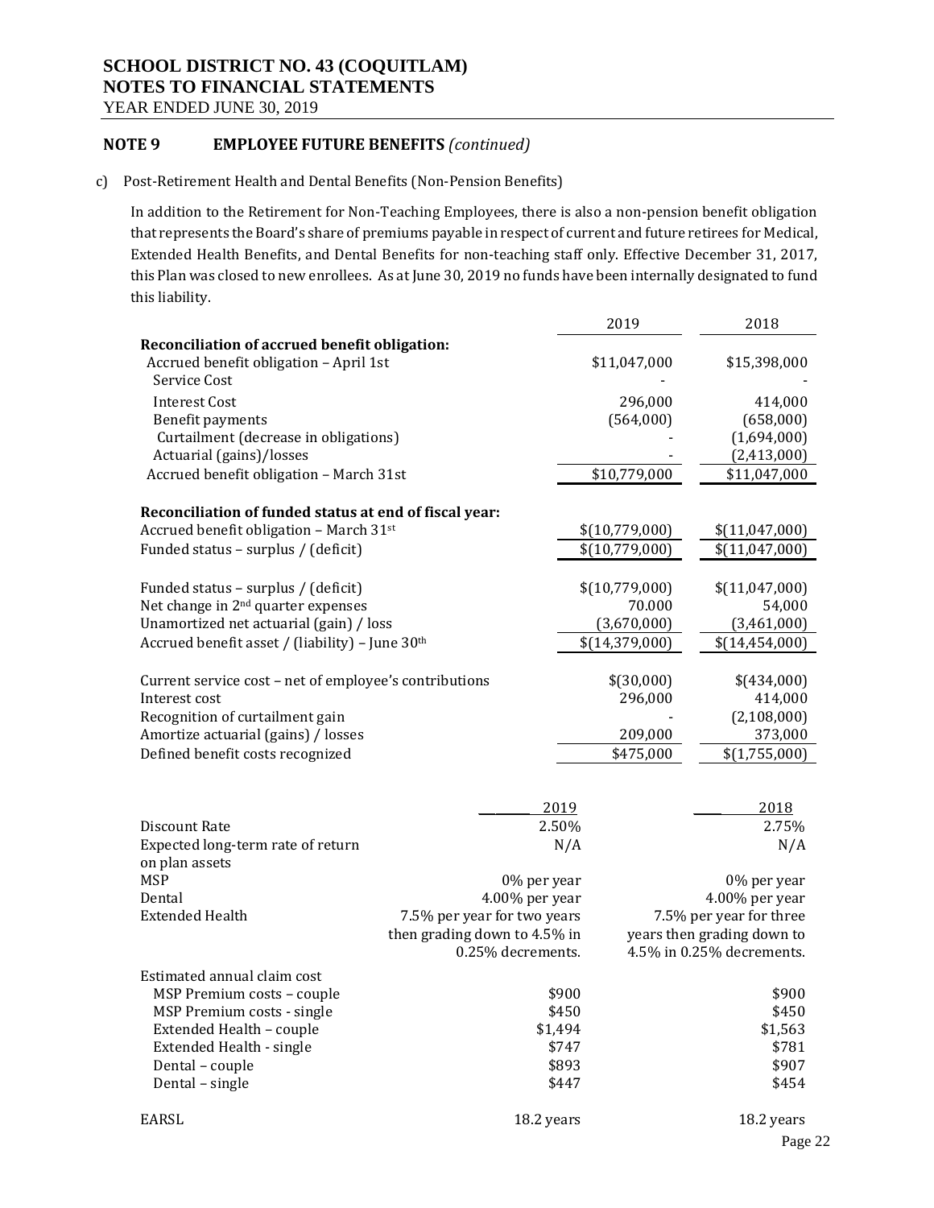## NOTE 9 EMPLOYEE FUTURE BENEFITS *(continued)*

c) Post-Retirement Health and Dental Benefits (Non-Pension Benefits)

In addition to the Retirement for Non-Teaching Employees, there is also a non-pension benefit obligation that represents the Board's share of premiums payable in respect of current and future retirees for Medical, Extended Health Benefits, and Dental Benefits for non-teaching staff only. Effective December 31, 2017, this Plan was closed to new enrollees. As at June 30, 2019 no funds have been internally designated to fund this liability.

| | 2019 | 2018 |
|---|---|---|
| **Reconciliation of accrued benefit obligation:** | | |
| Accrued benefit obligation – April 1st | $11,047,000 | $15,398,000 |
| Service Cost | - | - |
| Interest Cost | 296,000 | 414,000 |
| Benefit payments | (564,000) | (658,000) |
| Curtailment (decrease in obligations) | - | (1,694,000) |
| Actuarial (gains)/losses | - | (2,413,000) |
| Accrued benefit obligation – March 31st | $10,779,000 | $11,047,000 |
| | | |
| **Reconciliation of funded status at end of fiscal year:** | | |
| Accrued benefit obligation – March 31st | $(10,779,000) | $(11,047,000) |
| Funded status – surplus / (deficit) | $(10,779,000) | $(11,047,000) |
| | | |
| Funded status – surplus / (deficit) | $(10,779,000) | $(11,047,000) |
| Net change in 2nd quarter expenses | 70.000 | 54,000 |
| Unamortized net actuarial (gain) / loss | (3,670,000) | (3,461,000) |
| Accrued benefit asset / (liability) – June 30th | $(14,379,000) | $(14,454,000) |
| | | |
| Current service cost – net of employee's contributions | $(30,000) | $(434,000) |
| Interest cost | 296,000 | 414,000 |
| Recognition of curtailment gain | - | (2,108,000) |
| Amortize actuarial (gains) / losses | 209,000 | 373,000 |
| Defined benefit costs recognized | $475,000 | $(1,755,000) |

| | 2019 | 2018 |
|---|---|---|
| Discount Rate | 2.50% | 2.75% |
| Expected long-term rate of return on plan assets | N/A | N/A |
| MSP | 0% per year | 0% per year |
| Dental | 4.00% per year | 4.00% per year |
| Extended Health | 7.5% per year for two years then grading down to 4.5% in 0.25% decrements. | 7.5% per year for three years then grading down to 4.5% in 0.25% decrements. |
| Estimated annual claim cost | | |
| MSP Premium costs – couple | $900 | $900 |
| MSP Premium costs - single | $450 | $450 |
| Extended Health – couple | $1,494 | $1,563 |
| Extended Health - single | $747 | $781 |
| Dental – couple | $893 | $907 |
| Dental – single | $447 | $454 |
| EARSL | 18.2 years | 18.2 years |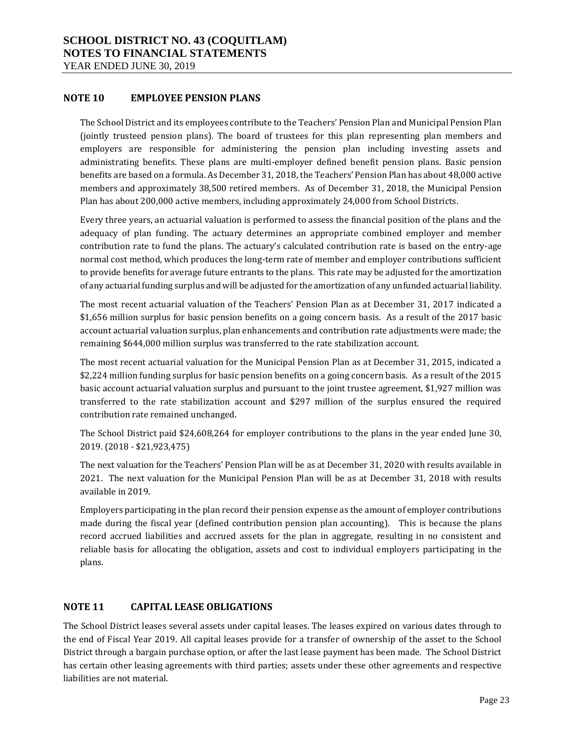## NOTE 10 EMPLOYEE PENSION PLANS

The School District and its employees contribute to the Teachers' Pension Plan and Municipal Pension Plan (jointly trusteed pension plans). The board of trustees for this plan representing plan members and employers are responsible for administering the pension plan including investing assets and administrating benefits. These plans are multi-employer defined benefit pension plans. Basic pension benefits are based on a formula. As December 31, 2018, the Teachers' Pension Plan has about 48,000 active members and approximately 38,500 retired members. As of December 31, 2018, the Municipal Pension Plan has about 200,000 active members, including approximately 24,000 from School Districts.

Every three years, an actuarial valuation is performed to assess the financial position of the plans and the adequacy of plan funding. The actuary determines an appropriate combined employer and member contribution rate to fund the plans. The actuary's calculated contribution rate is based on the entry-age normal cost method, which produces the long-term rate of member and employer contributions sufficient to provide benefits for average future entrants to the plans. This rate may be adjusted for the amortization of any actuarial funding surplus and will be adjusted for the amortization of any unfunded actuarial liability.

The most recent actuarial valuation of the Teachers' Pension Plan as at December 31, 2017 indicated a $1,656 million surplus for basic pension benefits on a going concern basis. As a result of the 2017 basic account actuarial valuation surplus, plan enhancements and contribution rate adjustments were made; the remaining $644,000 million surplus was transferred to the rate stabilization account.

The most recent actuarial valuation for the Municipal Pension Plan as at December 31, 2015, indicated a $2,224 million funding surplus for basic pension benefits on a going concern basis. As a result of the 2015 basic account actuarial valuation surplus and pursuant to the joint trustee agreement, $1,927 million was transferred to the rate stabilization account and $297 million of the surplus ensured the required contribution rate remained unchanged.

The School District paid $24,608,264 for employer contributions to the plans in the year ended June 30, 2019. (2018 - $21,923,475)

The next valuation for the Teachers' Pension Plan will be as at December 31, 2020 with results available in 2021. The next valuation for the Municipal Pension Plan will be as at December 31, 2018 with results available in 2019.

Employers participating in the plan record their pension expense as the amount of employer contributions made during the fiscal year (defined contribution pension plan accounting). This is because the plans record accrued liabilities and accrued assets for the plan in aggregate, resulting in no consistent and reliable basis for allocating the obligation, assets and cost to individual employers participating in the plans.

## NOTE 11 CAPITAL LEASE OBLIGATIONS

The School District leases several assets under capital leases. The leases expired on various dates through to the end of Fiscal Year 2019. All capital leases provide for a transfer of ownership of the asset to the School District through a bargain purchase option, or after the last lease payment has been made. The School District has certain other leasing agreements with third parties; assets under these other agreements and respective liabilities are not material.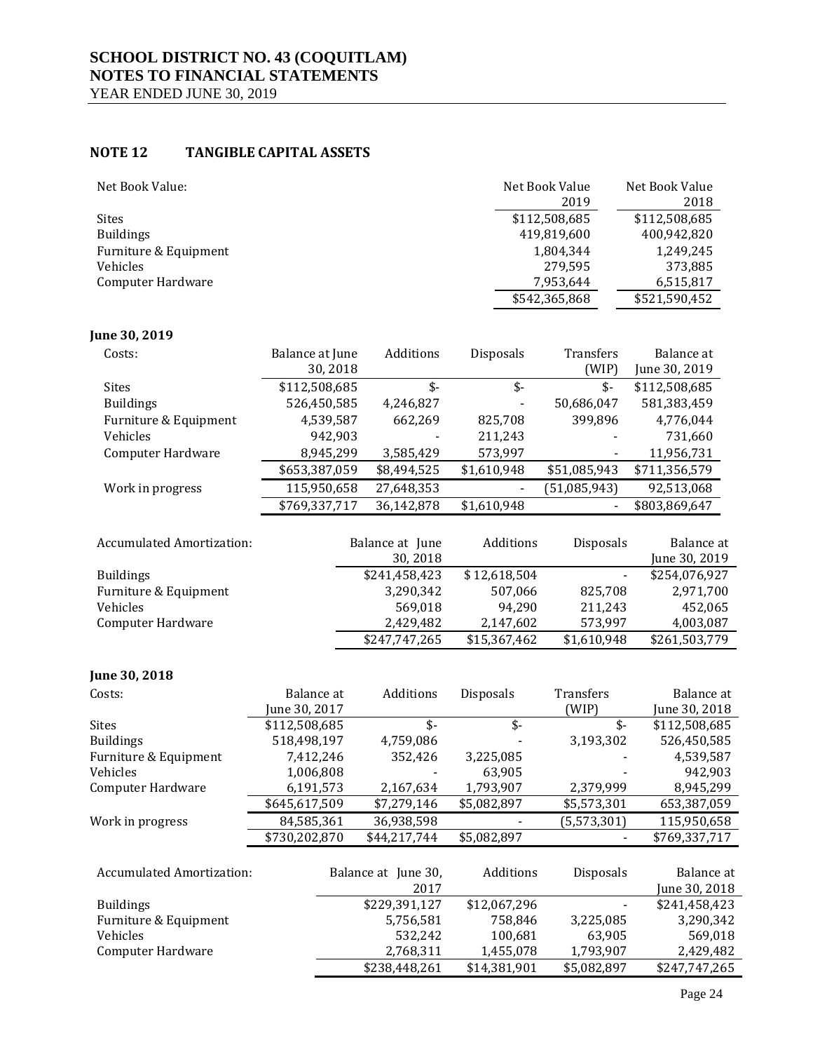## NOTE 12 TANGIBLE CAPITAL ASSETS

| Net Book Value: | Net Book Value 2019 | Net Book Value 2018 |
|---|---|---|
| Sites | $112,508,685 | $112,508,685 |
| Buildings | 419,819,600 | 400,942,820 |
| Furniture & Equipment | 1,804,344 | 1,249,245 |
| Vehicles | 279,595 | 373,885 |
| Computer Hardware | 7,953,644 | 6,515,817 |
| | $542,365,868 | $521,590,452 |

**June 30, 2019**

| Costs: | Balance at June 30, 2018 | Additions | Disposals | Transfers (WIP) | Balance at June 30, 2019 |
|---|---|---|---|---|---|
| Sites | $112,508,685 | $- | $- | $- | $112,508,685 |
| Buildings | 526,450,585 | 4,246,827 | - | 50,686,047 | 581,383,459 |
| Furniture & Equipment | 4,539,587 | 662,269 | 825,708 | 399,896 | 4,776,044 |
| Vehicles | 942,903 | - | 211,243 | - | 731,660 |
| Computer Hardware | 8,945,299 | 3,585,429 | 573,997 | - | 11,956,731 |
| | $653,387,059 | $8,494,525 | $1,610,948 | $51,085,943 | $711,356,579 |
| Work in progress | 115,950,658 | 27,648,353 | - | (51,085,943) | 92,513,068 |
| | $769,337,717 | 36,142,878 | $1,610,948 | - | $803,869,647 |

| Accumulated Amortization: | Balance at June 30, 2018 | Additions | Disposals | Balance at June 30, 2019 |
|---|---|---|---|---|
| Buildings | $241,458,423 | $12,618,504 | - | $254,076,927 |
| Furniture & Equipment | 3,290,342 | 507,066 | 825,708 | 2,971,700 |
| Vehicles | 569,018 | 94,290 | 211,243 | 452,065 |
| Computer Hardware | 2,429,482 | 2,147,602 | 573,997 | 4,003,087 |
| | $247,747,265 | $15,367,462 | $1,610,948 | $261,503,779 |

**June 30, 2018**

| Costs: | Balance at June 30, 2017 | Additions | Disposals | Transfers (WIP) | Balance at June 30, 2018 |
|---|---|---|---|---|---|
| Sites | $112,508,685 | $- | $- | $- | $112,508,685 |
| Buildings | 518,498,197 | 4,759,086 | - | 3,193,302 | 526,450,585 |
| Furniture & Equipment | 7,412,246 | 352,426 | 3,225,085 | - | 4,539,587 |
| Vehicles | 1,006,808 | - | 63,905 | - | 942,903 |
| Computer Hardware | 6,191,573 | 2,167,634 | 1,793,907 | 2,379,999 | 8,945,299 |
| | $645,617,509 | $7,279,146 | $5,082,897 | $5,573,301 | 653,387,059 |
| Work in progress | 84,585,361 | 36,938,598 | - | (5,573,301) | 115,950,658 |
| | $730,202,870 | $44,217,744 | $5,082,897 | - | $769,337,717 |

| Accumulated Amortization: | Balance at June 30, 2017 | Additions | Disposals | Balance at June 30, 2018 |
|---|---|---|---|---|
| Buildings | $229,391,127 | $12,067,296 | - | $241,458,423 |
| Furniture & Equipment | 5,756,581 | 758,846 | 3,225,085 | 3,290,342 |
| Vehicles | 532,242 | 100,681 | 63,905 | 569,018 |
| Computer Hardware | 2,768,311 | 1,455,078 | 1,793,907 | 2,429,482 |
| | $238,448,261 | $14,381,901 | $5,082,897 | $247,747,265 |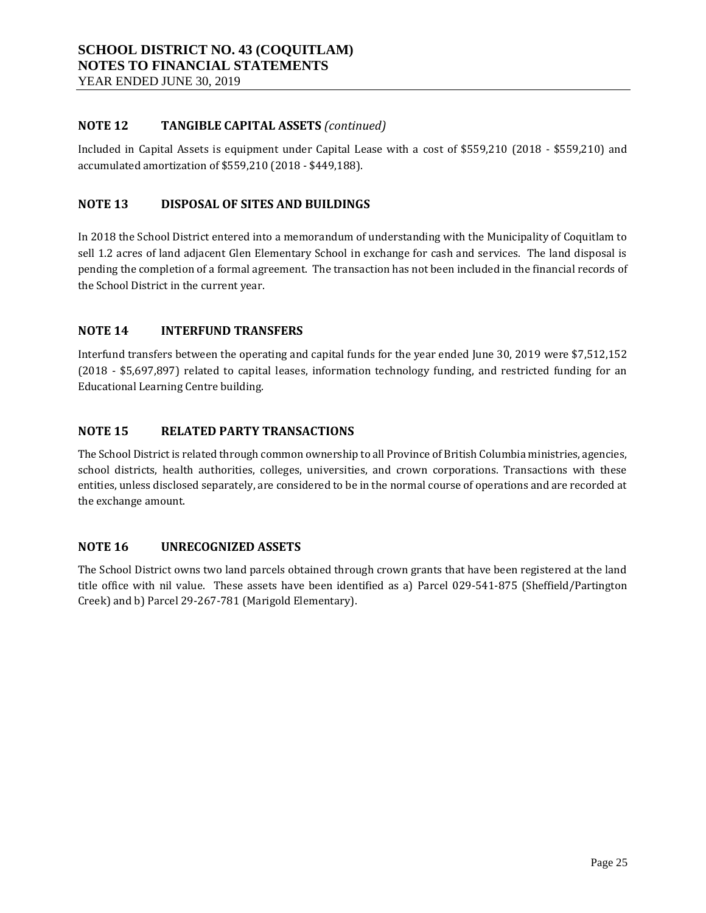## NOTE 12 TANGIBLE CAPITAL ASSETS *(continued)*

Included in Capital Assets is equipment under Capital Lease with a cost of $559,210 (2018 - $559,210) and accumulated amortization of $559,210 (2018 - $449,188).

## NOTE 13 DISPOSAL OF SITES AND BUILDINGS

In 2018 the School District entered into a memorandum of understanding with the Municipality of Coquitlam to sell 1.2 acres of land adjacent Glen Elementary School in exchange for cash and services. The land disposal is pending the completion of a formal agreement. The transaction has not been included in the financial records of the School District in the current year.

## NOTE 14 INTERFUND TRANSFERS

Interfund transfers between the operating and capital funds for the year ended June 30, 2019 were $7,512,152 (2018 - $5,697,897) related to capital leases, information technology funding, and restricted funding for an Educational Learning Centre building.

## NOTE 15 RELATED PARTY TRANSACTIONS

The School District is related through common ownership to all Province of British Columbia ministries, agencies, school districts, health authorities, colleges, universities, and crown corporations. Transactions with these entities, unless disclosed separately, are considered to be in the normal course of operations and are recorded at the exchange amount.

## NOTE 16 UNRECOGNIZED ASSETS

The School District owns two land parcels obtained through crown grants that have been registered at the land title office with nil value. These assets have been identified as a) Parcel 029-541-875 (Sheffield/Partington Creek) and b) Parcel 29-267-781 (Marigold Elementary).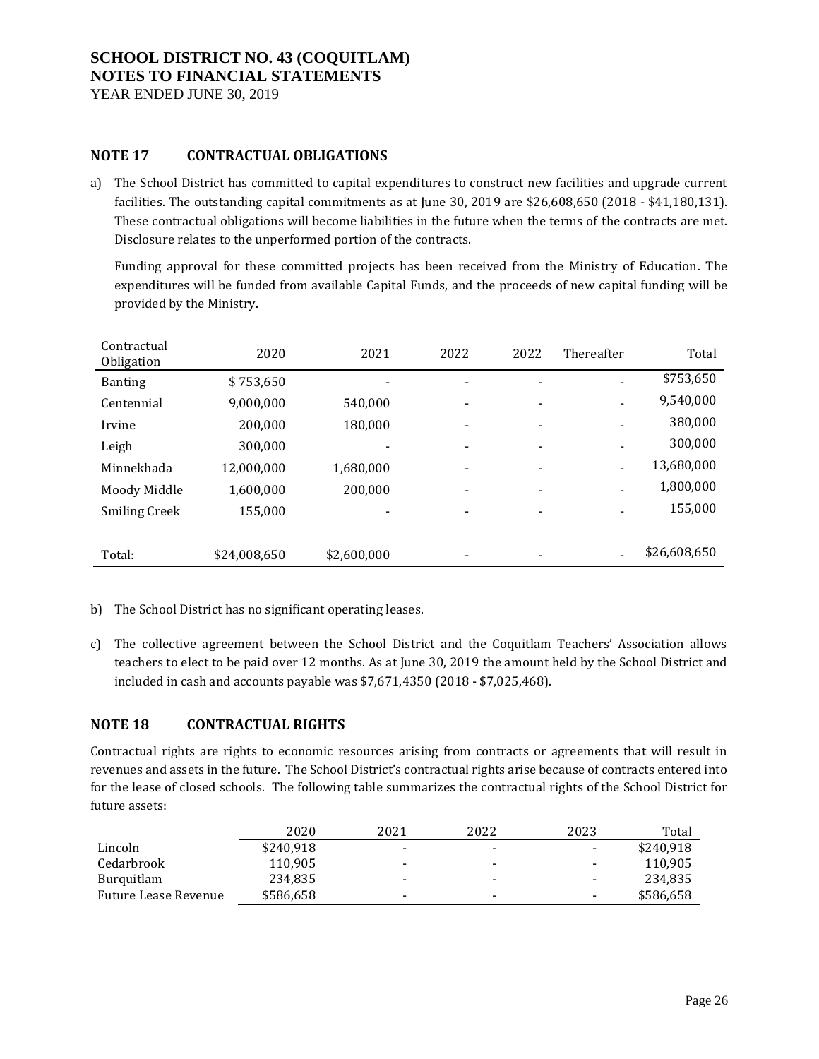## NOTE 17 CONTRACTUAL OBLIGATIONS

a) The School District has committed to capital expenditures to construct new facilities and upgrade current facilities. The outstanding capital commitments as at June 30, 2019 are $26,608,650 (2018 - $41,180,131). These contractual obligations will become liabilities in the future when the terms of the contracts are met. Disclosure relates to the unperformed portion of the contracts.

   Funding approval for these committed projects has been received from the Ministry of Education. The expenditures will be funded from available Capital Funds, and the proceeds of new capital funding will be provided by the Ministry.

| Contractual Obligation | 2020 | 2021 | 2022 | 2022 | Thereafter | Total |
|---|---|---|---|---|---|---|
| Banting | $ 753,650 | - | - | - | - | $753,650 |
| Centennial | 9,000,000 | 540,000 | - | - | - | 9,540,000 |
| Irvine | 200,000 | 180,000 | - | - | - | 380,000 |
| Leigh | 300,000 | - | - | - | - | 300,000 |
| Minnekhada | 12,000,000 | 1,680,000 | - | - | - | 13,680,000 |
| Moody Middle | 1,600,000 | 200,000 | - | - | - | 1,800,000 |
| Smiling Creek | 155,000 | - | - | - | - | 155,000 |
| Total: | $24,008,650 | $2,600,000 | - | - | - | $26,608,650 |

b) The School District has no significant operating leases.

c) The collective agreement between the School District and the Coquitlam Teachers' Association allows teachers to elect to be paid over 12 months. As at June 30, 2019 the amount held by the School District and included in cash and accounts payable was $7,671,4350 (2018 - $7,025,468).

## NOTE 18 CONTRACTUAL RIGHTS

Contractual rights are rights to economic resources arising from contracts or agreements that will result in revenues and assets in the future. The School District's contractual rights arise because of contracts entered into for the lease of closed schools. The following table summarizes the contractual rights of the School District for future assets:

| | 2020 | 2021 | 2022 | 2023 | Total |
|---|---|---|---|---|---|
| Lincoln | $240,918 | - | - | - | $240,918 |
| Cedarbrook | 110,905 | - | - | - | 110,905 |
| Burquitlam | 234,835 | - | - | - | 234,835 |
| Future Lease Revenue | $586,658 | - | - | - | $586,658 |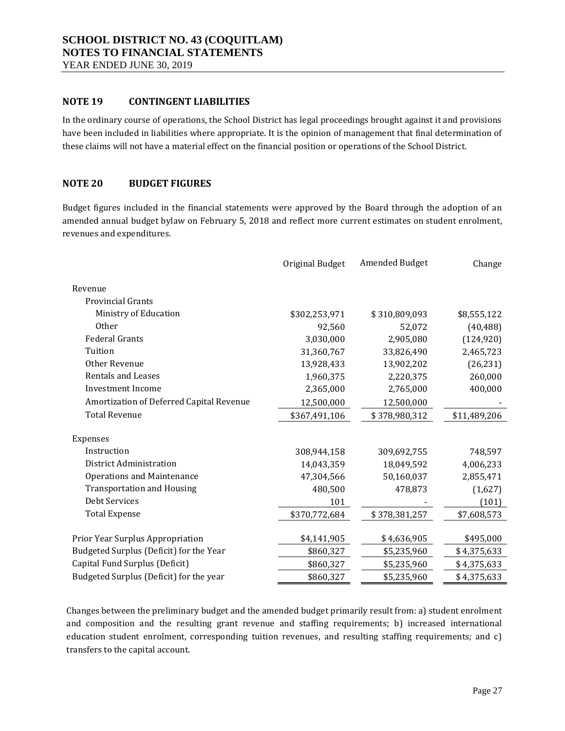## NOTE 19 CONTINGENT LIABILITIES

In the ordinary course of operations, the School District has legal proceedings brought against it and provisions have been included in liabilities where appropriate. It is the opinion of management that final determination of these claims will not have a material effect on the financial position or operations of the School District.

## NOTE 20 BUDGET FIGURES

Budget figures included in the financial statements were approved by the Board through the adoption of an amended annual budget bylaw on February 5, 2018 and reflect more current estimates on student enrolment, revenues and expenditures.

| | Original Budget | Amended Budget | Change |
|---|---|---|---|
| Revenue | | | |
| Provincial Grants | | | |
| Ministry of Education | $302,253,971 | $ 310,809,093 | $8,555,122 |
| Other | 92,560 | 52,072 | (40,488) |
| Federal Grants | 3,030,000 | 2,905,080 | (124,920) |
| Tuition | 31,360,767 | 33,826,490 | 2,465,723 |
| Other Revenue | 13,928,433 | 13,902,202 | (26,231) |
| Rentals and Leases | 1,960,375 | 2,220,375 | 260,000 |
| Investment Income | 2,365,000 | 2,765,000 | 400,000 |
| Amortization of Deferred Capital Revenue | 12,500,000 | 12,500,000 | - |
| Total Revenue | $367,491,106 | $ 378,980,312 | $11,489,206 |
| Expenses | | | |
| Instruction | 308,944,158 | 309,692,755 | 748,597 |
| District Administration | 14,043,359 | 18,049,592 | 4,006,233 |
| Operations and Maintenance | 47,304,566 | 50,160,037 | 2,855,471 |
| Transportation and Housing | 480,500 | 478,873 | (1,627) |
| Debt Services | 101 | - | (101) |
| Total Expense | $370,772,684 | $ 378,381,257 | $7,608,573 |
| Prior Year Surplus Appropriation | $4,141,905 | $ 4,636,905 | $495,000 |
| Budgeted Surplus (Deficit) for the Year | $860,327 | $5,235,960 | $ 4,375,633 |
| Capital Fund Surplus (Deficit) | $860,327 | $5,235,960 | $ 4,375,633 |
| Budgeted Surplus (Deficit) for the year | $860,327 | $5,235,960 | $ 4,375,633 |

Changes between the preliminary budget and the amended budget primarily result from: a) student enrolment and composition and the resulting grant revenue and staffing requirements; b) increased international education student enrolment, corresponding tuition revenues, and resulting staffing requirements; and c) transfers to the capital account.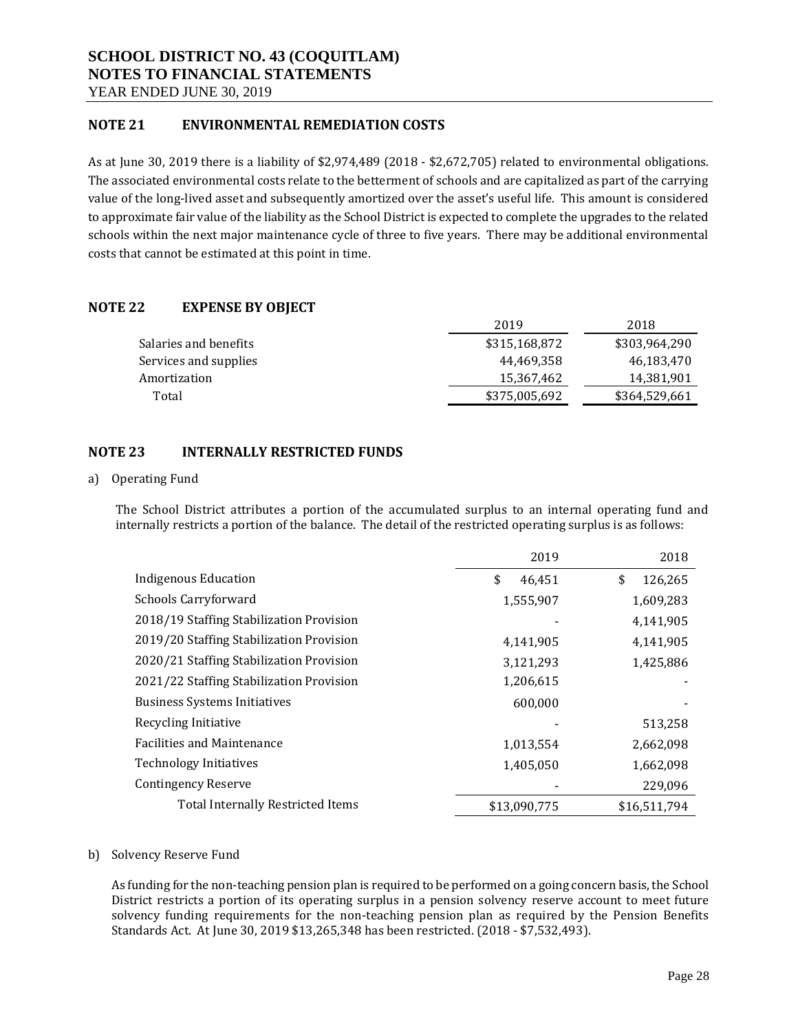## NOTE 21 ENVIRONMENTAL REMEDIATION COSTS

As at June 30, 2019 there is a liability of $2,974,489 (2018 - $2,672,705) related to environmental obligations. The associated environmental costs relate to the betterment of schools and are capitalized as part of the carrying value of the long-lived asset and subsequently amortized over the asset's useful life. This amount is considered to approximate fair value of the liability as the School District is expected to complete the upgrades to the related schools within the next major maintenance cycle of three to five years. There may be additional environmental costs that cannot be estimated at this point in time.

## NOTE 22 EXPENSE BY OBJECT

| | 2019 | 2018 |
|---|---|---|
| Salaries and benefits | $315,168,872 | $303,964,290 |
| Services and supplies | 44,469,358 | 46,183,470 |
| Amortization | 15,367,462 | 14,381,901 |
| Total | $375,005,692 | $364,529,661 |

## NOTE 23 INTERNALLY RESTRICTED FUNDS

a) Operating Fund

The School District attributes a portion of the accumulated surplus to an internal operating fund and internally restricts a portion of the balance. The detail of the restricted operating surplus is as follows:

| | 2019 | 2018 |
|---|---|---|
| Indigenous Education | $ 46,451 | $ 126,265 |
| Schools Carryforward | 1,555,907 | 1,609,283 |
| 2018/19 Staffing Stabilization Provision | - | 4,141,905 |
| 2019/20 Staffing Stabilization Provision | 4,141,905 | 4,141,905 |
| 2020/21 Staffing Stabilization Provision | 3,121,293 | 1,425,886 |
| 2021/22 Staffing Stabilization Provision | 1,206,615 | - |
| Business Systems Initiatives | 600,000 | - |
| Recycling Initiative | - | 513,258 |
| Facilities and Maintenance | 1,013,554 | 2,662,098 |
| Technology Initiatives | 1,405,050 | 1,662,098 |
| Contingency Reserve | - | 229,096 |
| Total Internally Restricted Items | $13,090,775 | $16,511,794 |

b) Solvency Reserve Fund

As funding for the non-teaching pension plan is required to be performed on a going concern basis, the School District restricts a portion of its operating surplus in a pension solvency reserve account to meet future solvency funding requirements for the non-teaching pension plan as required by the Pension Benefits Standards Act. At June 30, 2019 $13,265,348 has been restricted. (2018 - $7,532,493).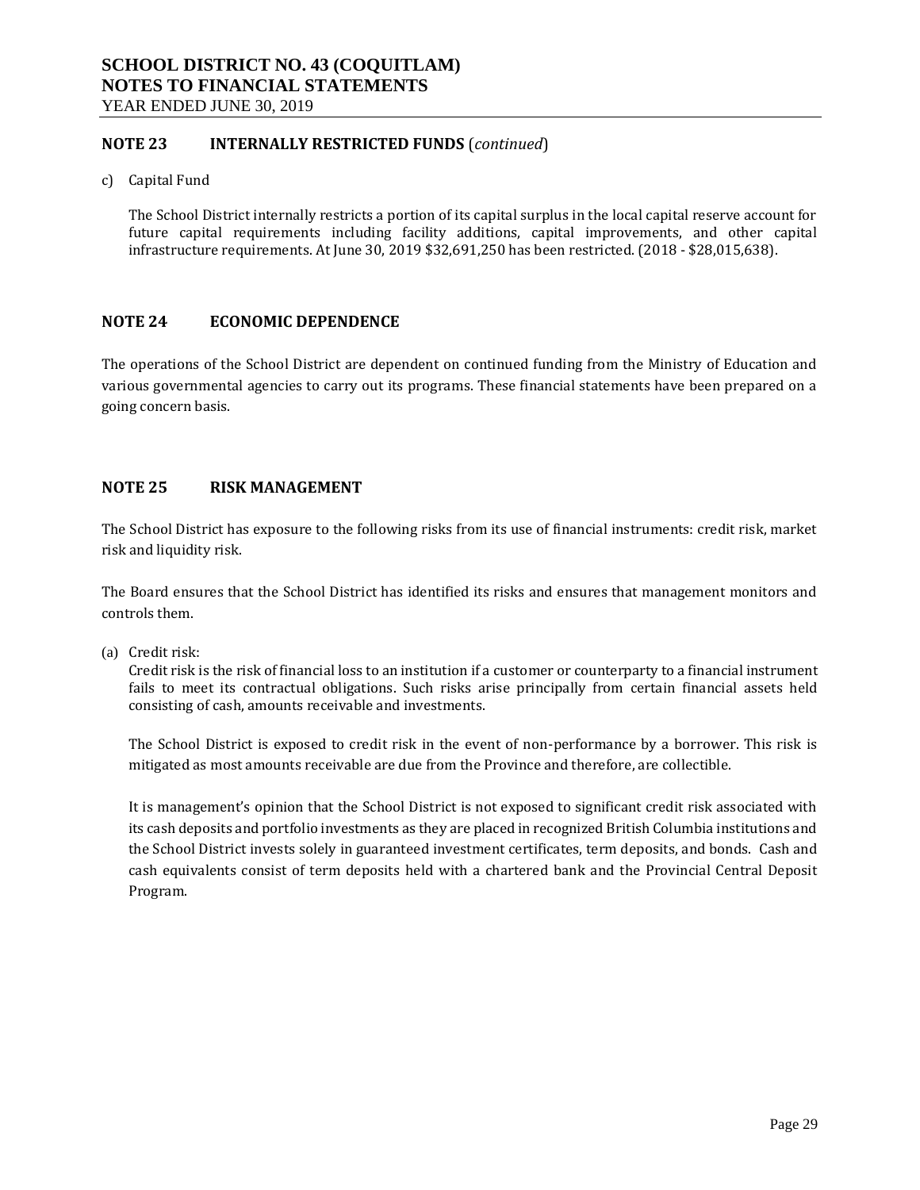## NOTE 23 INTERNALLY RESTRICTED FUNDS (*continued*)

c) Capital Fund

The School District internally restricts a portion of its capital surplus in the local capital reserve account for future capital requirements including facility additions, capital improvements, and other capital infrastructure requirements. At June 30, 2019 $32,691,250 has been restricted. (2018 - $28,015,638).

## NOTE 24 ECONOMIC DEPENDENCE

The operations of the School District are dependent on continued funding from the Ministry of Education and various governmental agencies to carry out its programs. These financial statements have been prepared on a going concern basis.

## NOTE 25 RISK MANAGEMENT

The School District has exposure to the following risks from its use of financial instruments: credit risk, market risk and liquidity risk.

The Board ensures that the School District has identified its risks and ensures that management monitors and controls them.

(a) Credit risk:
Credit risk is the risk of financial loss to an institution if a customer or counterparty to a financial instrument fails to meet its contractual obligations. Such risks arise principally from certain financial assets held consisting of cash, amounts receivable and investments.

The School District is exposed to credit risk in the event of non-performance by a borrower. This risk is mitigated as most amounts receivable are due from the Province and therefore, are collectible.

It is management's opinion that the School District is not exposed to significant credit risk associated with its cash deposits and portfolio investments as they are placed in recognized British Columbia institutions and the School District invests solely in guaranteed investment certificates, term deposits, and bonds. Cash and cash equivalents consist of term deposits held with a chartered bank and the Provincial Central Deposit Program.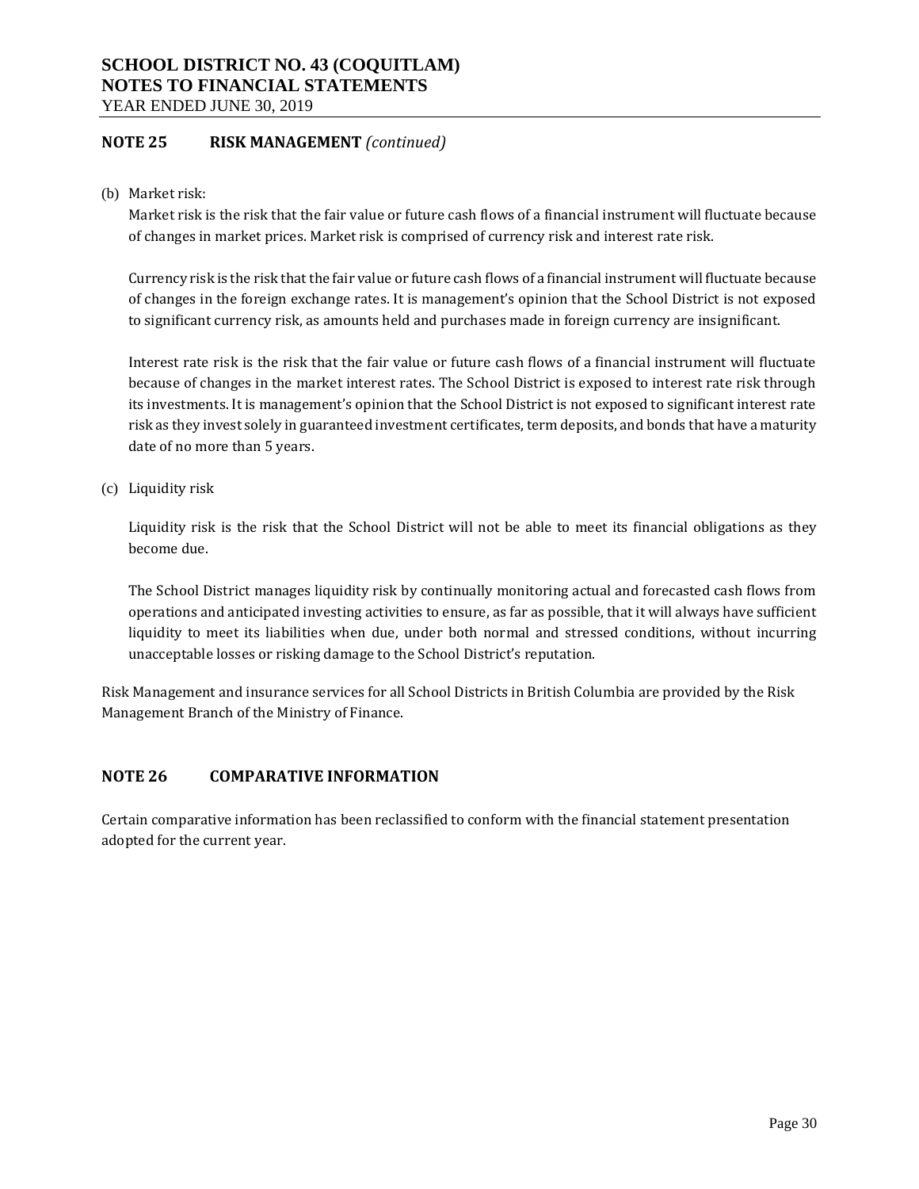## NOTE 25 RISK MANAGEMENT *(continued)*

(b) Market risk:

Market risk is the risk that the fair value or future cash flows of a financial instrument will fluctuate because of changes in market prices. Market risk is comprised of currency risk and interest rate risk.

Currency risk is the risk that the fair value or future cash flows of a financial instrument will fluctuate because of changes in the foreign exchange rates. It is management's opinion that the School District is not exposed to significant currency risk, as amounts held and purchases made in foreign currency are insignificant.

Interest rate risk is the risk that the fair value or future cash flows of a financial instrument will fluctuate because of changes in the market interest rates. The School District is exposed to interest rate risk through its investments. It is management's opinion that the School District is not exposed to significant interest rate risk as they invest solely in guaranteed investment certificates, term deposits, and bonds that have a maturity date of no more than 5 years.

(c) Liquidity risk

Liquidity risk is the risk that the School District will not be able to meet its financial obligations as they become due.

The School District manages liquidity risk by continually monitoring actual and forecasted cash flows from operations and anticipated investing activities to ensure, as far as possible, that it will always have sufficient liquidity to meet its liabilities when due, under both normal and stressed conditions, without incurring unacceptable losses or risking damage to the School District's reputation.

Risk Management and insurance services for all School Districts in British Columbia are provided by the Risk Management Branch of the Ministry of Finance.

## NOTE 26 COMPARATIVE INFORMATION

Certain comparative information has been reclassified to conform with the financial statement presentation adopted for the current year.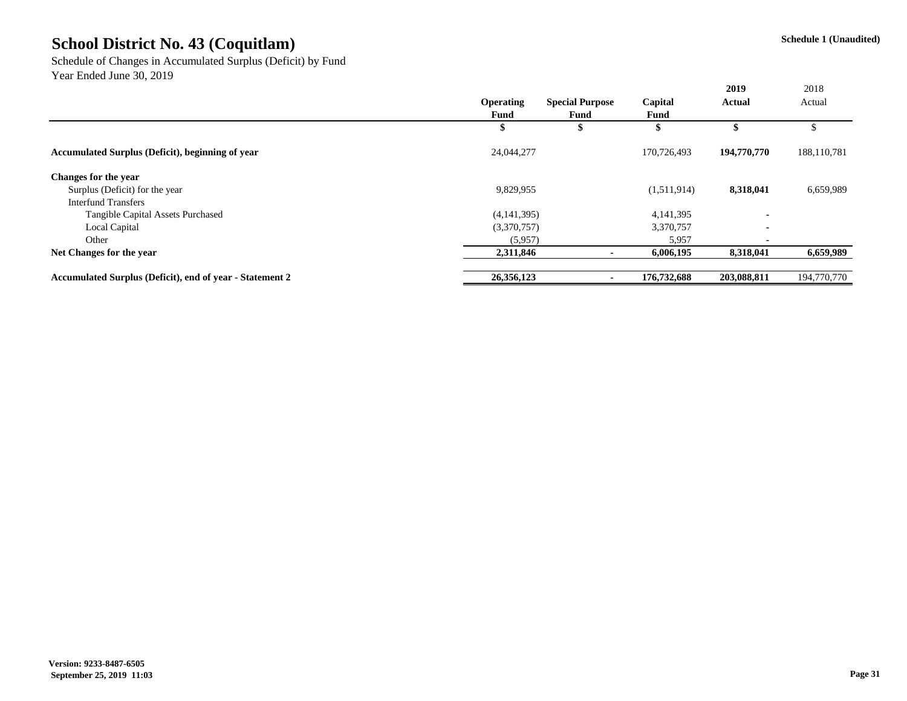# School District No. 43 (Coquitlam)

Schedule 1 (Unaudited)

Schedule of Changes in Accumulated Surplus (Deficit) by Fund
Year Ended June 30, 2019

| | Operating Fund | Special Purpose Fund | Capital Fund | 2019 Actual | 2018 Actual |
|---|---|---|---|---|---|
| | $ | $ | $ | $ | $ |
| **Accumulated Surplus (Deficit), beginning of year** | 24,044,277 | | 170,726,493 | **194,770,770** | 188,110,781 |
| **Changes for the year** | | | | | |
| Surplus (Deficit) for the year | 9,829,955 | | (1,511,914) | **8,318,041** | 6,659,989 |
| Interfund Transfers | | | | | |
| Tangible Capital Assets Purchased | (4,141,395) | | 4,141,395 | - | |
| Local Capital | (3,370,757) | | 3,370,757 | - | |
| Other | (5,957) | | 5,957 | - | |
| **Net Changes for the year** | **2,311,846** | **-** | **6,006,195** | **8,318,041** | **6,659,989** |
| **Accumulated Surplus (Deficit), end of year - Statement 2** | **26,356,123** | **-** | **176,732,688** | **203,088,811** | 194,770,770 |

Version: 9233-8487-6505
September 25, 2019 11:03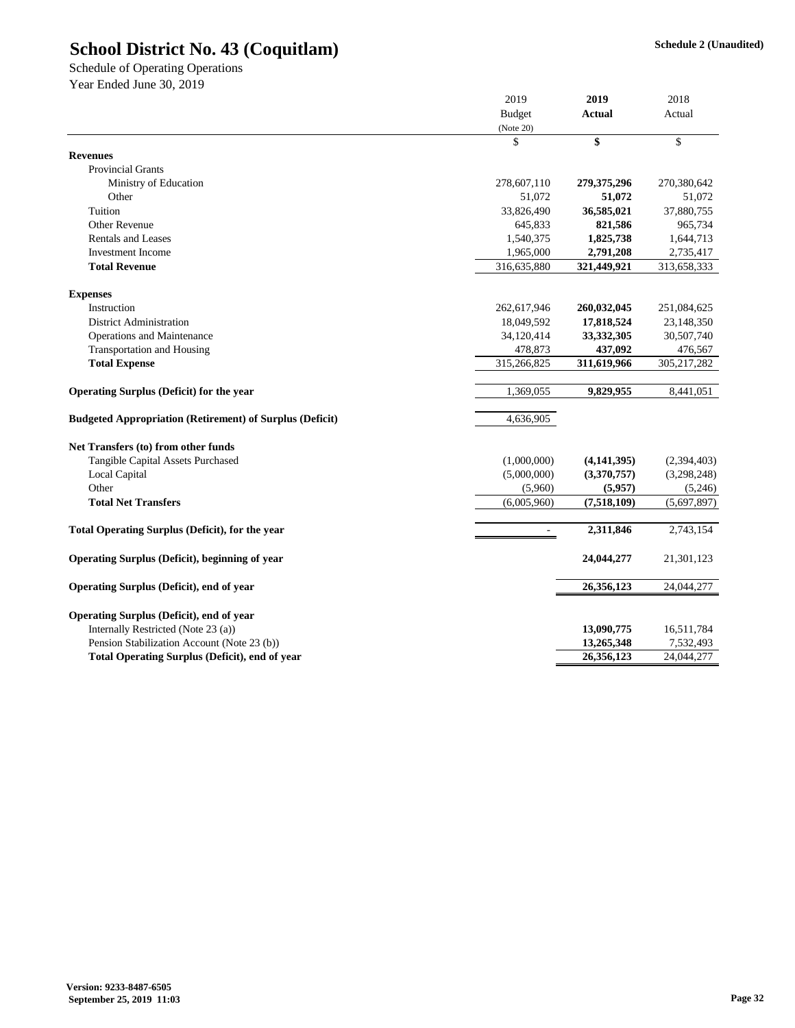# School District No. 43 (Coquitlam)

**Schedule 2 (Unaudited)**

Schedule of Operating Operations
Year Ended June 30, 2019

| | 2019 Budget (Note 20) | **2019 Actual** | 2018 Actual |
|---|---|---|---|
| | $ | **$** | $ |
| **Revenues** | | | |
| Provincial Grants | | | |
| Ministry of Education | 278,607,110 | **279,375,296** | 270,380,642 |
| Other | 51,072 | **51,072** | 51,072 |
| Tuition | 33,826,490 | **36,585,021** | 37,880,755 |
| Other Revenue | 645,833 | **821,586** | 965,734 |
| Rentals and Leases | 1,540,375 | **1,825,738** | 1,644,713 |
| Investment Income | 1,965,000 | **2,791,208** | 2,735,417 |
| **Total Revenue** | 316,635,880 | **321,449,921** | 313,658,333 |
| | | | |
| **Expenses** | | | |
| Instruction | 262,617,946 | **260,032,045** | 251,084,625 |
| District Administration | 18,049,592 | **17,818,524** | 23,148,350 |
| Operations and Maintenance | 34,120,414 | **33,332,305** | 30,507,740 |
| Transportation and Housing | 478,873 | **437,092** | 476,567 |
| **Total Expense** | 315,266,825 | **311,619,966** | 305,217,282 |
| | | | |
| **Operating Surplus (Deficit) for the year** | 1,369,055 | **9,829,955** | 8,441,051 |
| | | | |
| **Budgeted Appropriation (Retirement) of Surplus (Deficit)** | 4,636,905 | | |
| | | | |
| **Net Transfers (to) from other funds** | | | |
| Tangible Capital Assets Purchased | (1,000,000) | **(4,141,395)** | (2,394,403) |
| Local Capital | (5,000,000) | **(3,370,757)** | (3,298,248) |
| Other | (5,960) | **(5,957)** | (5,246) |
| **Total Net Transfers** | (6,005,960) | **(7,518,109)** | (5,697,897) |
| | | | |
| **Total Operating Surplus (Deficit), for the year** | - | **2,311,846** | 2,743,154 |
| | | | |
| **Operating Surplus (Deficit), beginning of year** | | **24,044,277** | 21,301,123 |
| | | | |
| **Operating Surplus (Deficit), end of year** | | **26,356,123** | 24,044,277 |
| | | | |
| **Operating Surplus (Deficit), end of year** | | | |
| Internally Restricted (Note 23 (a)) | | **13,090,775** | 16,511,784 |
| Pension Stabilization Account (Note 23 (b)) | | **13,265,348** | 7,532,493 |
| **Total Operating Surplus (Deficit), end of year** | | **26,356,123** | 24,044,277 |

**Version: 9233-8487-6505**
**September 25, 2019 11:03**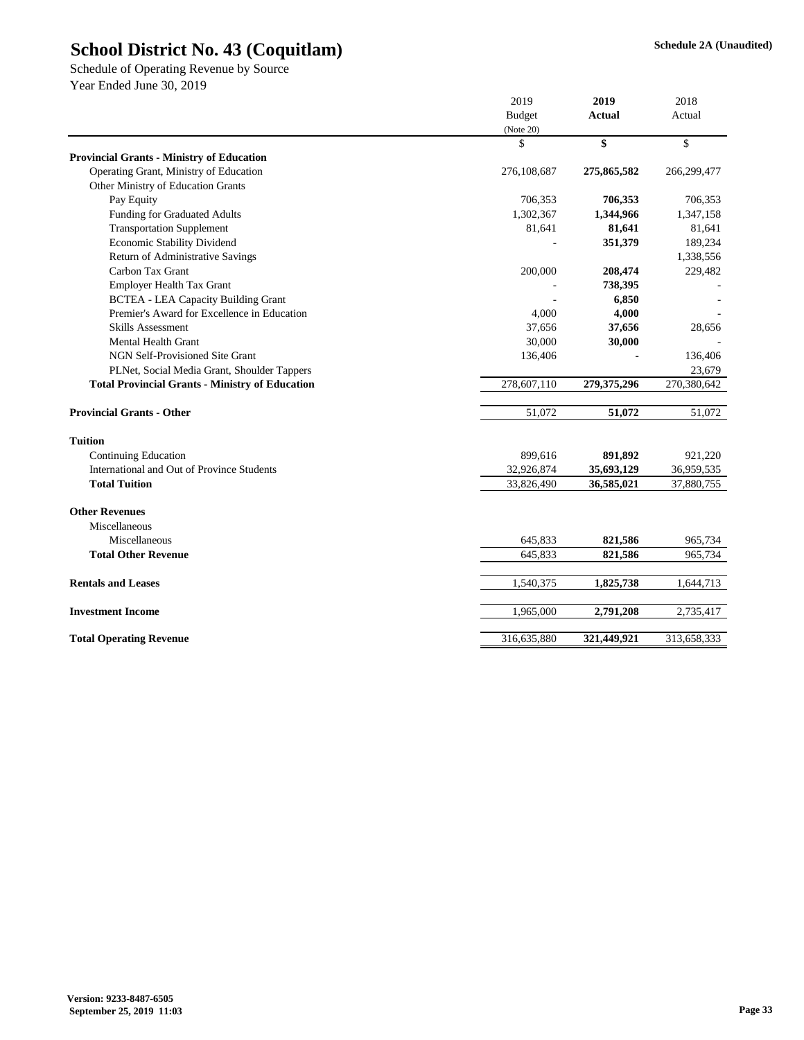# School District No. 43 (Coquitlam)

**Schedule 2A (Unaudited)**

Schedule of Operating Revenue by Source
Year Ended June 30, 2019

| | 2019 Budget (Note 20) | **2019 Actual** | 2018 Actual |
|---|---|---|---|
| | $ | **$** | $ |
| **Provincial Grants - Ministry of Education** | | | |
| Operating Grant, Ministry of Education | 276,108,687 | **275,865,582** | 266,299,477 |
| Other Ministry of Education Grants | | | |
| Pay Equity | 706,353 | **706,353** | 706,353 |
| Funding for Graduated Adults | 1,302,367 | **1,344,966** | 1,347,158 |
| Transportation Supplement | 81,641 | **81,641** | 81,641 |
| Economic Stability Dividend | - | **351,379** | 189,234 |
| Return of Administrative Savings | | | 1,338,556 |
| Carbon Tax Grant | 200,000 | **208,474** | 229,482 |
| Employer Health Tax Grant | - | **738,395** | - |
| BCTEA - LEA Capacity Building Grant | - | **6,850** | - |
| Premier's Award for Excellence in Education | 4,000 | **4,000** | - |
| Skills Assessment | 37,656 | **37,656** | 28,656 |
| Mental Health Grant | 30,000 | **30,000** | - |
| NGN Self-Provisioned Site Grant | 136,406 | **-** | 136,406 |
| PLNet, Social Media Grant, Shoulder Tappers | | | 23,679 |
| **Total Provincial Grants - Ministry of Education** | 278,607,110 | **279,375,296** | 270,380,642 |
| | | | |
| **Provincial Grants - Other** | 51,072 | **51,072** | 51,072 |
| | | | |
| **Tuition** | | | |
| Continuing Education | 899,616 | **891,892** | 921,220 |
| International and Out of Province Students | 32,926,874 | **35,693,129** | 36,959,535 |
| **Total Tuition** | 33,826,490 | **36,585,021** | 37,880,755 |
| | | | |
| **Other Revenues** | | | |
| Miscellaneous | | | |
| Miscellaneous | 645,833 | **821,586** | 965,734 |
| **Total Other Revenue** | 645,833 | **821,586** | 965,734 |
| | | | |
| **Rentals and Leases** | 1,540,375 | **1,825,738** | 1,644,713 |
| | | | |
| **Investment Income** | 1,965,000 | **2,791,208** | 2,735,417 |
| | | | |
| **Total Operating Revenue** | 316,635,880 | **321,449,921** | 313,658,333 |

**Version: 9233-8487-6505**
**September 25, 2019 11:03**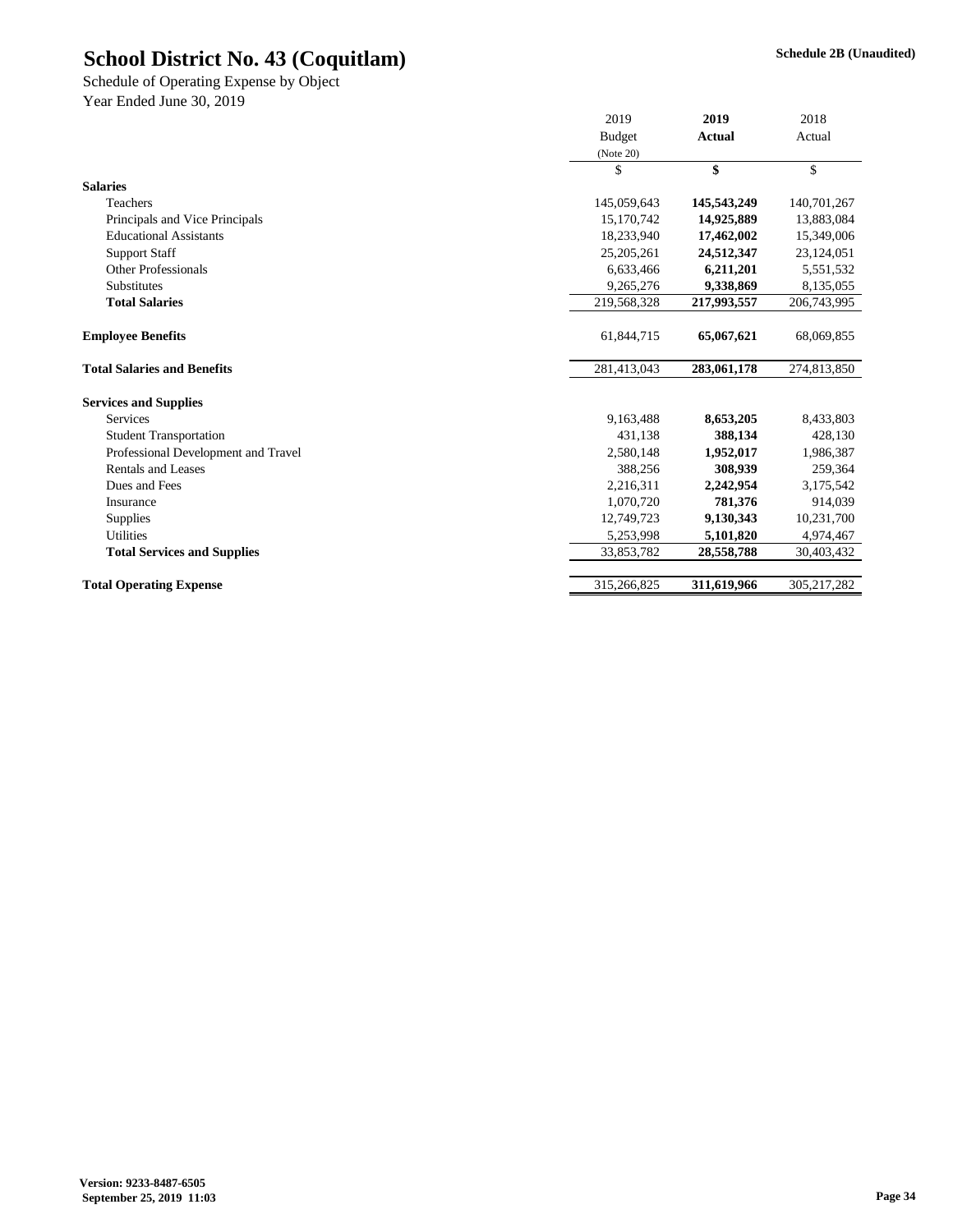# School District No. 43 (Coquitlam)

**Schedule 2B (Unaudited)**

Schedule of Operating Expense by Object
Year Ended June 30, 2019

| | 2019 Budget (Note 20) | **2019 Actual** | 2018 Actual |
|---|---|---|---|
| | $ | **$** | $ |
| **Salaries** | | | |
| Teachers | 145,059,643 | **145,543,249** | 140,701,267 |
| Principals and Vice Principals | 15,170,742 | **14,925,889** | 13,883,084 |
| Educational Assistants | 18,233,940 | **17,462,002** | 15,349,006 |
| Support Staff | 25,205,261 | **24,512,347** | 23,124,051 |
| Other Professionals | 6,633,466 | **6,211,201** | 5,551,532 |
| Substitutes | 9,265,276 | **9,338,869** | 8,135,055 |
| **Total Salaries** | 219,568,328 | **217,993,557** | 206,743,995 |
| **Employee Benefits** | 61,844,715 | **65,067,621** | 68,069,855 |
| **Total Salaries and Benefits** | 281,413,043 | **283,061,178** | 274,813,850 |
| **Services and Supplies** | | | |
| Services | 9,163,488 | **8,653,205** | 8,433,803 |
| Student Transportation | 431,138 | **388,134** | 428,130 |
| Professional Development and Travel | 2,580,148 | **1,952,017** | 1,986,387 |
| Rentals and Leases | 388,256 | **308,939** | 259,364 |
| Dues and Fees | 2,216,311 | **2,242,954** | 3,175,542 |
| Insurance | 1,070,720 | **781,376** | 914,039 |
| Supplies | 12,749,723 | **9,130,343** | 10,231,700 |
| Utilities | 5,253,998 | **5,101,820** | 4,974,467 |
| **Total Services and Supplies** | 33,853,782 | **28,558,788** | 30,403,432 |
| **Total Operating Expense** | 315,266,825 | **311,619,966** | 305,217,282 |

**Version: 9233-8487-6505**
**September 25, 2019 11:03**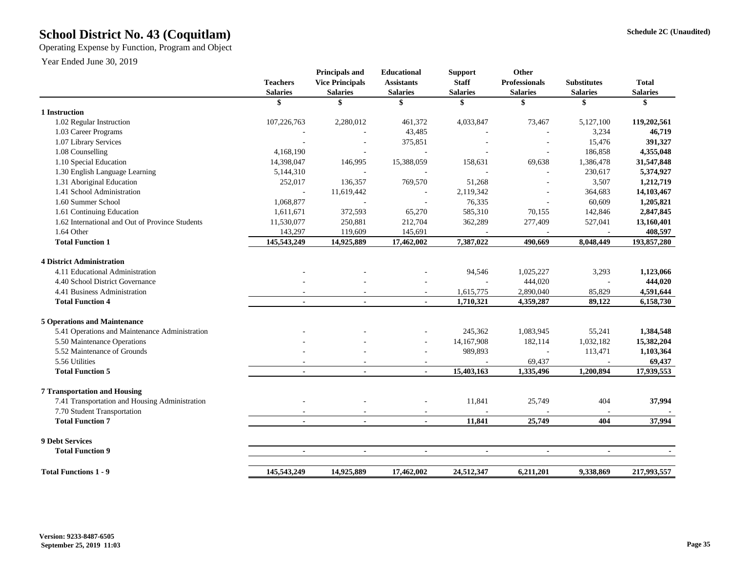# School District No. 43 (Coquitlam)

Operating Expense by Function, Program and Object

Year Ended June 30, 2019

Schedule 2C (Unaudited)

| | Teachers Salaries | Principals and Vice Principals Salaries | Educational Assistants Salaries | Support Staff Salaries | Other Professionals Salaries | Substitutes Salaries | Total Salaries |
|---|---|---|---|---|---|---|---|
| | $ | $ | $ | $ | $ | $ | $ |
| **1 Instruction** | | | | | | | |
| 1.02 Regular Instruction | 107,226,763 | 2,280,012 | 461,372 | 4,033,847 | 73,467 | 5,127,100 | **119,202,561** |
| 1.03 Career Programs | - | - | 43,485 | - | - | 3,234 | **46,719** |
| 1.07 Library Services | - | - | 375,851 | - | - | 15,476 | **391,327** |
| 1.08 Counselling | 4,168,190 | - | - | - | - | 186,858 | **4,355,048** |
| 1.10 Special Education | 14,398,047 | 146,995 | 15,388,059 | 158,631 | 69,638 | 1,386,478 | **31,547,848** |
| 1.30 English Language Learning | 5,144,310 | - | - | - | - | 230,617 | **5,374,927** |
| 1.31 Aboriginal Education | 252,017 | 136,357 | 769,570 | 51,268 | - | 3,507 | **1,212,719** |
| 1.41 School Administration | - | 11,619,442 | - | 2,119,342 | - | 364,683 | **14,103,467** |
| 1.60 Summer School | 1,068,877 | - | - | 76,335 | - | 60,609 | **1,205,821** |
| 1.61 Continuing Education | 1,611,671 | 372,593 | 65,270 | 585,310 | 70,155 | 142,846 | **2,847,845** |
| 1.62 International and Out of Province Students | 11,530,077 | 250,881 | 212,704 | 362,289 | 277,409 | 527,041 | **13,160,401** |
| 1.64 Other | 143,297 | 119,609 | 145,691 | - | - | - | **408,597** |
| **Total Function 1** | **145,543,249** | **14,925,889** | **17,462,002** | **7,387,022** | **490,669** | **8,048,449** | **193,857,280** |
| **4 District Administration** | | | | | | | |
| 4.11 Educational Administration | - | - | - | 94,546 | 1,025,227 | 3,293 | **1,123,066** |
| 4.40 School District Governance | - | - | - | - | 444,020 | - | **444,020** |
| 4.41 Business Administration | - | - | - | 1,615,775 | 2,890,040 | 85,829 | **4,591,644** |
| **Total Function 4** | **-** | **-** | **-** | **1,710,321** | **4,359,287** | **89,122** | **6,158,730** |
| **5 Operations and Maintenance** | | | | | | | |
| 5.41 Operations and Maintenance Administration | - | - | - | 245,362 | 1,083,945 | 55,241 | **1,384,548** |
| 5.50 Maintenance Operations | - | - | - | 14,167,908 | 182,114 | 1,032,182 | **15,382,204** |
| 5.52 Maintenance of Grounds | - | - | - | 989,893 | - | 113,471 | **1,103,364** |
| 5.56 Utilities | - | - | - | - | 69,437 | - | **69,437** |
| **Total Function 5** | **-** | **-** | **-** | **15,403,163** | **1,335,496** | **1,200,894** | **17,939,553** |
| **7 Transportation and Housing** | | | | | | | |
| 7.41 Transportation and Housing Administration | - | - | - | 11,841 | 25,749 | 404 | **37,994** |
| 7.70 Student Transportation | - | - | - | - | - | - | **-** |
| **Total Function 7** | **-** | **-** | **-** | **11,841** | **25,749** | **404** | **37,994** |
| **9 Debt Services** | | | | | | | |
| **Total Function 9** | **-** | **-** | **-** | **-** | **-** | **-** | **-** |
| **Total Functions 1 - 9** | **145,543,249** | **14,925,889** | **17,462,002** | **24,512,347** | **6,211,201** | **9,338,869** | **217,993,557** |

Version: 9233-8487-6505
September 25, 2019 11:03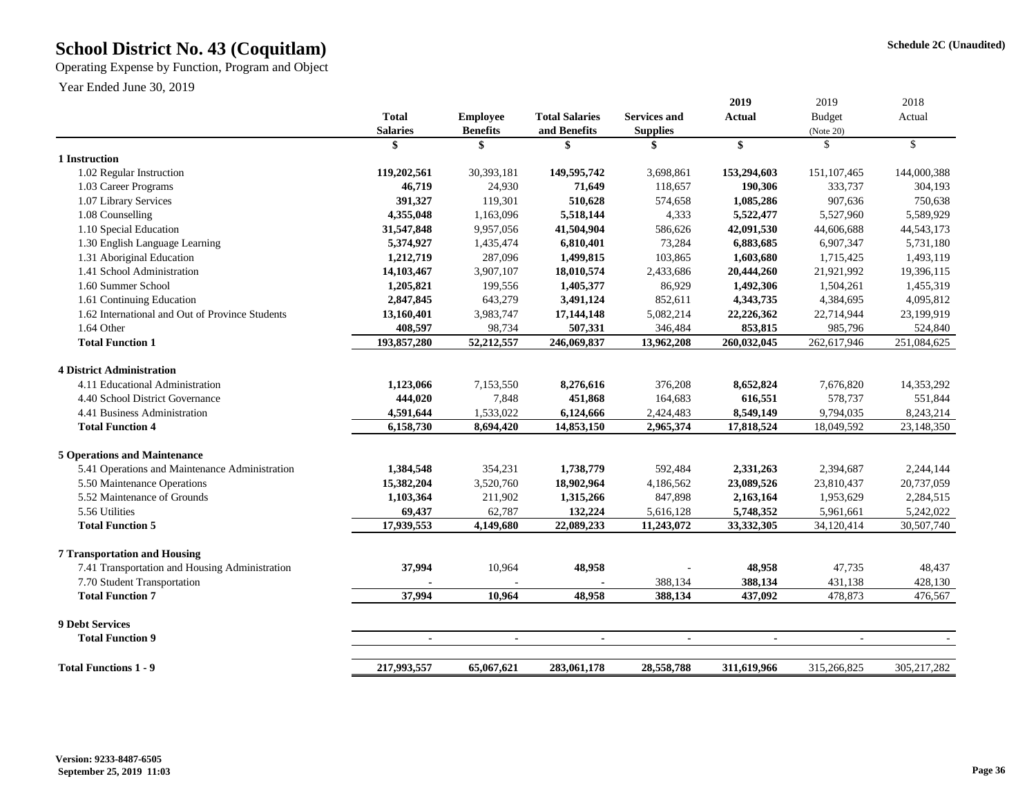# School District No. 43 (Coquitlam)

**Schedule 2C (Unaudited)**

Operating Expense by Function, Program and Object

Year Ended June 30, 2019

| | Total Salaries | Employee Benefits | Total Salaries and Benefits | Services and Supplies | 2019 Actual | 2019 Budget (Note 20) | 2018 Actual |
|---|---|---|---|---|---|---|---|
| | $ | $ | $ | $ | $ | $ | $ |
| **1 Instruction** | | | | | | | |
| 1.02 Regular Instruction | **119,202,561** | 30,393,181 | **149,595,742** | 3,698,861 | **153,294,603** | 151,107,465 | 144,000,388 |
| 1.03 Career Programs | **46,719** | 24,930 | **71,649** | 118,657 | **190,306** | 333,737 | 304,193 |
| 1.07 Library Services | **391,327** | 119,301 | **510,628** | 574,658 | **1,085,286** | 907,636 | 750,638 |
| 1.08 Counselling | **4,355,048** | 1,163,096 | **5,518,144** | 4,333 | **5,522,477** | 5,527,960 | 5,589,929 |
| 1.10 Special Education | **31,547,848** | 9,957,056 | **41,504,904** | 586,626 | **42,091,530** | 44,606,688 | 44,543,173 |
| 1.30 English Language Learning | **5,374,927** | 1,435,474 | **6,810,401** | 73,284 | **6,883,685** | 6,907,347 | 5,731,180 |
| 1.31 Aboriginal Education | **1,212,719** | 287,096 | **1,499,815** | 103,865 | **1,603,680** | 1,715,425 | 1,493,119 |
| 1.41 School Administration | **14,103,467** | 3,907,107 | **18,010,574** | 2,433,686 | **20,444,260** | 21,921,992 | 19,396,115 |
| 1.60 Summer School | **1,205,821** | 199,556 | **1,405,377** | 86,929 | **1,492,306** | 1,504,261 | 1,455,319 |
| 1.61 Continuing Education | **2,847,845** | 643,279 | **3,491,124** | 852,611 | **4,343,735** | 4,384,695 | 4,095,812 |
| 1.62 International and Out of Province Students | **13,160,401** | 3,983,747 | **17,144,148** | 5,082,214 | **22,226,362** | 22,714,944 | 23,199,919 |
| 1.64 Other | **408,597** | 98,734 | **507,331** | 346,484 | **853,815** | 985,796 | 524,840 |
| **Total Function 1** | **193,857,280** | **52,212,557** | **246,069,837** | **13,962,208** | **260,032,045** | 262,617,946 | 251,084,625 |
| **4 District Administration** | | | | | | | |
| 4.11 Educational Administration | **1,123,066** | 7,153,550 | **8,276,616** | 376,208 | **8,652,824** | 7,676,820 | 14,353,292 |
| 4.40 School District Governance | **444,020** | 7,848 | **451,868** | 164,683 | **616,551** | 578,737 | 551,844 |
| 4.41 Business Administration | **4,591,644** | 1,533,022 | **6,124,666** | 2,424,483 | **8,549,149** | 9,794,035 | 8,243,214 |
| **Total Function 4** | **6,158,730** | **8,694,420** | **14,853,150** | **2,965,374** | **17,818,524** | 18,049,592 | 23,148,350 |
| **5 Operations and Maintenance** | | | | | | | |
| 5.41 Operations and Maintenance Administration | **1,384,548** | 354,231 | **1,738,779** | 592,484 | **2,331,263** | 2,394,687 | 2,244,144 |
| 5.50 Maintenance Operations | **15,382,204** | 3,520,760 | **18,902,964** | 4,186,562 | **23,089,526** | 23,810,437 | 20,737,059 |
| 5.52 Maintenance of Grounds | **1,103,364** | 211,902 | **1,315,266** | 847,898 | **2,163,164** | 1,953,629 | 2,284,515 |
| 5.56 Utilities | **69,437** | 62,787 | **132,224** | 5,616,128 | **5,748,352** | 5,961,661 | 5,242,022 |
| **Total Function 5** | **17,939,553** | **4,149,680** | **22,089,233** | **11,243,072** | **33,332,305** | 34,120,414 | 30,507,740 |
| **7 Transportation and Housing** | | | | | | | |
| 7.41 Transportation and Housing Administration | **37,994** | 10,964 | **48,958** | - | **48,958** | 47,735 | 48,437 |
| 7.70 Student Transportation | **-** | - | **-** | 388,134 | **388,134** | 431,138 | 428,130 |
| **Total Function 7** | **37,994** | **10,964** | **48,958** | **388,134** | **437,092** | 478,873 | 476,567 |
| **9 Debt Services** | | | | | | | |
| **Total Function 9** | **-** | **-** | **-** | **-** | **-** | - | - |
| **Total Functions 1 - 9** | **217,993,557** | **65,067,621** | **283,061,178** | **28,558,788** | **311,619,966** | 315,266,825 | 305,217,282 |

**Version: 9233-8487-6505**
**September 25, 2019 11:03**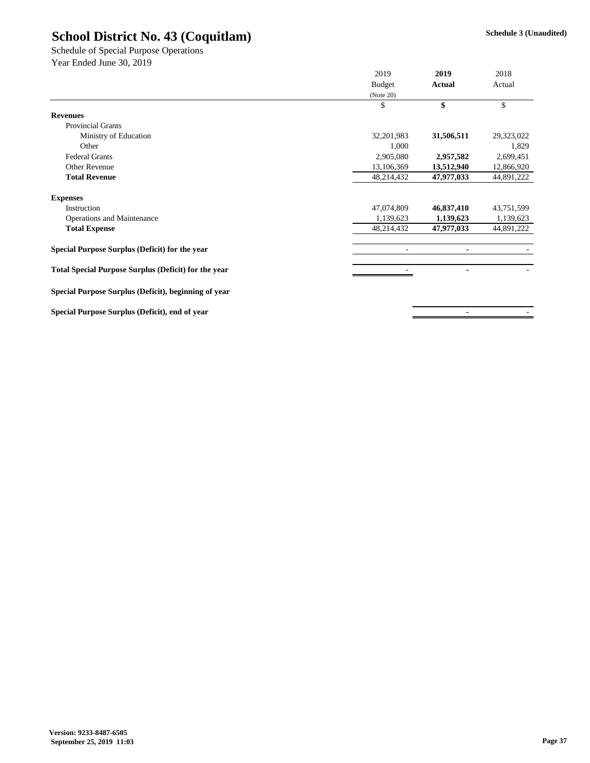# School District No. 43 (Coquitlam)

**Schedule 3 (Unaudited)**

Schedule of Special Purpose Operations
Year Ended June 30, 2019

| | 2019 Budget (Note 20) | **2019 Actual** | 2018 Actual |
|---|---|---|---|
| | $ | **$** | $ |
| **Revenues** | | | |
| Provincial Grants | | | |
| Ministry of Education | 32,201,983 | **31,506,511** | 29,323,022 |
| Other | 1,000 | | 1,829 |
| Federal Grants | 2,905,080 | **2,957,582** | 2,699,451 |
| Other Revenue | 13,106,369 | **13,512,940** | 12,866,920 |
| **Total Revenue** | 48,214,432 | **47,977,033** | 44,891,222 |
| | | | |
| **Expenses** | | | |
| Instruction | 47,074,809 | **46,837,410** | 43,751,599 |
| Operations and Maintenance | 1,139,623 | **1,139,623** | 1,139,623 |
| **Total Expense** | 48,214,432 | **47,977,033** | 44,891,222 |
| | | | |
| **Special Purpose Surplus (Deficit) for the year** | - | **-** | - |
| | | | |
| **Total Special Purpose Surplus (Deficit) for the year** | - | **-** | - |
| | | | |
| **Special Purpose Surplus (Deficit), beginning of year** | | | |
| | | | |
| **Special Purpose Surplus (Deficit), end of year** | | **-** | - |

**Version: 9233-8487-6505**
**September 25, 2019 11:03**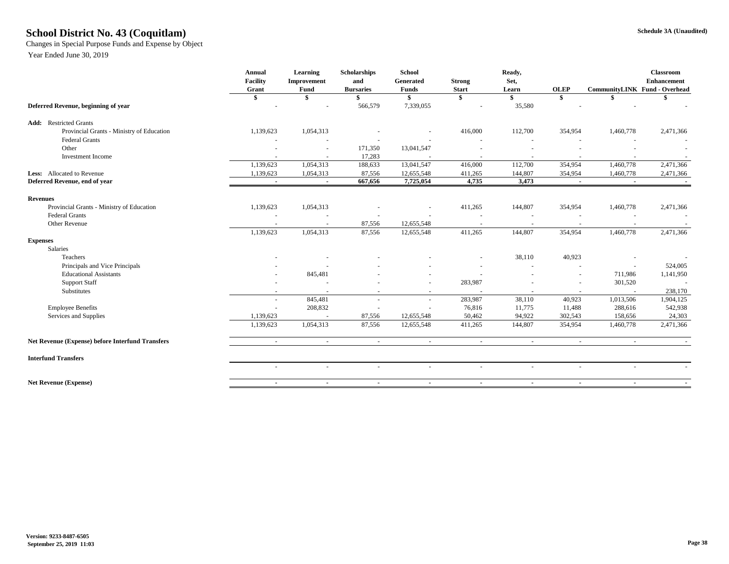# School District No. 43 (Coquitlam)

Changes in Special Purpose Funds and Expense by Object

Year Ended June 30, 2019

Schedule 3A (Unaudited)

| | Annual Facility Grant | Learning Improvement Fund | Scholarships and Bursaries | School Generated Funds | Strong Start | Ready, Set, Learn | OLEP | CommunityLINK | Classroom Enhancement Fund - Overhead |
|---|---|---|---|---|---|---|---|---|---|
| | $ | $ | $ | $ | $ | $ | $ | $ | $ |
| **Deferred Revenue, beginning of year** | - | - | 566,579 | 7,339,055 | - | 35,580 | - | - | - |
| **Add:** Restricted Grants | | | | | | | | | |
| Provincial Grants - Ministry of Education | 1,139,623 | 1,054,313 | - | - | 416,000 | 112,700 | 354,954 | 1,460,778 | 2,471,366 |
| Federal Grants | - | - | - | - | - | - | - | - | - |
| Other | - | - | 171,350 | 13,041,547 | - | - | - | - | - |
| Investment Income | - | - | 17,283 | - | - | - | - | - | - |
| | 1,139,623 | 1,054,313 | 188,633 | 13,041,547 | 416,000 | 112,700 | 354,954 | 1,460,778 | 2,471,366 |
| **Less:** Allocated to Revenue | 1,139,623 | 1,054,313 | 87,556 | 12,655,548 | 411,265 | 144,807 | 354,954 | 1,460,778 | 2,471,366 |
| **Deferred Revenue, end of year** | **-** | **-** | **667,656** | **7,725,054** | **4,735** | **3,473** | **-** | **-** | **-** |
| **Revenues** | | | | | | | | | |
| Provincial Grants - Ministry of Education | 1,139,623 | 1,054,313 | - | - | 411,265 | 144,807 | 354,954 | 1,460,778 | 2,471,366 |
| Federal Grants | - | - | - | - | - | - | - | - | - |
| Other Revenue | - | - | 87,556 | 12,655,548 | - | - | - | - | - |
| | 1,139,623 | 1,054,313 | 87,556 | 12,655,548 | 411,265 | 144,807 | 354,954 | 1,460,778 | 2,471,366 |
| **Expenses** | | | | | | | | | |
| Salaries | | | | | | | | | |
| Teachers | - | - | - | - | - | 38,110 | 40,923 | - | - |
| Principals and Vice Principals | - | - | - | - | - | - | - | - | 524,005 |
| Educational Assistants | - | 845,481 | - | - | - | - | - | 711,986 | 1,141,950 |
| Support Staff | - | - | - | - | 283,987 | - | - | 301,520 | - |
| Substitutes | - | - | - | - | - | - | - | - | 238,170 |
| | - | 845,481 | - | - | 283,987 | 38,110 | 40,923 | 1,013,506 | 1,904,125 |
| Employee Benefits | - | 208,832 | - | - | 76,816 | 11,775 | 11,488 | 288,616 | 542,938 |
| Services and Supplies | 1,139,623 | - | 87,556 | 12,655,548 | 50,462 | 94,922 | 302,543 | 158,656 | 24,303 |
| | 1,139,623 | 1,054,313 | 87,556 | 12,655,548 | 411,265 | 144,807 | 354,954 | 1,460,778 | 2,471,366 |
| **Net Revenue (Expense) before Interfund Transfers** | - | - | - | - | - | - | - | - | - |
| **Interfund Transfers** | | | | | | | | | |
| | - | - | - | - | - | - | - | - | - |
| **Net Revenue (Expense)** | **-** | **-** | **-** | **-** | **-** | **-** | **-** | **-** | **-** |

Version: 9233-8487-6505
September 25, 2019 11:03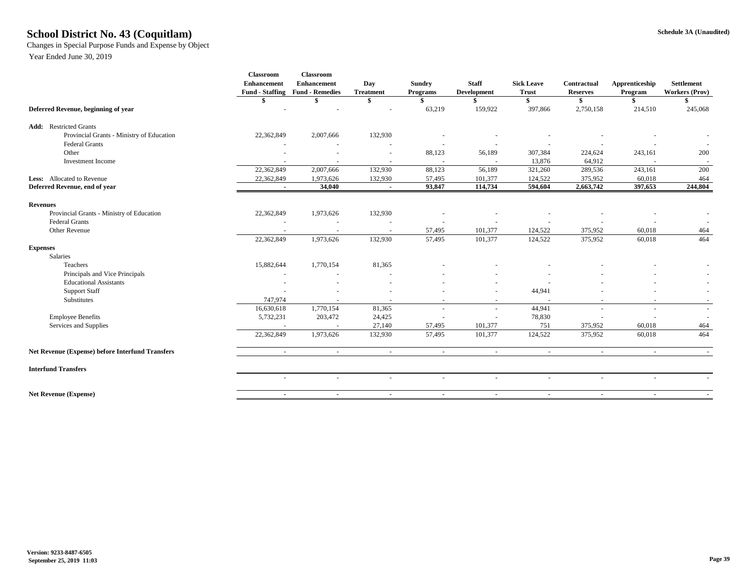# School District No. 43 (Coquitlam)

Changes in Special Purpose Funds and Expense by Object

Year Ended June 30, 2019

Schedule 3A (Unaudited)

| | Classroom Enhancement Fund - Staffing | Classroom Enhancement Fund - Remedies | Day Treatment | Sundry Programs | Staff Development | Sick Leave Trust | Contractual Reserves | Apprenticeship Program | Settlement Workers (Prov) |
|---|---|---|---|---|---|---|---|---|---|
| | $ | $ | $ | $ | $ | $ | $ | $ | $ |
| **Deferred Revenue, beginning of year** | - | - | - | 63,219 | 159,922 | 397,866 | 2,750,158 | 214,510 | 245,068 |
| **Add:** Restricted Grants | | | | | | | | | |
| Provincial Grants - Ministry of Education | 22,362,849 | 2,007,666 | 132,930 | - | - | - | - | - | - |
| Federal Grants | - | - | - | - | - | - | - | - | - |
| Other | - | - | - | 88,123 | 56,189 | 307,384 | 224,624 | 243,161 | 200 |
| Investment Income | - | - | - | - | - | 13,876 | 64,912 | - | - |
| | 22,362,849 | 2,007,666 | 132,930 | 88,123 | 56,189 | 321,260 | 289,536 | 243,161 | 200 |
| **Less:** Allocated to Revenue | 22,362,849 | 1,973,626 | 132,930 | 57,495 | 101,377 | 124,522 | 375,952 | 60,018 | 464 |
| **Deferred Revenue, end of year** | **-** | **34,040** | **-** | **93,847** | **114,734** | **594,604** | **2,663,742** | **397,653** | **244,804** |
| **Revenues** | | | | | | | | | |
| Provincial Grants - Ministry of Education | 22,362,849 | 1,973,626 | 132,930 | - | - | - | - | - | - |
| Federal Grants | - | - | - | - | - | - | - | - | - |
| Other Revenue | - | - | - | 57,495 | 101,377 | 124,522 | 375,952 | 60,018 | 464 |
| | 22,362,849 | 1,973,626 | 132,930 | 57,495 | 101,377 | 124,522 | 375,952 | 60,018 | 464 |
| **Expenses** | | | | | | | | | |
| Salaries | | | | | | | | | |
| Teachers | 15,882,644 | 1,770,154 | 81,365 | - | - | - | - | - | - |
| Principals and Vice Principals | - | - | - | - | - | - | - | - | - |
| Educational Assistants | - | - | - | - | - | - | - | - | - |
| Support Staff | - | - | - | - | - | 44,941 | - | - | - |
| Substitutes | 747,974 | - | - | - | - | - | - | - | - |
| | 16,630,618 | 1,770,154 | 81,365 | - | - | 44,941 | - | - | - |
| Employee Benefits | 5,732,231 | 203,472 | 24,425 | - | - | 78,830 | - | - | - |
| Services and Supplies | - | - | 27,140 | 57,495 | 101,377 | 751 | 375,952 | 60,018 | 464 |
| | 22,362,849 | 1,973,626 | 132,930 | 57,495 | 101,377 | 124,522 | 375,952 | 60,018 | 464 |
| **Net Revenue (Expense) before Interfund Transfers** | - | - | - | - | - | - | - | - | - |
| **Interfund Transfers** | | | | | | | | | |
| | - | - | - | - | - | - | - | - | - |
| **Net Revenue (Expense)** | **-** | **-** | **-** | **-** | **-** | **-** | **-** | **-** | **-** |

**Version: 9233-8487-6505**
**September 25, 2019 11:03**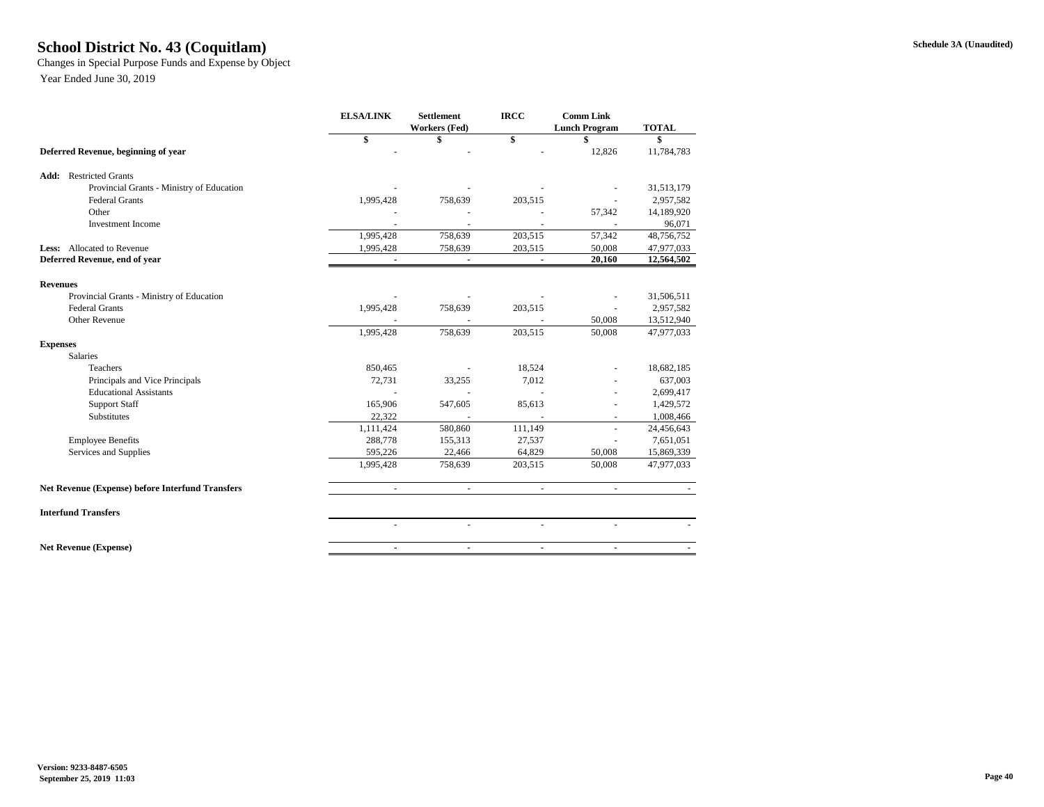# School District No. 43 (Coquitlam)

Changes in Special Purpose Funds and Expense by Object

Year Ended June 30, 2019

Schedule 3A (Unaudited)

| | ELSA/LINK | Settlement Workers (Fed) | IRCC | Comm Link Lunch Program | TOTAL |
|---|---|---|---|---|---|
| | $ | $ | $ | $ | $ |
| **Deferred Revenue, beginning of year** | - | - | - | 12,826 | 11,784,783 |
| **Add:** Restricted Grants | | | | | |
| Provincial Grants - Ministry of Education | - | - | - | - | 31,513,179 |
| Federal Grants | 1,995,428 | 758,639 | 203,515 | - | 2,957,582 |
| Other | - | - | - | 57,342 | 14,189,920 |
| Investment Income | - | - | - | - | 96,071 |
| | 1,995,428 | 758,639 | 203,515 | 57,342 | 48,756,752 |
| **Less:** Allocated to Revenue | 1,995,428 | 758,639 | 203,515 | 50,008 | 47,977,033 |
| **Deferred Revenue, end of year** | - | - | - | **20,160** | **12,564,502** |
| **Revenues** | | | | | |
| Provincial Grants - Ministry of Education | - | - | - | - | 31,506,511 |
| Federal Grants | 1,995,428 | 758,639 | 203,515 | - | 2,957,582 |
| Other Revenue | - | - | - | 50,008 | 13,512,940 |
| | 1,995,428 | 758,639 | 203,515 | 50,008 | 47,977,033 |
| **Expenses** | | | | | |
| Salaries | | | | | |
| Teachers | 850,465 | - | 18,524 | - | 18,682,185 |
| Principals and Vice Principals | 72,731 | 33,255 | 7,012 | - | 637,003 |
| Educational Assistants | - | - | - | - | 2,699,417 |
| Support Staff | 165,906 | 547,605 | 85,613 | - | 1,429,572 |
| Substitutes | 22,322 | - | - | - | 1,008,466 |
| | 1,111,424 | 580,860 | 111,149 | - | 24,456,643 |
| Employee Benefits | 288,778 | 155,313 | 27,537 | - | 7,651,051 |
| Services and Supplies | 595,226 | 22,466 | 64,829 | 50,008 | 15,869,339 |
| | 1,995,428 | 758,639 | 203,515 | 50,008 | 47,977,033 |
| **Net Revenue (Expense) before Interfund Transfers** | - | - | - | - | - |
| **Interfund Transfers** | | | | | |
| | - | - | - | - | - |
| **Net Revenue (Expense)** | - | - | - | - | - |

Version: 9233-8487-6505
September 25, 2019 11:03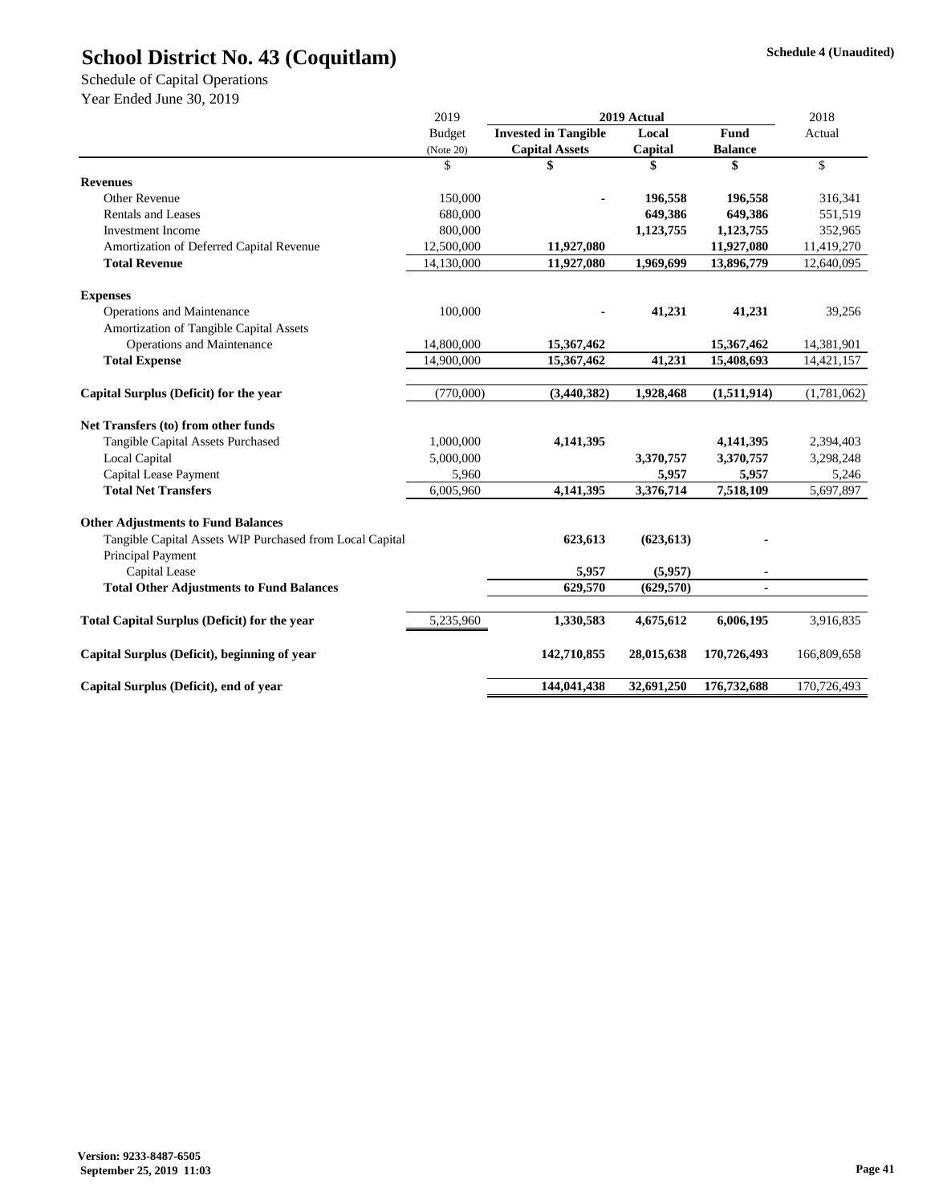# School District No. 43 (Coquitlam)

**Schedule 4 (Unaudited)**

Schedule of Capital Operations
Year Ended June 30, 2019

| | 2019 Budget (Note 20) | 2019 Actual | | | 2018 Actual |
|---|---|---|---|---|---|
| | | **Invested in Tangible Capital Assets** | **Local Capital** | **Fund Balance** | |
| | $ | $ | $ | $ | $ |
| **Revenues** | | | | | |
| Other Revenue | 150,000 | - | **196,558** | **196,558** | 316,341 |
| Rentals and Leases | 680,000 | | **649,386** | **649,386** | 551,519 |
| Investment Income | 800,000 | | **1,123,755** | **1,123,755** | 352,965 |
| Amortization of Deferred Capital Revenue | 12,500,000 | **11,927,080** | | **11,927,080** | 11,419,270 |
| **Total Revenue** | 14,130,000 | **11,927,080** | **1,969,699** | **13,896,779** | 12,640,095 |
| **Expenses** | | | | | |
| Operations and Maintenance | 100,000 | - | **41,231** | **41,231** | 39,256 |
| Amortization of Tangible Capital Assets | | | | | |
| Operations and Maintenance | 14,800,000 | **15,367,462** | | **15,367,462** | 14,381,901 |
| **Total Expense** | 14,900,000 | **15,367,462** | **41,231** | **15,408,693** | 14,421,157 |
| **Capital Surplus (Deficit) for the year** | (770,000) | **(3,440,382)** | **1,928,468** | **(1,511,914)** | (1,781,062) |
| **Net Transfers (to) from other funds** | | | | | |
| Tangible Capital Assets Purchased | 1,000,000 | **4,141,395** | | **4,141,395** | 2,394,403 |
| Local Capital | 5,000,000 | | **3,370,757** | **3,370,757** | 3,298,248 |
| Capital Lease Payment | 5,960 | | **5,957** | **5,957** | 5,246 |
| **Total Net Transfers** | 6,005,960 | **4,141,395** | **3,376,714** | **7,518,109** | 5,697,897 |
| **Other Adjustments to Fund Balances** | | | | | |
| Tangible Capital Assets WIP Purchased from Local Capital | | **623,613** | **(623,613)** | **-** | |
| Principal Payment | | | | | |
| Capital Lease | | **5,957** | **(5,957)** | **-** | |
| **Total Other Adjustments to Fund Balances** | | **629,570** | **(629,570)** | **-** | |
| **Total Capital Surplus (Deficit) for the year** | 5,235,960 | **1,330,583** | **4,675,612** | **6,006,195** | 3,916,835 |
| **Capital Surplus (Deficit), beginning of year** | | **142,710,855** | **28,015,638** | **170,726,493** | 166,809,658 |
| **Capital Surplus (Deficit), end of year** | | **144,041,438** | **32,691,250** | **176,732,688** | 170,726,493 |

**Version: 9233-8487-6505**
**September 25, 2019 11:03**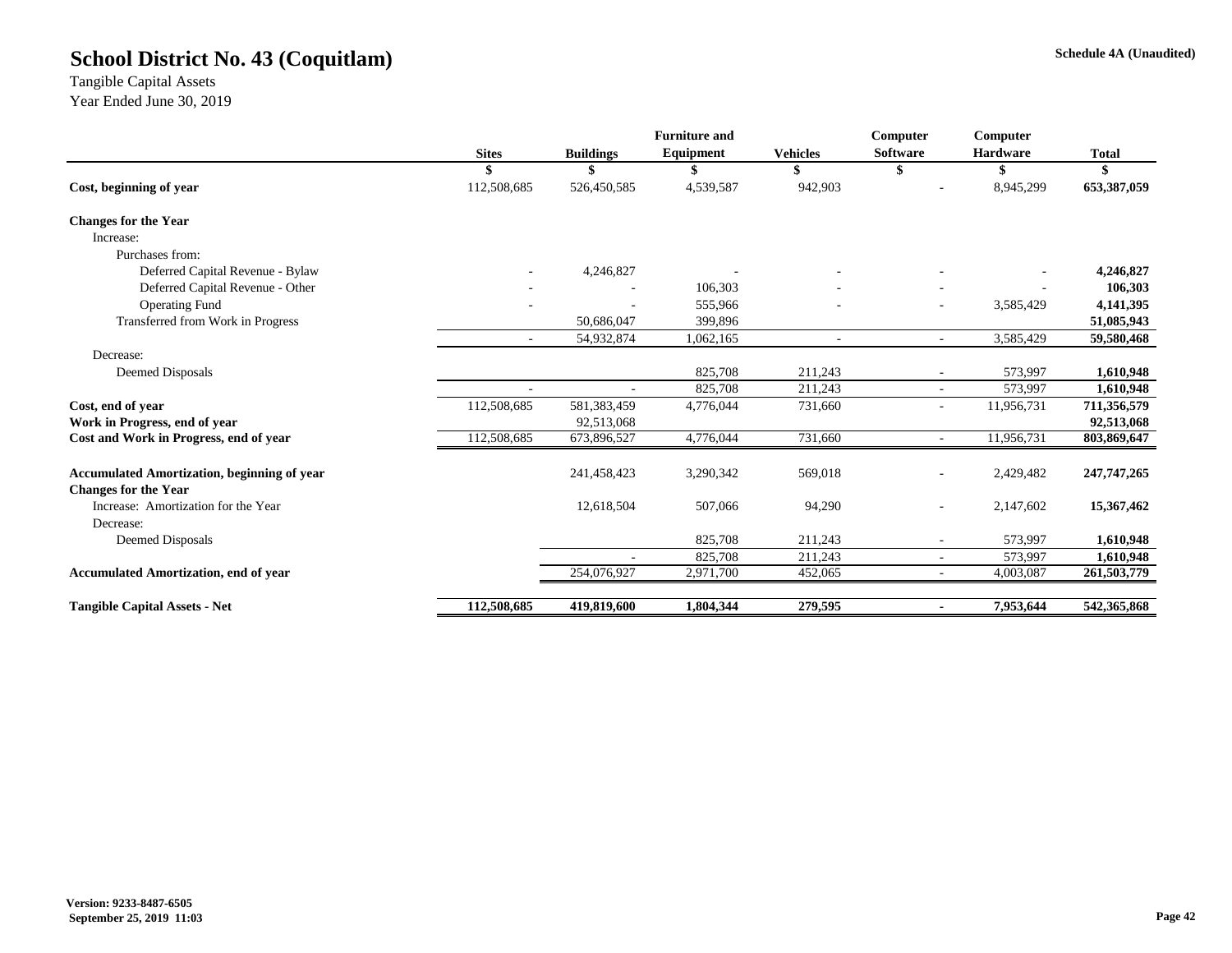# School District No. 43 (Coquitlam)

Schedule 4A (Unaudited)

Tangible Capital Assets
Year Ended June 30, 2019

| | Sites | Buildings | Furniture and Equipment | Vehicles | Computer Software | Computer Hardware | Total |
|---|---|---|---|---|---|---|---|
| | $ | $ | $ | $ | $ | $ | $ |
| **Cost, beginning of year** | 112,508,685 | 526,450,585 | 4,539,587 | 942,903 | - | 8,945,299 | **653,387,059** |
| **Changes for the Year** | | | | | | | |
| Increase: | | | | | | | |
| Purchases from: | | | | | | | |
| Deferred Capital Revenue - Bylaw | - | 4,246,827 | - | - | - | - | **4,246,827** |
| Deferred Capital Revenue - Other | - | - | 106,303 | - | - | - | **106,303** |
| Operating Fund | - | - | 555,966 | - | - | 3,585,429 | **4,141,395** |
| Transferred from Work in Progress | | 50,686,047 | 399,896 | | | | **51,085,943** |
| | - | 54,932,874 | 1,062,165 | - | - | 3,585,429 | **59,580,468** |
| Decrease: | | | | | | | |
| Deemed Disposals | | | 825,708 | 211,243 | - | 573,997 | **1,610,948** |
| | - | - | 825,708 | 211,243 | - | 573,997 | **1,610,948** |
| **Cost, end of year** | 112,508,685 | 581,383,459 | 4,776,044 | 731,660 | - | 11,956,731 | **711,356,579** |
| **Work in Progress, end of year** | | 92,513,068 | | | | | **92,513,068** |
| **Cost and Work in Progress, end of year** | 112,508,685 | 673,896,527 | 4,776,044 | 731,660 | - | 11,956,731 | **803,869,647** |
| | | | | | | | |
| **Accumulated Amortization, beginning of year** | | 241,458,423 | 3,290,342 | 569,018 | - | 2,429,482 | **247,747,265** |
| **Changes for the Year** | | | | | | | |
| Increase: Amortization for the Year | | 12,618,504 | 507,066 | 94,290 | - | 2,147,602 | **15,367,462** |
| Decrease: | | | | | | | |
| Deemed Disposals | | | 825,708 | 211,243 | - | 573,997 | **1,610,948** |
| | | - | 825,708 | 211,243 | - | 573,997 | **1,610,948** |
| **Accumulated Amortization, end of year** | | 254,076,927 | 2,971,700 | 452,065 | - | 4,003,087 | **261,503,779** |
| | | | | | | | |
| **Tangible Capital Assets - Net** | **112,508,685** | **419,819,600** | **1,804,344** | **279,595** | **-** | **7,953,644** | **542,365,868** |

**Version: 9233-8487-6505**
**September 25, 2019 11:03**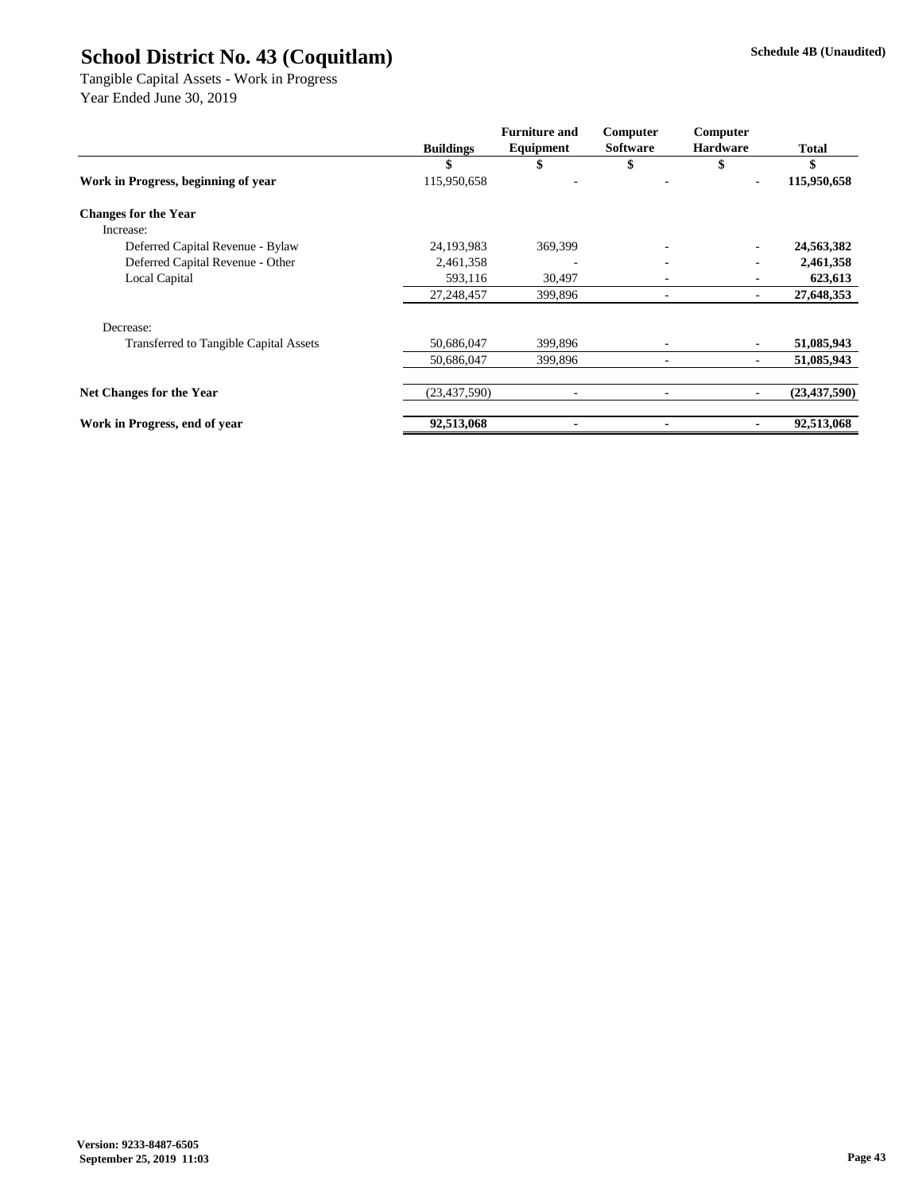# School District No. 43 (Coquitlam)

**Schedule 4B (Unaudited)**

Tangible Capital Assets - Work in Progress
Year Ended June 30, 2019

| | Buildings | Furniture and Equipment | Computer Software | Computer Hardware | Total |
|---|---|---|---|---|---|
| | $ | $ | $ | $ | $ |
| **Work in Progress, beginning of year** | 115,950,658 | - | - | - | **115,950,658** |
| **Changes for the Year** | | | | | |
| Increase: | | | | | |
| Deferred Capital Revenue - Bylaw | 24,193,983 | 369,399 | - | - | **24,563,382** |
| Deferred Capital Revenue - Other | 2,461,358 | - | - | - | **2,461,358** |
| Local Capital | 593,116 | 30,497 | - | - | **623,613** |
| | 27,248,457 | 399,896 | - | - | **27,648,353** |
| Decrease: | | | | | |
| Transferred to Tangible Capital Assets | 50,686,047 | 399,896 | - | - | **51,085,943** |
| | 50,686,047 | 399,896 | - | - | **51,085,943** |
| **Net Changes for the Year** | (23,437,590) | - | - | - | **(23,437,590)** |
| **Work in Progress, end of year** | **92,513,068** | **-** | **-** | **-** | **92,513,068** |

**Version: 9233-8487-6505**
**September 25, 2019 11:03**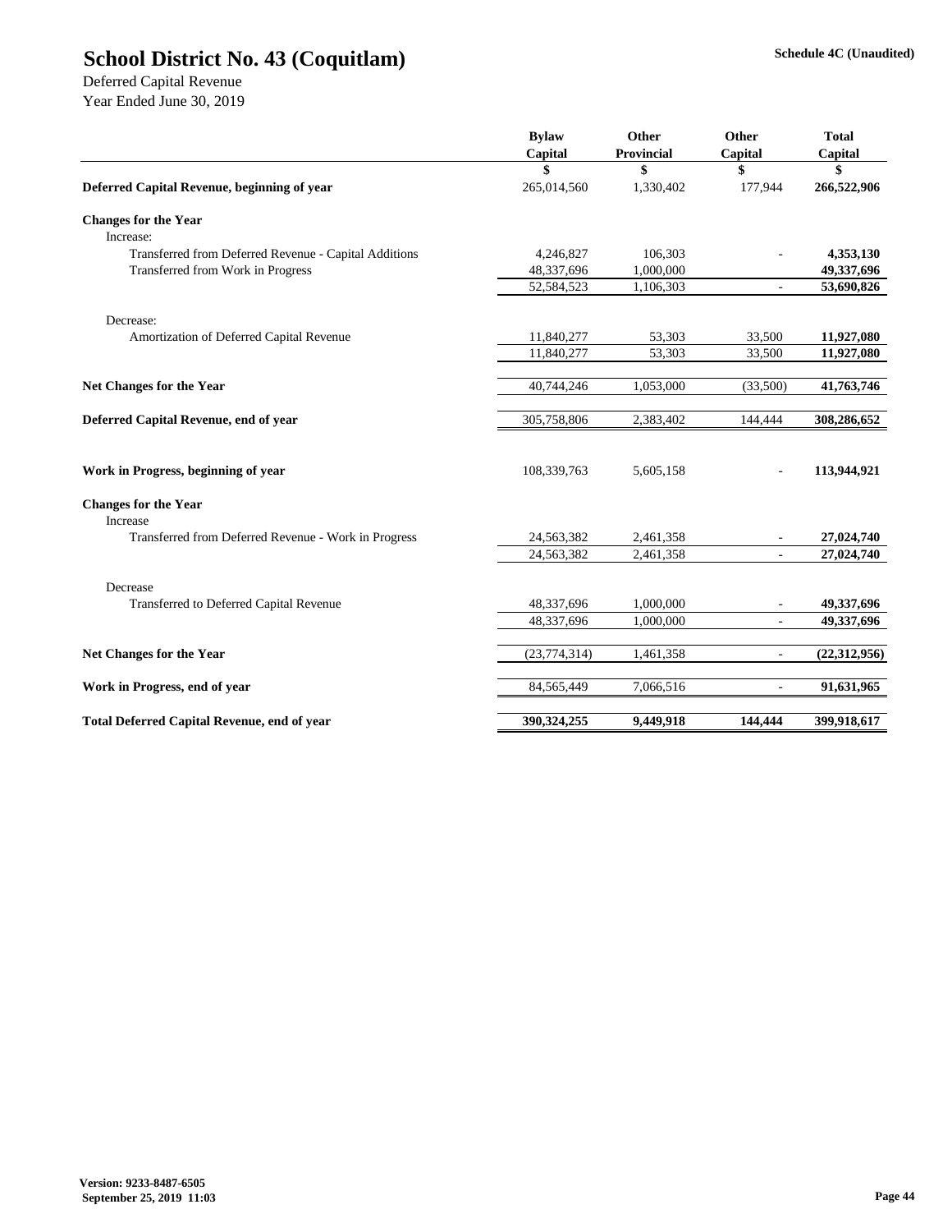# School District No. 43 (Coquitlam)

Schedule 4C (Unaudited)

Deferred Capital Revenue
Year Ended June 30, 2019

| | Bylaw Capital | Other Provincial | Other Capital | Total Capital |
|---|---|---|---|---|
| | $ | $ | $ | $ |
| **Deferred Capital Revenue, beginning of year** | 265,014,560 | 1,330,402 | 177,944 | **266,522,906** |
| **Changes for the Year** | | | | |
| Increase: | | | | |
| Transferred from Deferred Revenue - Capital Additions | 4,246,827 | 106,303 | - | **4,353,130** |
| Transferred from Work in Progress | 48,337,696 | 1,000,000 | | **49,337,696** |
| | 52,584,523 | 1,106,303 | - | **53,690,826** |
| Decrease: | | | | |
| Amortization of Deferred Capital Revenue | 11,840,277 | 53,303 | 33,500 | **11,927,080** |
| | 11,840,277 | 53,303 | 33,500 | **11,927,080** |
| **Net Changes for the Year** | 40,744,246 | 1,053,000 | (33,500) | **41,763,746** |
| **Deferred Capital Revenue, end of year** | 305,758,806 | 2,383,402 | 144,444 | **308,286,652** |
| **Work in Progress, beginning of year** | 108,339,763 | 5,605,158 | - | **113,944,921** |
| **Changes for the Year** | | | | |
| Increase | | | | |
| Transferred from Deferred Revenue - Work in Progress | 24,563,382 | 2,461,358 | - | **27,024,740** |
| | 24,563,382 | 2,461,358 | - | **27,024,740** |
| Decrease | | | | |
| Transferred to Deferred Capital Revenue | 48,337,696 | 1,000,000 | - | **49,337,696** |
| | 48,337,696 | 1,000,000 | - | **49,337,696** |
| **Net Changes for the Year** | (23,774,314) | 1,461,358 | - | **(22,312,956)** |
| **Work in Progress, end of year** | 84,565,449 | 7,066,516 | - | **91,631,965** |
| **Total Deferred Capital Revenue, end of year** | **390,324,255** | **9,449,918** | **144,444** | **399,918,617** |

**Version: 9233-8487-6505**
**September 25, 2019 11:03**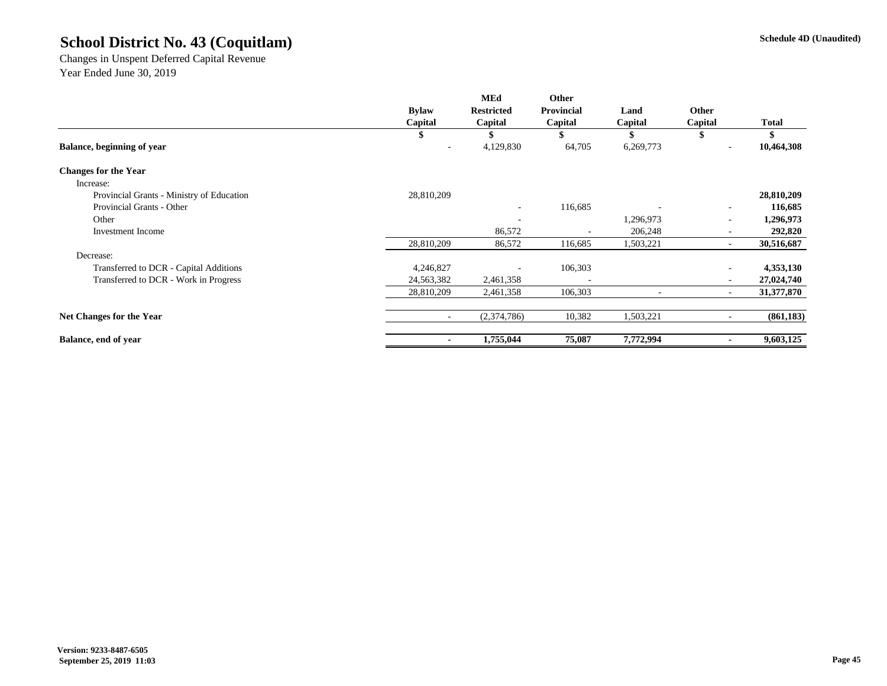# School District No. 43 (Coquitlam)

Schedule 4D (Unaudited)

Changes in Unspent Deferred Capital Revenue
Year Ended June 30, 2019

| | Bylaw Capital | MEd Restricted Capital | Other Provincial Capital | Land Capital | Other Capital | Total |
|---|---|---|---|---|---|---|
| | $ | $ | $ | $ | $ | $ |
| **Balance, beginning of year** | - | 4,129,830 | 64,705 | 6,269,773 | - | **10,464,308** |
| **Changes for the Year** | | | | | | |
| Increase: | | | | | | |
| Provincial Grants - Ministry of Education | 28,810,209 | | | | | **28,810,209** |
| Provincial Grants - Other | | - | 116,685 | - | - | **116,685** |
| Other | | - | | 1,296,973 | - | **1,296,973** |
| Investment Income | | 86,572 | - | 206,248 | - | **292,820** |
| | 28,810,209 | 86,572 | 116,685 | 1,503,221 | - | **30,516,687** |
| Decrease: | | | | | | |
| Transferred to DCR - Capital Additions | 4,246,827 | - | 106,303 | | - | **4,353,130** |
| Transferred to DCR - Work in Progress | 24,563,382 | 2,461,358 | - | | - | **27,024,740** |
| | 28,810,209 | 2,461,358 | 106,303 | - | - | **31,377,870** |
| **Net Changes for the Year** | - | (2,374,786) | 10,382 | 1,503,221 | - | **(861,183)** |
| **Balance, end of year** | **-** | **1,755,044** | **75,087** | **7,772,994** | **-** | **9,603,125** |

**Version: 9233-8487-6505**
**September 25, 2019 11:03**